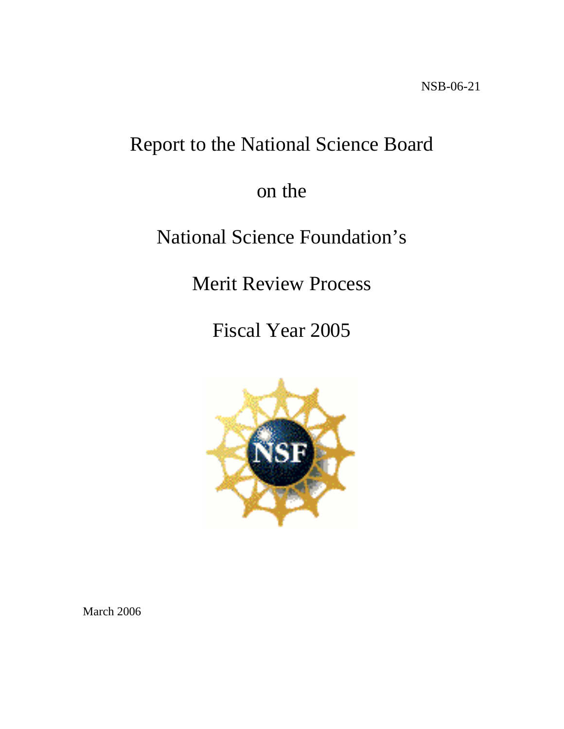NSB-06-21

# Report to the National Science Board

# on the

# National Science Foundation's

# Merit Review Process

# Fiscal Year 2005

March 2006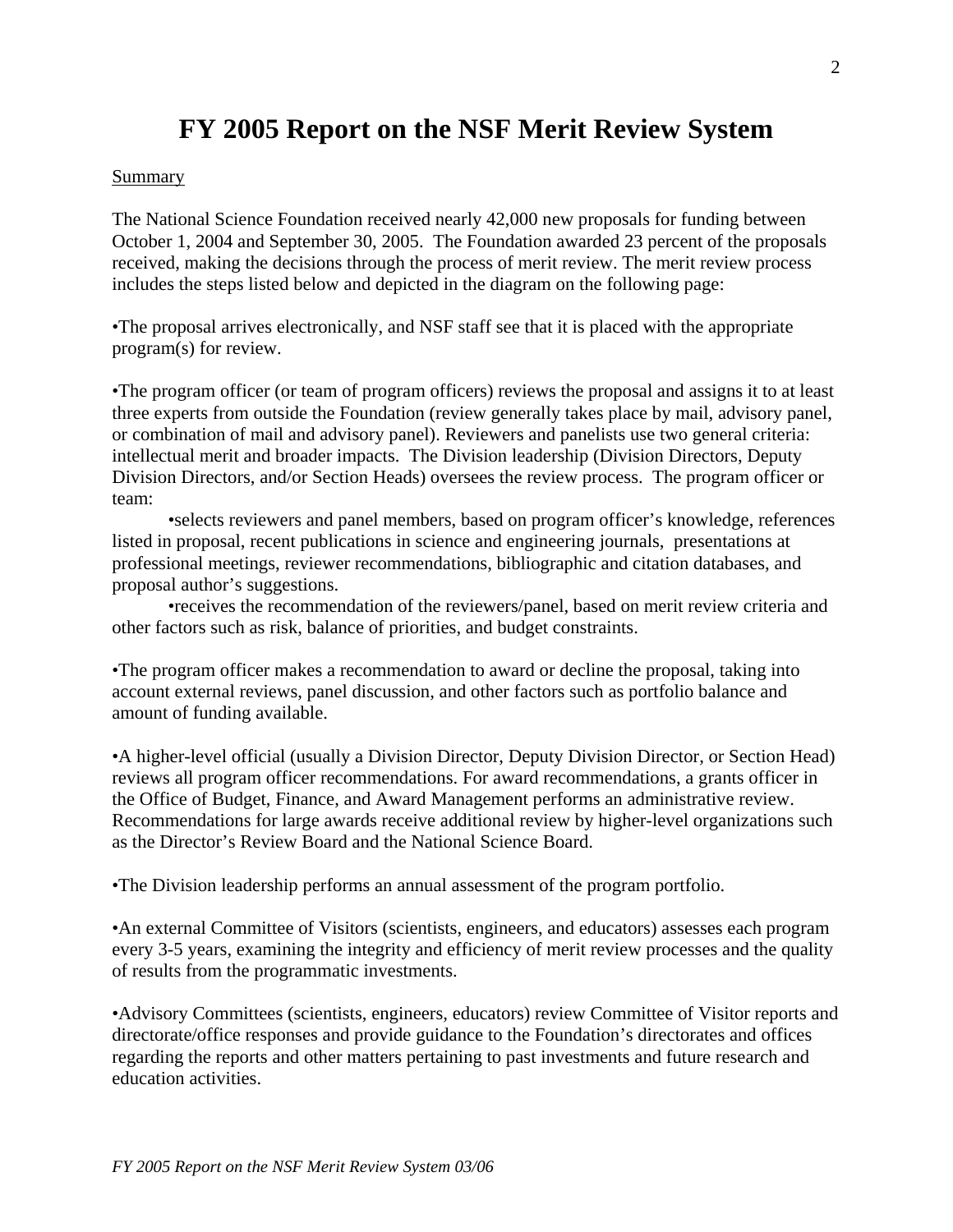# FY 2005 Report on the NSF Merit Review System

Summary

The National Science Foundation received nearly 42,000 new proposals for funding between October 1, 2004 and September 30, 2005. The Foundation awarded 23 percent of the proposals received, making the decisions through the process of merit review. The merit review process includes the steps listed below and depicted in the diagram on the following page:

•The proposal arrives electronically, and NSF staff see that it is placed with the appropriate program(s) for review.

•The program officer (or team of program officers) reviews the proposal and assigns it to at least three experts from outside the Foundation (review generally takes place by mail, advisory panel, or combination of mail and advisory panel). Reviewers and panelists use two general criteria: intellectual merit and broader impacts. The Division leadership (Division Directors, Deputy Division Directors, and/or Section Heads) oversees the review process. The program officer or team:

- •selects reviewers and panel members, based on program officer's knowledge, references listed in proposal, recent publications in science and engineering journals, presentations at professional meetings, reviewer recommendations, bibliographic and citation databases, and proposal author's suggestions.
- •receives the recommendation of the reviewers/panel, based on merit review criteria and other factors such as risk, balance of priorities, and budget constraints.

•The program officer makes a recommendation to award or decline the proposal, taking into account external reviews, panel discussion, and other factors such as portfolio balance and amount of funding available.

•A higher-level official (usually a Division Director, Deputy Division Director, or Section Head) reviews all program officer recommendations. For award recommendations, a grants officer in the Office of Budget, Finance, and Award Management performs an administrative review. Recommendations for large awards receive additional review by higher-level organizations such as the Director's Review Board and the National Science Board.

•The Division leadership performs an annual assessment of the program portfolio.

•An external Committee of Visitors (scientists, engineers, and educators) assesses each program every 3-5 years, examining the integrity and efficiency of merit review processes and the quality of results from the programmatic investments.

•Advisory Committees (scientists, engineers, educators) review Committee of Visitor reports and directorate/office responses and provide guidance to the Foundation's directorates and offices regarding the reports and other matters pertaining to past investments and future research and education activities.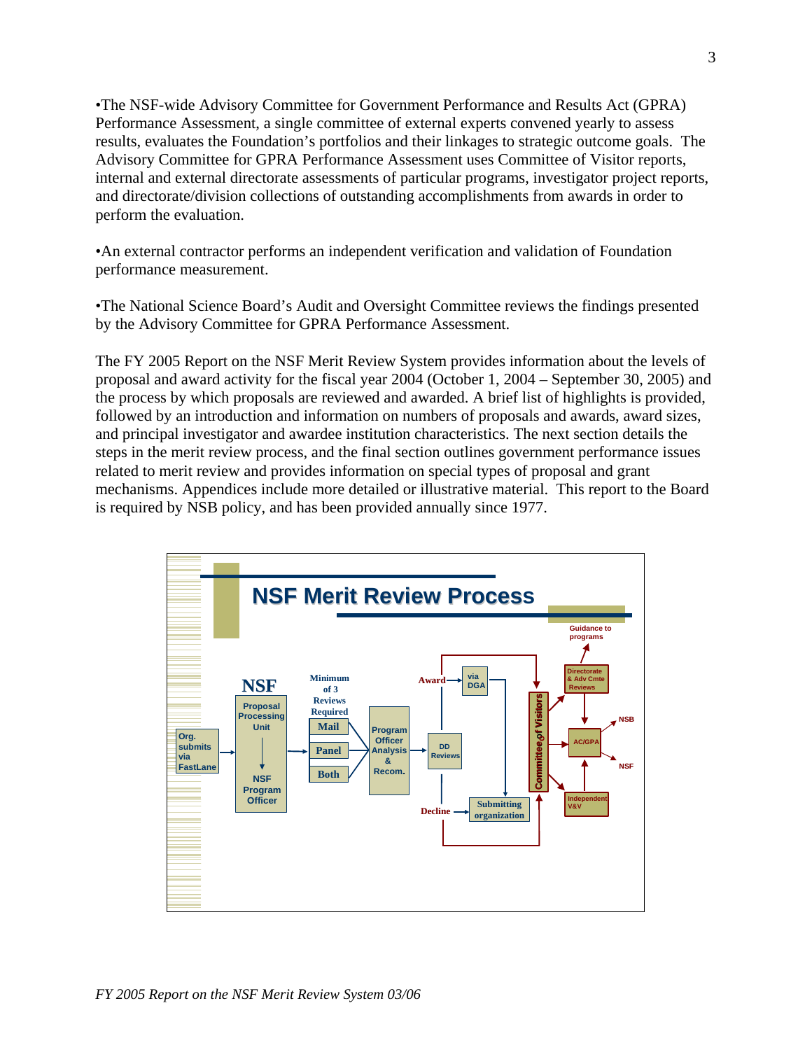•The NSF-wide Advisory Committee for Government Performance and Results Act (GPRA) Performance Assessment, a single committee of external experts convened yearly to assess results, evaluates the Foundation's portfolios and their linkages to strategic outcome goals. The Advisory Committee for GPRA Performance Assessment uses Committee of Visitor reports, internal and external directorate assessments of particular programs, investigator project reports, and directorate/division collections of outstanding accomplishments from awards in order to perform the evaluation.

•An external contractor performs an independent verification and validation of Foundation performance measurement.

•The National Science Board's Audit and Oversight Committee reviews the findings presented by the Advisory Committee for GPRA Performance Assessment.

The FY 2005 Report on the NSF Merit Review System provides information about the levels of proposal and award activity for the fiscal year 2004 (October 1, 2004 – September 30, 2005) and the process by which proposals are reviewed and awarded. A brief list of highlights is provided, followed by an introduction and information on numbers of proposals and awards, award sizes, and principal investigator and awardee institution characteristics. The next section details the steps in the merit review process, and the final section outlines government performance issues related to merit review and provides information on special types of proposal and grant mechanisms. Appendices include more detailed or illustrative material. This report to the Board is required by NSB policy, and has been provided annually since 1977.

**NSF Merit Review Process**

Org. submits via FastLane → NSF: Proposal Processing Unit → NSF Program Officer → Minimum of 3 Reviews Required (Mail / Panel / Both) → Program Officer Analysis & Recom. → DD Reviews → Award (via DGA) / Decline (Submitting organization) → Committee of Visitors → Directorate & Adv Cmte Reviews (Guidance to programs) → AC/GPA (NSB, NSF) ← Independent V&V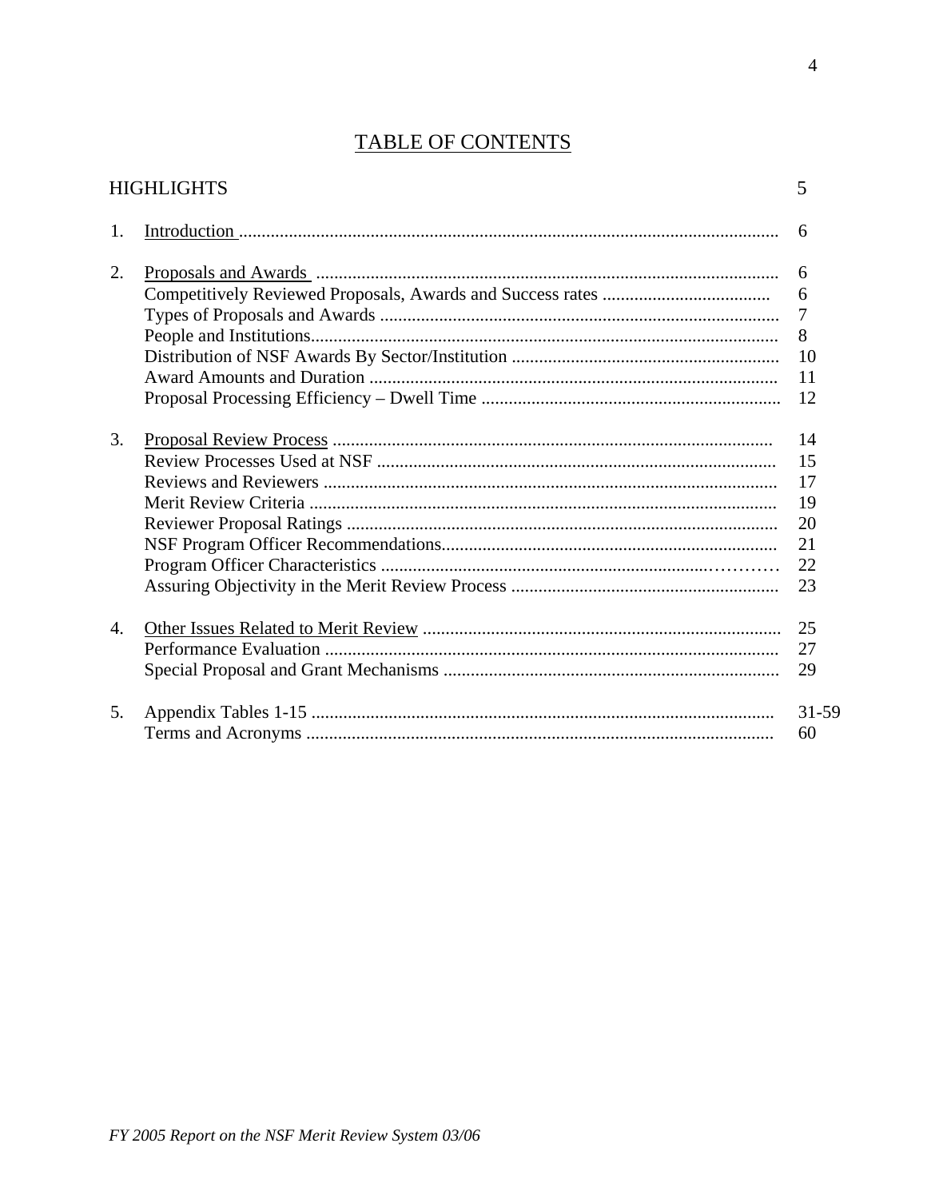# TABLE OF CONTENTS

| | | |
|---|---|---|
| | HIGHLIGHTS | 5 |
| 1. | Introduction | 6 |
| 2. | Proposals and Awards | 6 |
| | Competitively Reviewed Proposals, Awards and Success rates | 6 |
| | Types of Proposals and Awards | 7 |
| | People and Institutions | 8 |
| | Distribution of NSF Awards By Sector/Institution | 10 |
| | Award Amounts and Duration | 11 |
| | Proposal Processing Efficiency – Dwell Time | 12 |
| 3. | Proposal Review Process | 14 |
| | Review Processes Used at NSF | 15 |
| | Reviews and Reviewers | 17 |
| | Merit Review Criteria | 19 |
| | Reviewer Proposal Ratings | 20 |
| | NSF Program Officer Recommendations | 21 |
| | Program Officer Characteristics | 22 |
| | Assuring Objectivity in the Merit Review Process | 23 |
| 4. | Other Issues Related to Merit Review | 25 |
| | Performance Evaluation | 27 |
| | Special Proposal and Grant Mechanisms | 29 |
| 5. | Appendix Tables 1-15 | 31-59 |
| | Terms and Acronyms | 60 |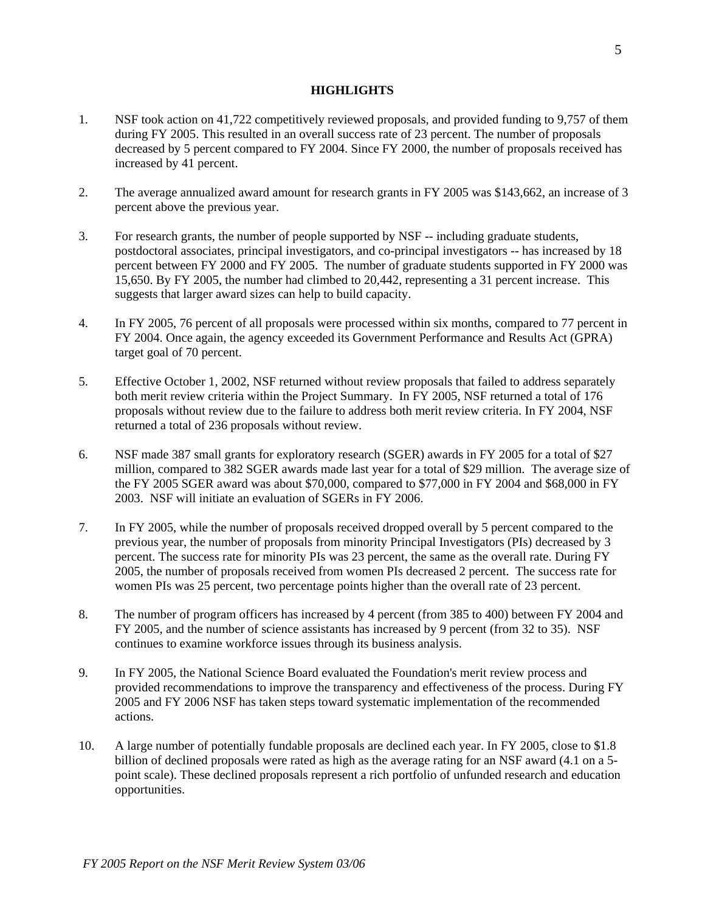## HIGHLIGHTS

1. NSF took action on 41,722 competitively reviewed proposals, and provided funding to 9,757 of them during FY 2005. This resulted in an overall success rate of 23 percent. The number of proposals decreased by 5 percent compared to FY 2004. Since FY 2000, the number of proposals received has increased by 41 percent.

2. The average annualized award amount for research grants in FY 2005 was $143,662, an increase of 3 percent above the previous year.

3. For research grants, the number of people supported by NSF -- including graduate students, postdoctoral associates, principal investigators, and co-principal investigators -- has increased by 18 percent between FY 2000 and FY 2005. The number of graduate students supported in FY 2000 was 15,650. By FY 2005, the number had climbed to 20,442, representing a 31 percent increase. This suggests that larger award sizes can help to build capacity.

4. In FY 2005, 76 percent of all proposals were processed within six months, compared to 77 percent in FY 2004. Once again, the agency exceeded its Government Performance and Results Act (GPRA) target goal of 70 percent.

5. Effective October 1, 2002, NSF returned without review proposals that failed to address separately both merit review criteria within the Project Summary. In FY 2005, NSF returned a total of 176 proposals without review due to the failure to address both merit review criteria. In FY 2004, NSF returned a total of 236 proposals without review.

6. NSF made 387 small grants for exploratory research (SGER) awards in FY 2005 for a total of $27 million, compared to 382 SGER awards made last year for a total of $29 million. The average size of the FY 2005 SGER award was about $70,000, compared to $77,000 in FY 2004 and $68,000 in FY 2003. NSF will initiate an evaluation of SGERs in FY 2006.

7. In FY 2005, while the number of proposals received dropped overall by 5 percent compared to the previous year, the number of proposals from minority Principal Investigators (PIs) decreased by 3 percent. The success rate for minority PIs was 23 percent, the same as the overall rate. During FY 2005, the number of proposals received from women PIs decreased 2 percent. The success rate for women PIs was 25 percent, two percentage points higher than the overall rate of 23 percent.

8. The number of program officers has increased by 4 percent (from 385 to 400) between FY 2004 and FY 2005, and the number of science assistants has increased by 9 percent (from 32 to 35). NSF continues to examine workforce issues through its business analysis.

9. In FY 2005, the National Science Board evaluated the Foundation's merit review process and provided recommendations to improve the transparency and effectiveness of the process. During FY 2005 and FY 2006 NSF has taken steps toward systematic implementation of the recommended actions.

10. A large number of potentially fundable proposals are declined each year. In FY 2005, close to $1.8 billion of declined proposals were rated as high as the average rating for an NSF award (4.1 on a 5-point scale). These declined proposals represent a rich portfolio of unfunded research and education opportunities.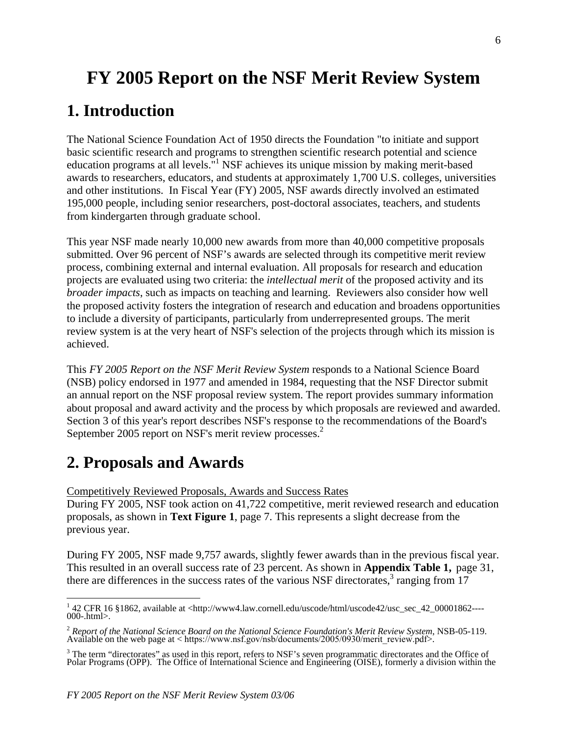# FY 2005 Report on the NSF Merit Review System

## 1. Introduction

The National Science Foundation Act of 1950 directs the Foundation "to initiate and support basic scientific research and programs to strengthen scientific research potential and science education programs at all levels."[1] NSF achieves its unique mission by making merit-based awards to researchers, educators, and students at approximately 1,700 U.S. colleges, universities and other institutions. In Fiscal Year (FY) 2005, NSF awards directly involved an estimated 195,000 people, including senior researchers, post-doctoral associates, teachers, and students from kindergarten through graduate school.

This year NSF made nearly 10,000 new awards from more than 40,000 competitive proposals submitted. Over 96 percent of NSF's awards are selected through its competitive merit review process, combining external and internal evaluation. All proposals for research and education projects are evaluated using two criteria: the *intellectual merit* of the proposed activity and its *broader impacts*, such as impacts on teaching and learning. Reviewers also consider how well the proposed activity fosters the integration of research and education and broadens opportunities to include a diversity of participants, particularly from underrepresented groups. The merit review system is at the very heart of NSF's selection of the projects through which its mission is achieved.

This *FY 2005 Report on the NSF Merit Review System* responds to a National Science Board (NSB) policy endorsed in 1977 and amended in 1984, requesting that the NSF Director submit an annual report on the NSF proposal review system. The report provides summary information about proposal and award activity and the process by which proposals are reviewed and awarded. Section 3 of this year's report describes NSF's response to the recommendations of the Board's September 2005 report on NSF's merit review processes.[2]

## 2. Proposals and Awards

Competitively Reviewed Proposals, Awards and Success Rates

During FY 2005, NSF took action on 41,722 competitive, merit reviewed research and education proposals, as shown in **Text Figure 1**, page 7. This represents a slight decrease from the previous year.

During FY 2005, NSF made 9,757 awards, slightly fewer awards than in the previous fiscal year. This resulted in an overall success rate of 23 percent. As shown in **Appendix Table 1,** page 31, there are differences in the success rates of the various NSF directorates,[3] ranging from 17

---

[1] 42 CFR 16 §1862, available at <http://www4.law.cornell.edu/uscode/html/uscode42/usc_sec_42_00001862----000-.html>.

[2] *Report of the National Science Board on the National Science Foundation's Merit Review System*, NSB-05-119. Available on the web page at < https://www.nsf.gov/nsb/documents/2005/0930/merit_review.pdf>.

[3] The term "directorates" as used in this report, refers to NSF's seven programmatic directorates and the Office of Polar Programs (OPP). The Office of International Science and Engineering (OISE), formerly a division within the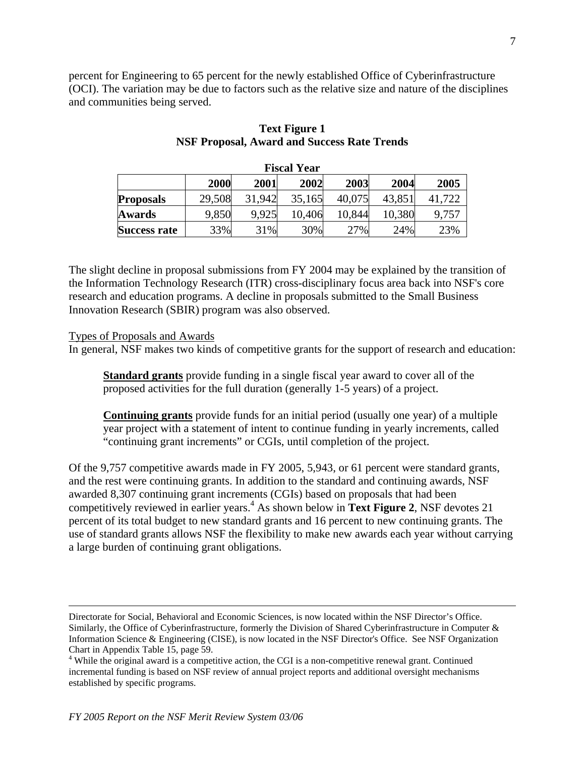percent for Engineering to 65 percent for the newly established Office of Cyberinfrastructure (OCI). The variation may be due to factors such as the relative size and nature of the disciplines and communities being served.

**Text Figure 1**
**NSF Proposal, Award and Success Rate Trends**

| | Fiscal Year | | | | | |
|---|---|---|---|---|---|---|
| | **2000** | **2001** | **2002** | **2003** | **2004** | **2005** |
| **Proposals** | 29,508 | 31,942 | 35,165 | 40,075 | 43,851 | 41,722 |
| **Awards** | 9,850 | 9,925 | 10,406 | 10,844 | 10,380 | 9,757 |
| **Success rate** | 33% | 31% | 30% | 27% | 24% | 23% |

The slight decline in proposal submissions from FY 2004 may be explained by the transition of the Information Technology Research (ITR) cross-disciplinary focus area back into NSF's core research and education programs. A decline in proposals submitted to the Small Business Innovation Research (SBIR) program was also observed.

Types of Proposals and Awards

In general, NSF makes two kinds of competitive grants for the support of research and education:

> **Standard grants** provide funding in a single fiscal year award to cover all of the proposed activities for the full duration (generally 1-5 years) of a project.
>
> **Continuing grants** provide funds for an initial period (usually one year) of a multiple year project with a statement of intent to continue funding in yearly increments, called "continuing grant increments" or CGIs, until completion of the project.

Of the 9,757 competitive awards made in FY 2005, 5,943, or 61 percent were standard grants, and the rest were continuing grants. In addition to the standard and continuing awards, NSF awarded 8,307 continuing grant increments (CGIs) based on proposals that had been competitively reviewed in earlier years.[4] As shown below in **Text Figure 2**, NSF devotes 21 percent of its total budget to new standard grants and 16 percent to new continuing grants. The use of standard grants allows NSF the flexibility to make new awards each year without carrying a large burden of continuing grant obligations.

---

Directorate for Social, Behavioral and Economic Sciences, is now located within the NSF Director's Office. Similarly, the Office of Cyberinfrastructure, formerly the Division of Shared Cyberinfrastructure in Computer & Information Science & Engineering (CISE), is now located in the NSF Director's Office. See NSF Organization Chart in Appendix Table 15, page 59.

[4] While the original award is a competitive action, the CGI is a non-competitive renewal grant. Continued incremental funding is based on NSF review of annual project reports and additional oversight mechanisms established by specific programs.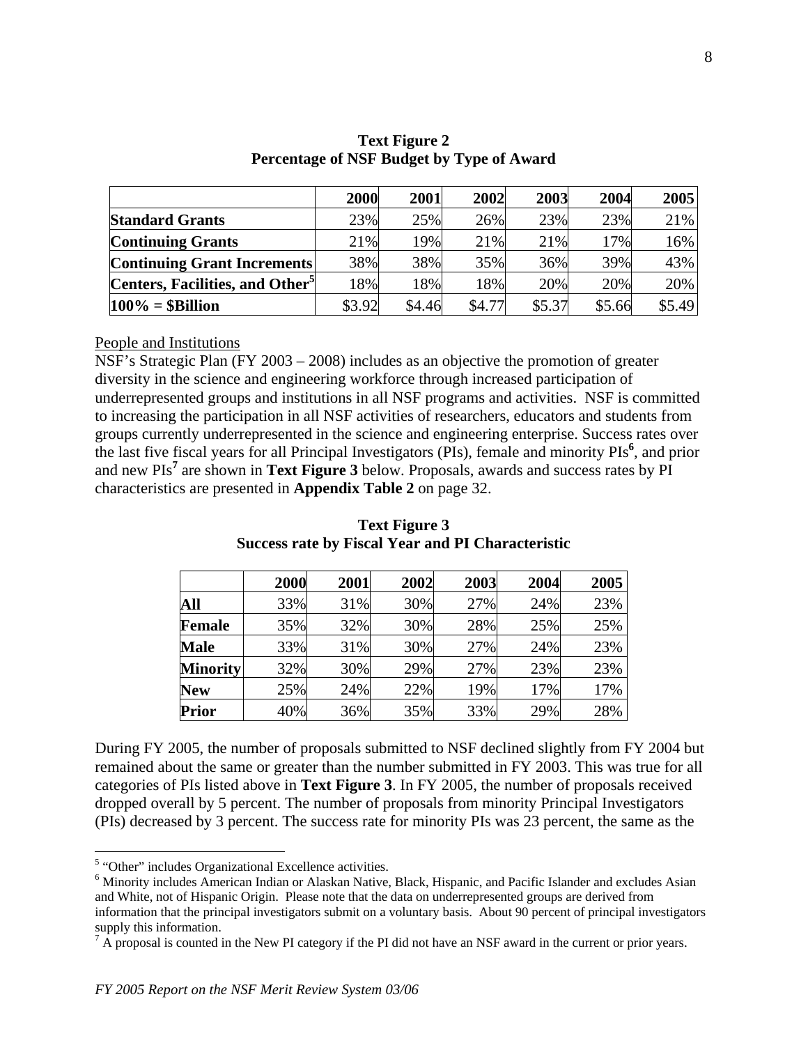**Text Figure 2**
**Percentage of NSF Budget by Type of Award**

| | 2000 | 2001 | 2002 | 2003 | 2004 | 2005 |
|---|---|---|---|---|---|---|
| **Standard Grants** | 23% | 25% | 26% | 23% | 23% | 21% |
| **Continuing Grants** | 21% | 19% | 21% | 21% | 17% | 16% |
| **Continuing Grant Increments** | 38% | 38% | 35% | 36% | 39% | 43% |
| **Centers, Facilities, and Other[5]** | 18% | 18% | 18% | 20% | 20% | 20% |
| **100% = $Billion** | $3.92 | $4.46 | $4.77 | $5.37 | $5.66 | $5.49 |

People and Institutions

NSF's Strategic Plan (FY 2003 – 2008) includes as an objective the promotion of greater diversity in the science and engineering workforce through increased participation of underrepresented groups and institutions in all NSF programs and activities. NSF is committed to increasing the participation in all NSF activities of researchers, educators and students from groups currently underrepresented in the science and engineering enterprise. Success rates over the last five fiscal years for all Principal Investigators (PIs), female and minority PIs[6], and prior and new PIs[7] are shown in **Text Figure 3** below. Proposals, awards and success rates by PI characteristics are presented in **Appendix Table 2** on page 32.

**Text Figure 3**
**Success rate by Fiscal Year and PI Characteristic**

| | 2000 | 2001 | 2002 | 2003 | 2004 | 2005 |
|---|---|---|---|---|---|---|
| **All** | 33% | 31% | 30% | 27% | 24% | 23% |
| **Female** | 35% | 32% | 30% | 28% | 25% | 25% |
| **Male** | 33% | 31% | 30% | 27% | 24% | 23% |
| **Minority** | 32% | 30% | 29% | 27% | 23% | 23% |
| **New** | 25% | 24% | 22% | 19% | 17% | 17% |
| **Prior** | 40% | 36% | 35% | 33% | 29% | 28% |

During FY 2005, the number of proposals submitted to NSF declined slightly from FY 2004 but remained about the same or greater than the number submitted in FY 2003. This was true for all categories of PIs listed above in **Text Figure 3**. In FY 2005, the number of proposals received dropped overall by 5 percent. The number of proposals from minority Principal Investigators (PIs) decreased by 3 percent. The success rate for minority PIs was 23 percent, the same as the

[5] "Other" includes Organizational Excellence activities.

[6] Minority includes American Indian or Alaskan Native, Black, Hispanic, and Pacific Islander and excludes Asian and White, not of Hispanic Origin. Please note that the data on underrepresented groups are derived from information that the principal investigators submit on a voluntary basis. About 90 percent of principal investigators supply this information.

[7] A proposal is counted in the New PI category if the PI did not have an NSF award in the current or prior years.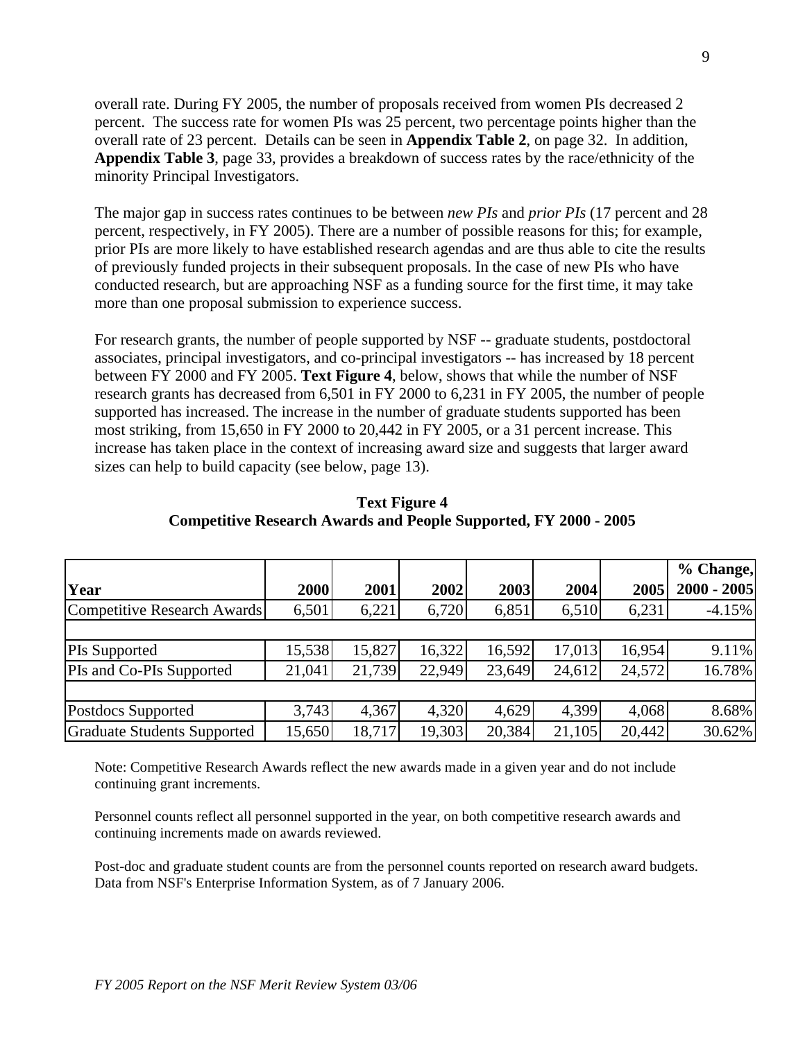overall rate. During FY 2005, the number of proposals received from women PIs decreased 2 percent. The success rate for women PIs was 25 percent, two percentage points higher than the overall rate of 23 percent. Details can be seen in **Appendix Table 2**, on page 32. In addition, **Appendix Table 3**, page 33, provides a breakdown of success rates by the race/ethnicity of the minority Principal Investigators.

The major gap in success rates continues to be between *new PIs* and *prior PIs* (17 percent and 28 percent, respectively, in FY 2005). There are a number of possible reasons for this; for example, prior PIs are more likely to have established research agendas and are thus able to cite the results of previously funded projects in their subsequent proposals. In the case of new PIs who have conducted research, but are approaching NSF as a funding source for the first time, it may take more than one proposal submission to experience success.

For research grants, the number of people supported by NSF -- graduate students, postdoctoral associates, principal investigators, and co-principal investigators -- has increased by 18 percent between FY 2000 and FY 2005. **Text Figure 4**, below, shows that while the number of NSF research grants has decreased from 6,501 in FY 2000 to 6,231 in FY 2005, the number of people supported has increased. The increase in the number of graduate students supported has been most striking, from 15,650 in FY 2000 to 20,442 in FY 2005, or a 31 percent increase. This increase has taken place in the context of increasing award size and suggests that larger award sizes can help to build capacity (see below, page 13).

**Text Figure 4**
**Competitive Research Awards and People Supported, FY 2000 - 2005**

| Year | 2000 | 2001 | 2002 | 2003 | 2004 | 2005 | % Change, 2000 - 2005 |
|---|---|---|---|---|---|---|---|
| Competitive Research Awards | 6,501 | 6,221 | 6,720 | 6,851 | 6,510 | 6,231 | -4.15% |
| | | | | | | | |
| PIs Supported | 15,538 | 15,827 | 16,322 | 16,592 | 17,013 | 16,954 | 9.11% |
| PIs and Co-PIs Supported | 21,041 | 21,739 | 22,949 | 23,649 | 24,612 | 24,572 | 16.78% |
| | | | | | | | |
| Postdocs Supported | 3,743 | 4,367 | 4,320 | 4,629 | 4,399 | 4,068 | 8.68% |
| Graduate Students Supported | 15,650 | 18,717 | 19,303 | 20,384 | 21,105 | 20,442 | 30.62% |

Note: Competitive Research Awards reflect the new awards made in a given year and do not include continuing grant increments.

Personnel counts reflect all personnel supported in the year, on both competitive research awards and continuing increments made on awards reviewed.

Post-doc and graduate student counts are from the personnel counts reported on research award budgets. Data from NSF's Enterprise Information System, as of 7 January 2006.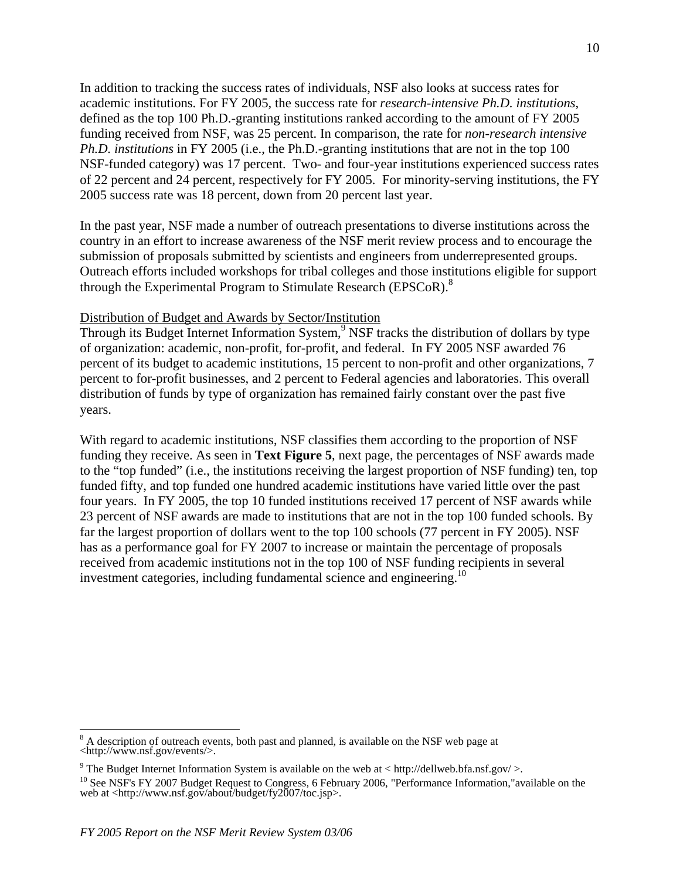In addition to tracking the success rates of individuals, NSF also looks at success rates for academic institutions. For FY 2005, the success rate for *research-intensive Ph.D. institutions*, defined as the top 100 Ph.D.-granting institutions ranked according to the amount of FY 2005 funding received from NSF, was 25 percent. In comparison, the rate for *non-research intensive Ph.D. institutions* in FY 2005 (i.e., the Ph.D.-granting institutions that are not in the top 100 NSF-funded category) was 17 percent. Two- and four-year institutions experienced success rates of 22 percent and 24 percent, respectively for FY 2005. For minority-serving institutions, the FY 2005 success rate was 18 percent, down from 20 percent last year.

In the past year, NSF made a number of outreach presentations to diverse institutions across the country in an effort to increase awareness of the NSF merit review process and to encourage the submission of proposals submitted by scientists and engineers from underrepresented groups. Outreach efforts included workshops for tribal colleges and those institutions eligible for support through the Experimental Program to Stimulate Research (EPSCoR).[8]

Distribution of Budget and Awards by Sector/Institution

Through its Budget Internet Information System,[9] NSF tracks the distribution of dollars by type of organization: academic, non-profit, for-profit, and federal. In FY 2005 NSF awarded 76 percent of its budget to academic institutions, 15 percent to non-profit and other organizations, 7 percent to for-profit businesses, and 2 percent to Federal agencies and laboratories. This overall distribution of funds by type of organization has remained fairly constant over the past five years.

With regard to academic institutions, NSF classifies them according to the proportion of NSF funding they receive. As seen in **Text Figure 5**, next page, the percentages of NSF awards made to the "top funded" (i.e., the institutions receiving the largest proportion of NSF funding) ten, top funded fifty, and top funded one hundred academic institutions have varied little over the past four years. In FY 2005, the top 10 funded institutions received 17 percent of NSF awards while 23 percent of NSF awards are made to institutions that are not in the top 100 funded schools. By far the largest proportion of dollars went to the top 100 schools (77 percent in FY 2005). NSF has as a performance goal for FY 2007 to increase or maintain the percentage of proposals received from academic institutions not in the top 100 of NSF funding recipients in several investment categories, including fundamental science and engineering.[10]

---

[8] A description of outreach events, both past and planned, is available on the NSF web page at <http://www.nsf.gov/events/>.

[9] The Budget Internet Information System is available on the web at < http://dellweb.bfa.nsf.gov/ >.

[10] See NSF's FY 2007 Budget Request to Congress, 6 February 2006, "Performance Information,"available on the web at <http://www.nsf.gov/about/budget/fy2007/toc.jsp>.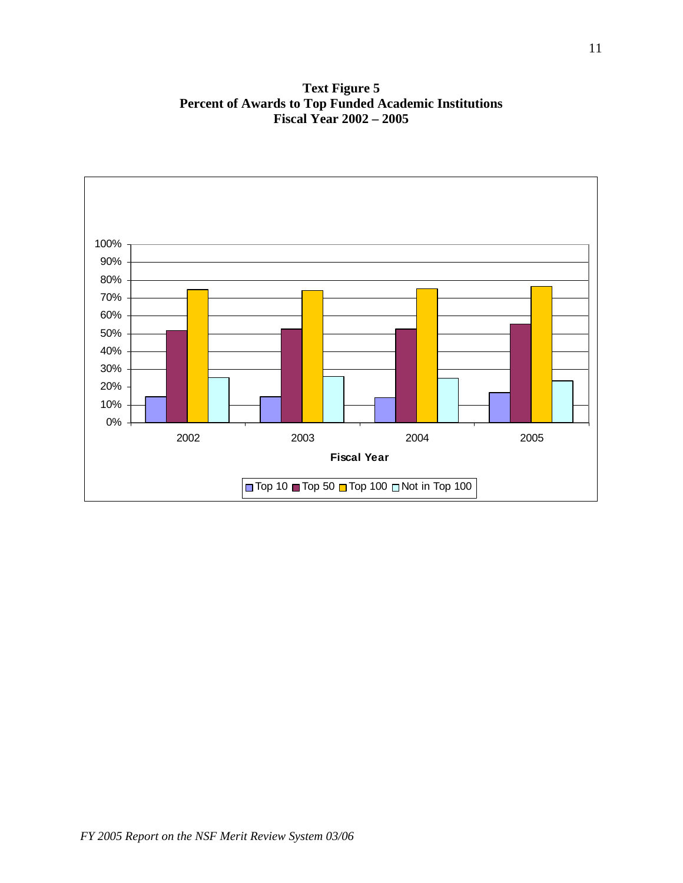**Text Figure 5**
**Percent of Awards to Top Funded Academic Institutions**
**Fiscal Year 2002 – 2005**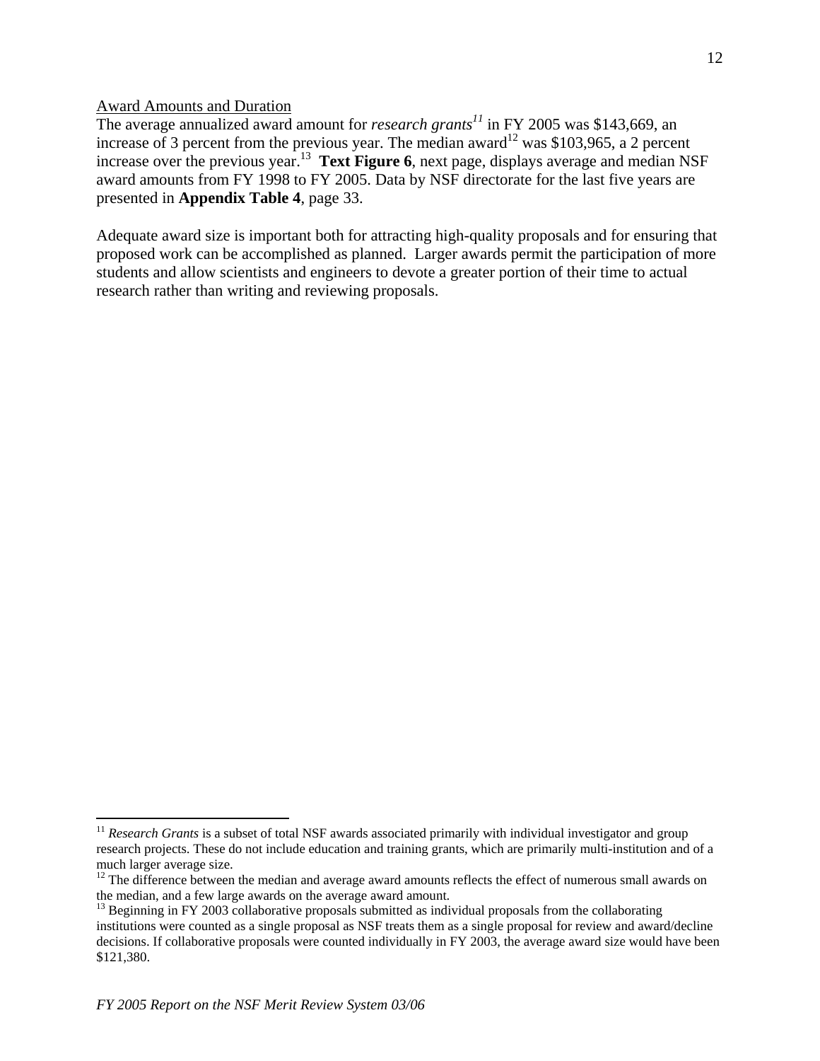Award Amounts and Duration

The average annualized award amount for *research grants*[11] in FY 2005 was $143,669, an increase of 3 percent from the previous year. The median award[12] was $103,965, a 2 percent increase over the previous year.[13] **Text Figure 6**, next page, displays average and median NSF award amounts from FY 1998 to FY 2005. Data by NSF directorate for the last five years are presented in **Appendix Table 4**, page 33.

Adequate award size is important both for attracting high-quality proposals and for ensuring that proposed work can be accomplished as planned. Larger awards permit the participation of more students and allow scientists and engineers to devote a greater portion of their time to actual research rather than writing and reviewing proposals.

---

[11] *Research Grants* is a subset of total NSF awards associated primarily with individual investigator and group research projects. These do not include education and training grants, which are primarily multi-institution and of a much larger average size.

[12] The difference between the median and average award amounts reflects the effect of numerous small awards on the median, and a few large awards on the average award amount.

[13] Beginning in FY 2003 collaborative proposals submitted as individual proposals from the collaborating institutions were counted as a single proposal as NSF treats them as a single proposal for review and award/decline decisions. If collaborative proposals were counted individually in FY 2003, the average award size would have been $121,380.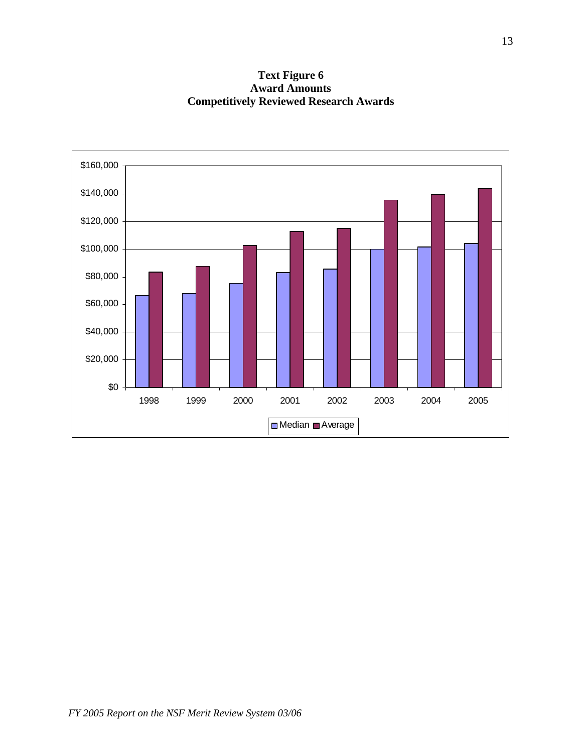**Text Figure 6**
**Award Amounts**
**Competitively Reviewed Research Awards**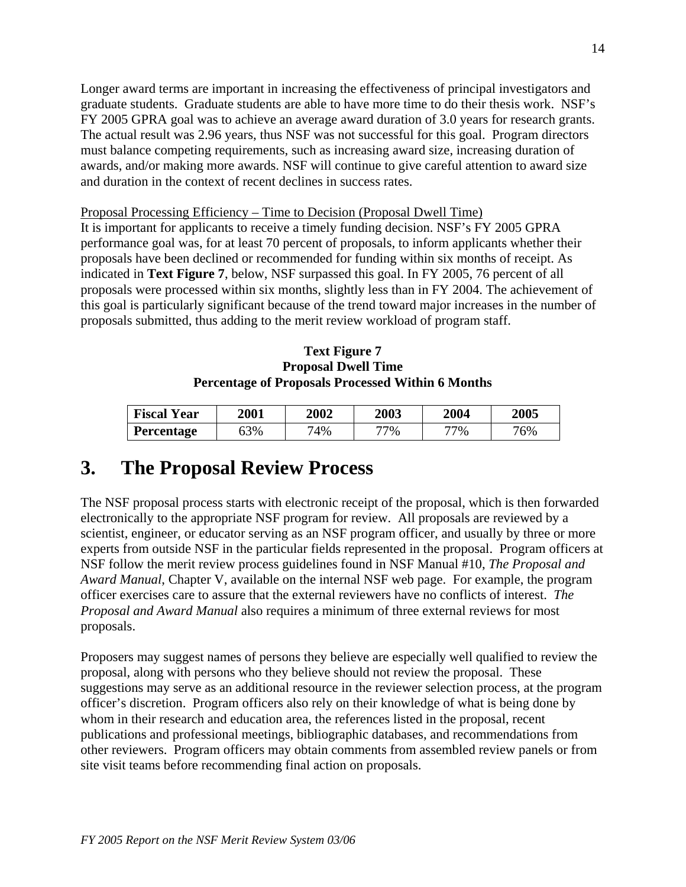Longer award terms are important in increasing the effectiveness of principal investigators and graduate students. Graduate students are able to have more time to do their thesis work. NSF's FY 2005 GPRA goal was to achieve an average award duration of 3.0 years for research grants. The actual result was 2.96 years, thus NSF was not successful for this goal. Program directors must balance competing requirements, such as increasing award size, increasing duration of awards, and/or making more awards. NSF will continue to give careful attention to award size and duration in the context of recent declines in success rates.

Proposal Processing Efficiency – Time to Decision (Proposal Dwell Time)

It is important for applicants to receive a timely funding decision. NSF's FY 2005 GPRA performance goal was, for at least 70 percent of proposals, to inform applicants whether their proposals have been declined or recommended for funding within six months of receipt. As indicated in **Text Figure 7**, below, NSF surpassed this goal. In FY 2005, 76 percent of all proposals were processed within six months, slightly less than in FY 2004. The achievement of this goal is particularly significant because of the trend toward major increases in the number of proposals submitted, thus adding to the merit review workload of program staff.

**Text Figure 7**
**Proposal Dwell Time**
**Percentage of Proposals Processed Within 6 Months**

| **Fiscal Year** | **2001** | **2002** | **2003** | **2004** | **2005** |
|---|---|---|---|---|---|
| **Percentage** | 63% | 74% | 77% | 77% | 76% |

# 3. The Proposal Review Process

The NSF proposal process starts with electronic receipt of the proposal, which is then forwarded electronically to the appropriate NSF program for review. All proposals are reviewed by a scientist, engineer, or educator serving as an NSF program officer, and usually by three or more experts from outside NSF in the particular fields represented in the proposal. Program officers at NSF follow the merit review process guidelines found in NSF Manual #10, *The Proposal and Award Manual*, Chapter V, available on the internal NSF web page. For example, the program officer exercises care to assure that the external reviewers have no conflicts of interest. *The Proposal and Award Manual* also requires a minimum of three external reviews for most proposals.

Proposers may suggest names of persons they believe are especially well qualified to review the proposal, along with persons who they believe should not review the proposal. These suggestions may serve as an additional resource in the reviewer selection process, at the program officer's discretion. Program officers also rely on their knowledge of what is being done by whom in their research and education area, the references listed in the proposal, recent publications and professional meetings, bibliographic databases, and recommendations from other reviewers. Program officers may obtain comments from assembled review panels or from site visit teams before recommending final action on proposals.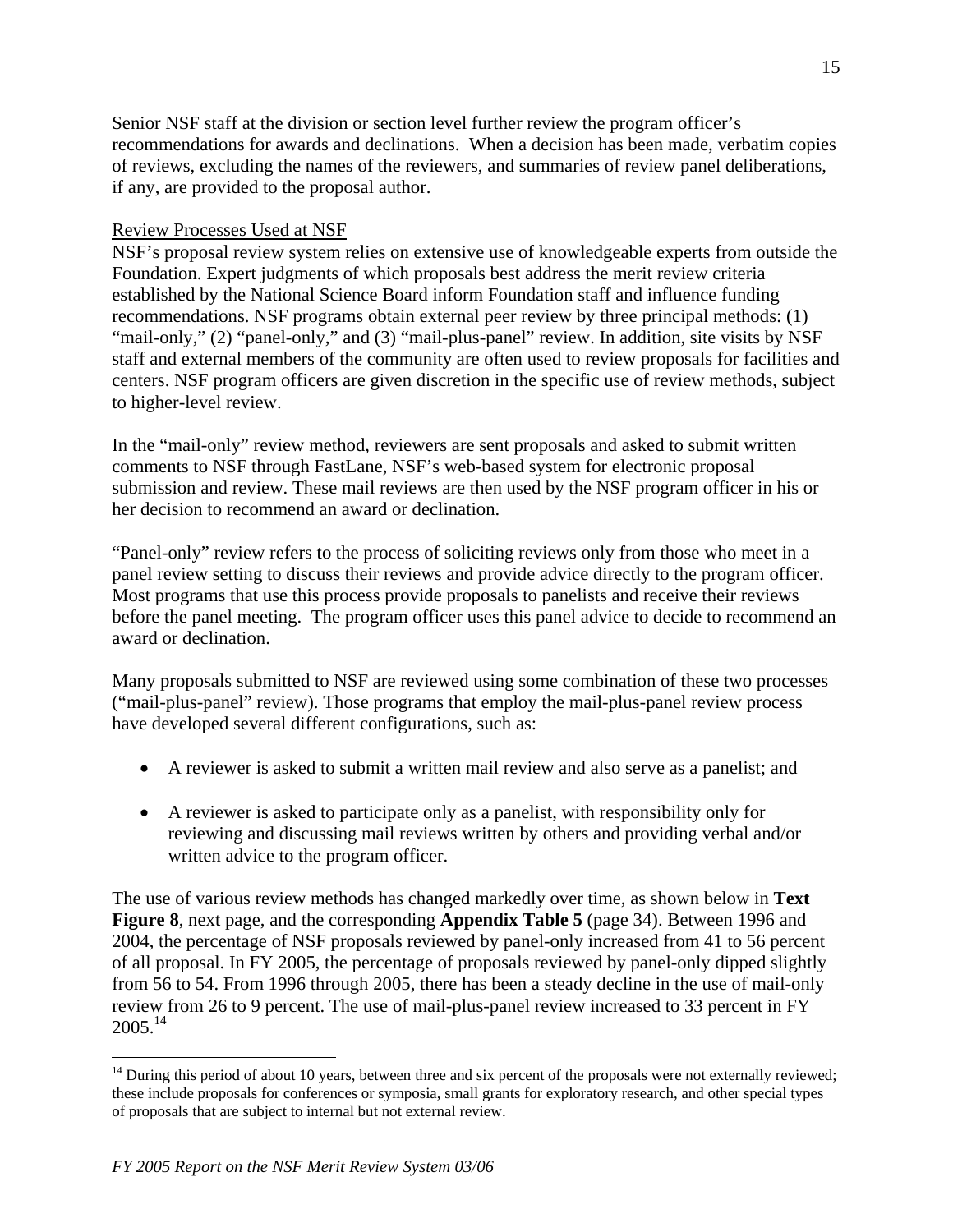Senior NSF staff at the division or section level further review the program officer's recommendations for awards and declinations. When a decision has been made, verbatim copies of reviews, excluding the names of the reviewers, and summaries of review panel deliberations, if any, are provided to the proposal author.

## Review Processes Used at NSF

NSF's proposal review system relies on extensive use of knowledgeable experts from outside the Foundation. Expert judgments of which proposals best address the merit review criteria established by the National Science Board inform Foundation staff and influence funding recommendations. NSF programs obtain external peer review by three principal methods: (1) "mail-only," (2) "panel-only," and (3) "mail-plus-panel" review. In addition, site visits by NSF staff and external members of the community are often used to review proposals for facilities and centers. NSF program officers are given discretion in the specific use of review methods, subject to higher-level review.

In the "mail-only" review method, reviewers are sent proposals and asked to submit written comments to NSF through FastLane, NSF's web-based system for electronic proposal submission and review. These mail reviews are then used by the NSF program officer in his or her decision to recommend an award or declination.

"Panel-only" review refers to the process of soliciting reviews only from those who meet in a panel review setting to discuss their reviews and provide advice directly to the program officer. Most programs that use this process provide proposals to panelists and receive their reviews before the panel meeting. The program officer uses this panel advice to decide to recommend an award or declination.

Many proposals submitted to NSF are reviewed using some combination of these two processes ("mail-plus-panel" review). Those programs that employ the mail-plus-panel review process have developed several different configurations, such as:

- A reviewer is asked to submit a written mail review and also serve as a panelist; and
- A reviewer is asked to participate only as a panelist, with responsibility only for reviewing and discussing mail reviews written by others and providing verbal and/or written advice to the program officer.

The use of various review methods has changed markedly over time, as shown below in **Text Figure 8**, next page, and the corresponding **Appendix Table 5** (page 34). Between 1996 and 2004, the percentage of NSF proposals reviewed by panel-only increased from 41 to 56 percent of all proposal. In FY 2005, the percentage of proposals reviewed by panel-only dipped slightly from 56 to 54. From 1996 through 2005, there has been a steady decline in the use of mail-only review from 26 to 9 percent. The use of mail-plus-panel review increased to 33 percent in FY 2005.[14]

[14] During this period of about 10 years, between three and six percent of the proposals were not externally reviewed; these include proposals for conferences or symposia, small grants for exploratory research, and other special types of proposals that are subject to internal but not external review.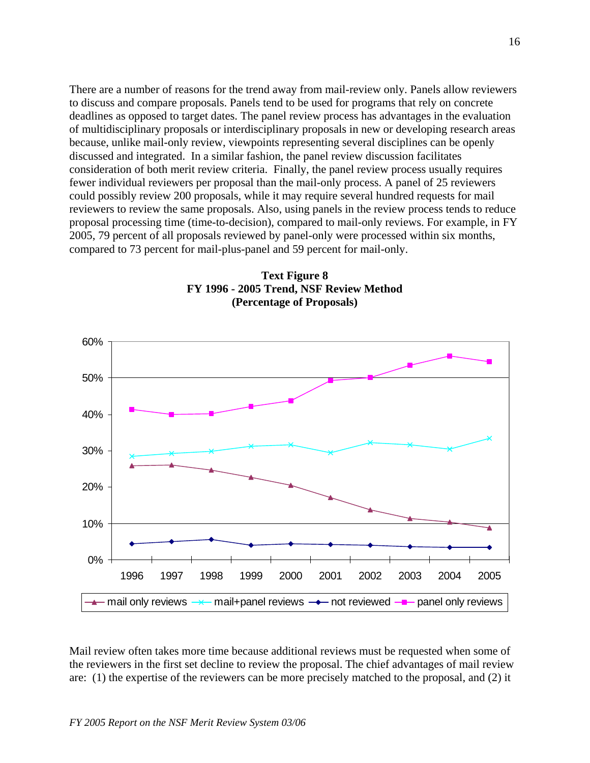There are a number of reasons for the trend away from mail-review only. Panels allow reviewers to discuss and compare proposals. Panels tend to be used for programs that rely on concrete deadlines as opposed to target dates. The panel review process has advantages in the evaluation of multidisciplinary proposals or interdisciplinary proposals in new or developing research areas because, unlike mail-only review, viewpoints representing several disciplines can be openly discussed and integrated. In a similar fashion, the panel review discussion facilitates consideration of both merit review criteria. Finally, the panel review process usually requires fewer individual reviewers per proposal than the mail-only process. A panel of 25 reviewers could possibly review 200 proposals, while it may require several hundred requests for mail reviewers to review the same proposals. Also, using panels in the review process tends to reduce proposal processing time (time-to-decision), compared to mail-only reviews. For example, in FY 2005, 79 percent of all proposals reviewed by panel-only were processed within six months, compared to 73 percent for mail-plus-panel and 59 percent for mail-only.

**Text Figure 8**
**FY 1996 - 2005 Trend, NSF Review Method**
**(Percentage of Proposals)**

Mail review often takes more time because additional reviews must be requested when some of the reviewers in the first set decline to review the proposal. The chief advantages of mail review are: (1) the expertise of the reviewers can be more precisely matched to the proposal, and (2) it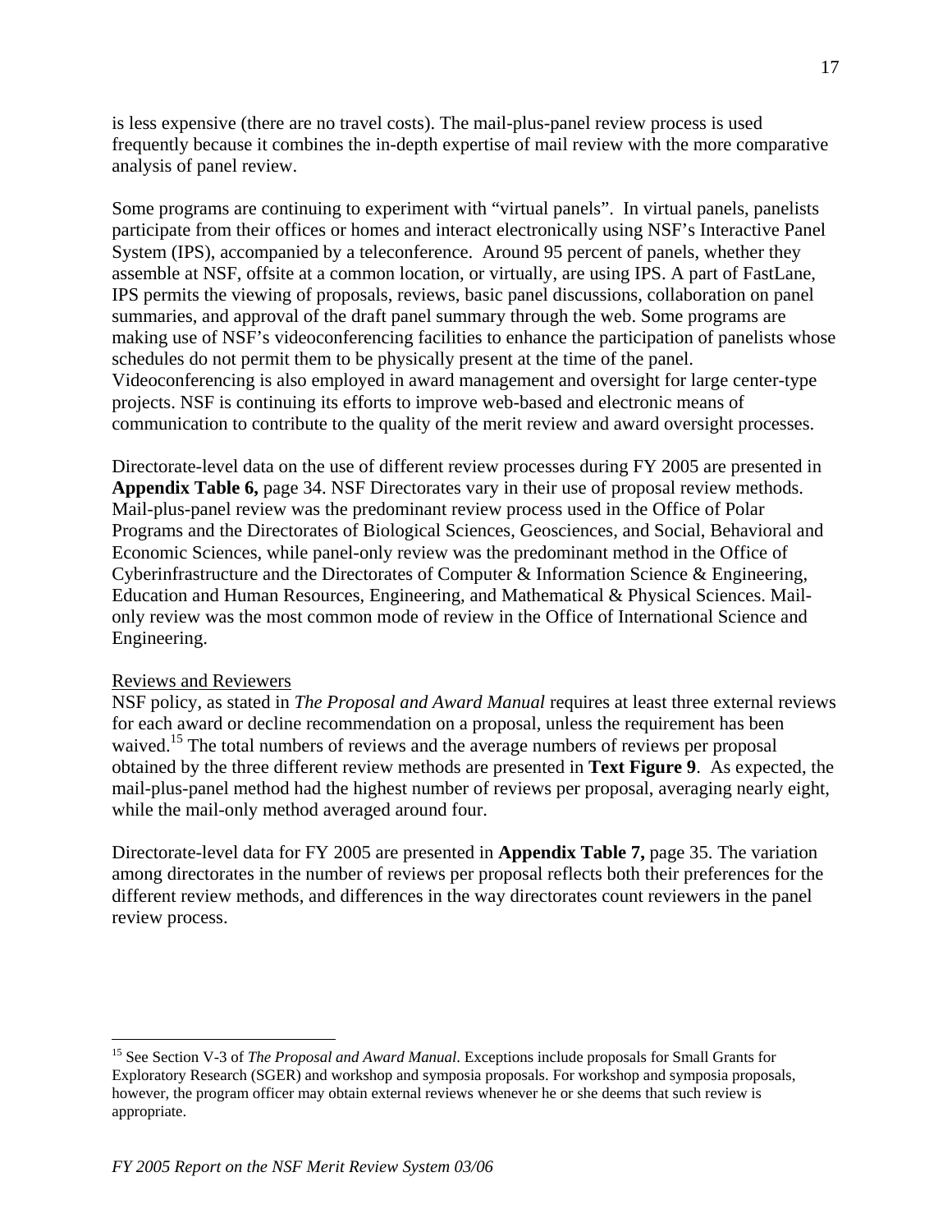is less expensive (there are no travel costs). The mail-plus-panel review process is used frequently because it combines the in-depth expertise of mail review with the more comparative analysis of panel review.

Some programs are continuing to experiment with "virtual panels". In virtual panels, panelists participate from their offices or homes and interact electronically using NSF's Interactive Panel System (IPS), accompanied by a teleconference. Around 95 percent of panels, whether they assemble at NSF, offsite at a common location, or virtually, are using IPS. A part of FastLane, IPS permits the viewing of proposals, reviews, basic panel discussions, collaboration on panel summaries, and approval of the draft panel summary through the web. Some programs are making use of NSF's videoconferencing facilities to enhance the participation of panelists whose schedules do not permit them to be physically present at the time of the panel. Videoconferencing is also employed in award management and oversight for large center-type projects. NSF is continuing its efforts to improve web-based and electronic means of communication to contribute to the quality of the merit review and award oversight processes.

Directorate-level data on the use of different review processes during FY 2005 are presented in **Appendix Table 6,** page 34. NSF Directorates vary in their use of proposal review methods. Mail-plus-panel review was the predominant review process used in the Office of Polar Programs and the Directorates of Biological Sciences, Geosciences, and Social, Behavioral and Economic Sciences, while panel-only review was the predominant method in the Office of Cyberinfrastructure and the Directorates of Computer & Information Science & Engineering, Education and Human Resources, Engineering, and Mathematical & Physical Sciences. Mail-only review was the most common mode of review in the Office of International Science and Engineering.

Reviews and Reviewers

NSF policy, as stated in *The Proposal and Award Manual* requires at least three external reviews for each award or decline recommendation on a proposal, unless the requirement has been waived.[15] The total numbers of reviews and the average numbers of reviews per proposal obtained by the three different review methods are presented in **Text Figure 9**. As expected, the mail-plus-panel method had the highest number of reviews per proposal, averaging nearly eight, while the mail-only method averaged around four.

Directorate-level data for FY 2005 are presented in **Appendix Table 7,** page 35. The variation among directorates in the number of reviews per proposal reflects both their preferences for the different review methods, and differences in the way directorates count reviewers in the panel review process.

[15] See Section V-3 of *The Proposal and Award Manual*. Exceptions include proposals for Small Grants for Exploratory Research (SGER) and workshop and symposia proposals. For workshop and symposia proposals, however, the program officer may obtain external reviews whenever he or she deems that such review is appropriate.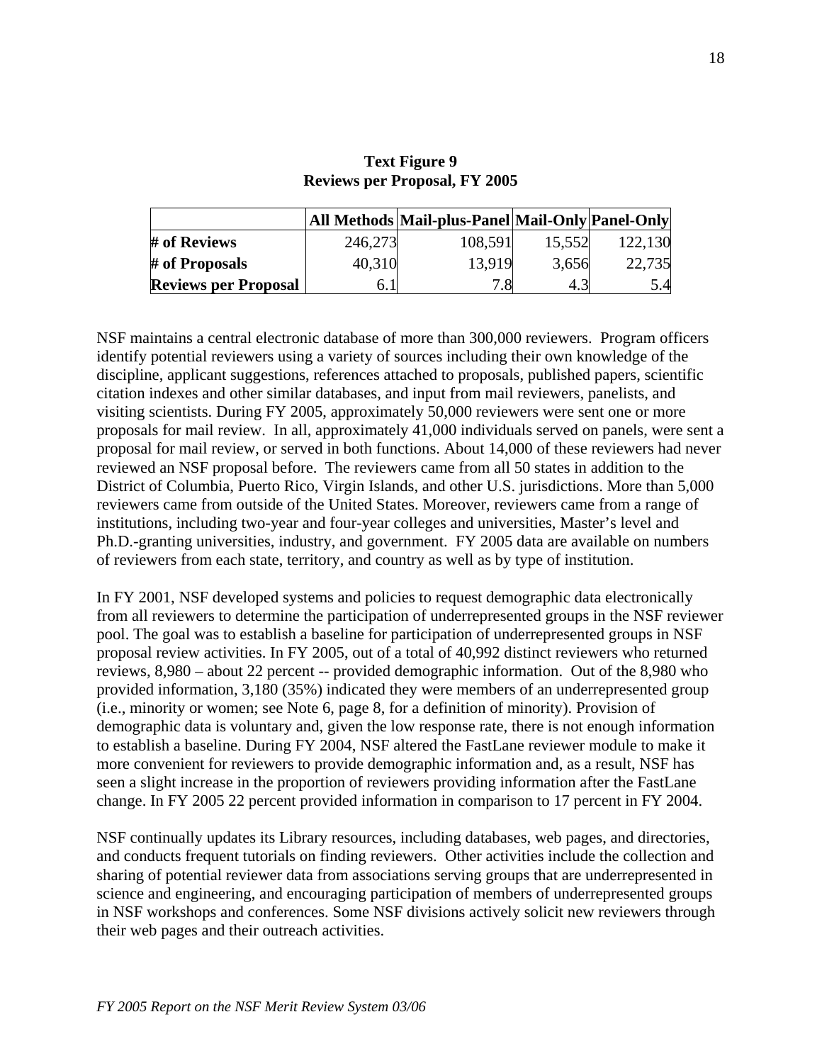**Text Figure 9**
**Reviews per Proposal, FY 2005**

| | All Methods | Mail-plus-Panel | Mail-Only | Panel-Only |
|---|---|---|---|---|
| **# of Reviews** | 246,273 | 108,591 | 15,552 | 122,130 |
| **# of Proposals** | 40,310 | 13,919 | 3,656 | 22,735 |
| **Reviews per Proposal** | 6.1 | 7.8 | 4.3 | 5.4 |

NSF maintains a central electronic database of more than 300,000 reviewers. Program officers identify potential reviewers using a variety of sources including their own knowledge of the discipline, applicant suggestions, references attached to proposals, published papers, scientific citation indexes and other similar databases, and input from mail reviewers, panelists, and visiting scientists. During FY 2005, approximately 50,000 reviewers were sent one or more proposals for mail review. In all, approximately 41,000 individuals served on panels, were sent a proposal for mail review, or served in both functions. About 14,000 of these reviewers had never reviewed an NSF proposal before. The reviewers came from all 50 states in addition to the District of Columbia, Puerto Rico, Virgin Islands, and other U.S. jurisdictions. More than 5,000 reviewers came from outside of the United States. Moreover, reviewers came from a range of institutions, including two-year and four-year colleges and universities, Master's level and Ph.D.-granting universities, industry, and government. FY 2005 data are available on numbers of reviewers from each state, territory, and country as well as by type of institution.

In FY 2001, NSF developed systems and policies to request demographic data electronically from all reviewers to determine the participation of underrepresented groups in the NSF reviewer pool. The goal was to establish a baseline for participation of underrepresented groups in NSF proposal review activities. In FY 2005, out of a total of 40,992 distinct reviewers who returned reviews, 8,980 – about 22 percent -- provided demographic information. Out of the 8,980 who provided information, 3,180 (35%) indicated they were members of an underrepresented group (i.e., minority or women; see Note 6, page 8, for a definition of minority). Provision of demographic data is voluntary and, given the low response rate, there is not enough information to establish a baseline. During FY 2004, NSF altered the FastLane reviewer module to make it more convenient for reviewers to provide demographic information and, as a result, NSF has seen a slight increase in the proportion of reviewers providing information after the FastLane change. In FY 2005 22 percent provided information in comparison to 17 percent in FY 2004.

NSF continually updates its Library resources, including databases, web pages, and directories, and conducts frequent tutorials on finding reviewers. Other activities include the collection and sharing of potential reviewer data from associations serving groups that are underrepresented in science and engineering, and encouraging participation of members of underrepresented groups in NSF workshops and conferences. Some NSF divisions actively solicit new reviewers through their web pages and their outreach activities.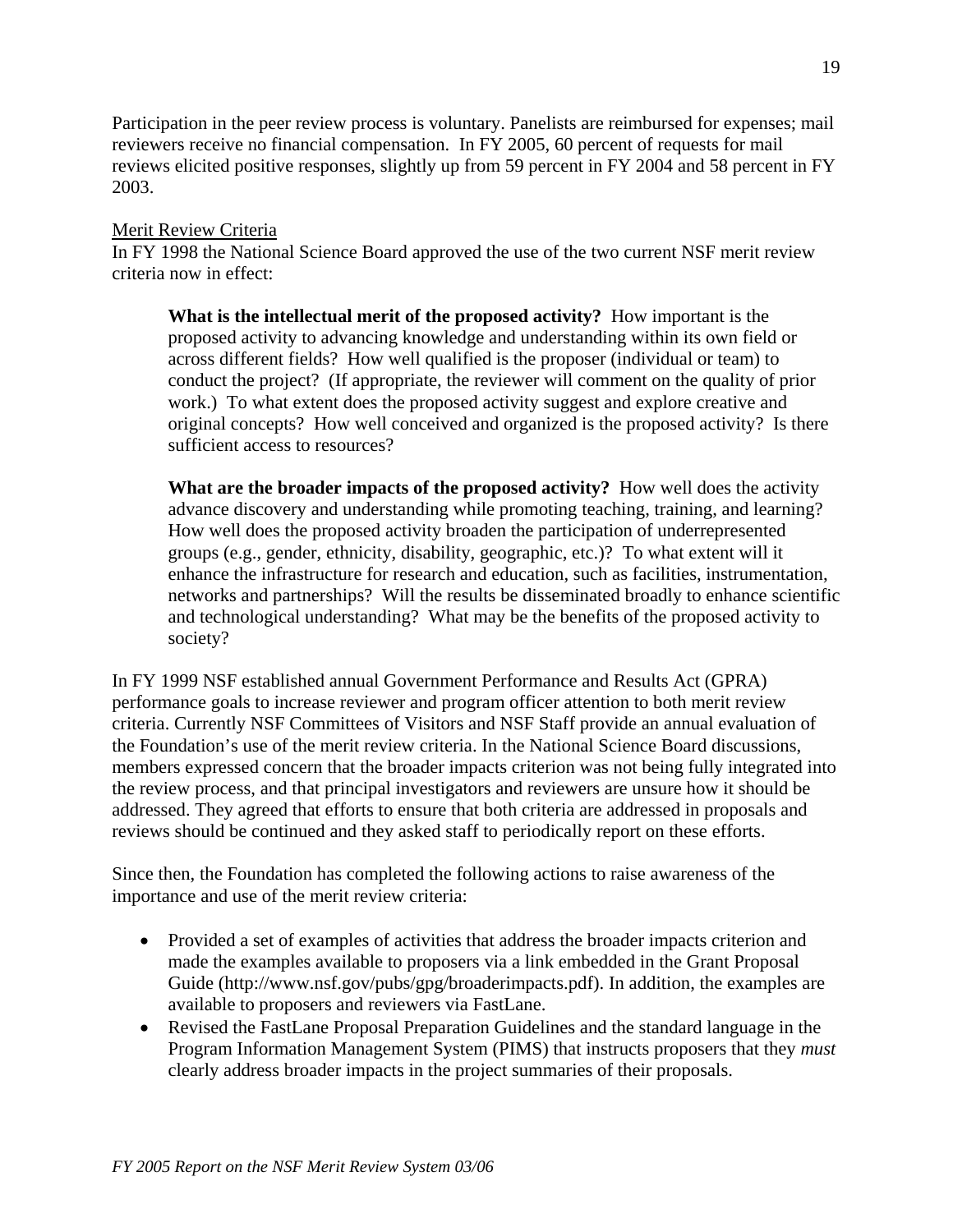Participation in the peer review process is voluntary. Panelists are reimbursed for expenses; mail reviewers receive no financial compensation. In FY 2005, 60 percent of requests for mail reviews elicited positive responses, slightly up from 59 percent in FY 2004 and 58 percent in FY 2003.

### Merit Review Criteria

In FY 1998 the National Science Board approved the use of the two current NSF merit review criteria now in effect:

> **What is the intellectual merit of the proposed activity?** How important is the proposed activity to advancing knowledge and understanding within its own field or across different fields? How well qualified is the proposer (individual or team) to conduct the project? (If appropriate, the reviewer will comment on the quality of prior work.) To what extent does the proposed activity suggest and explore creative and original concepts? How well conceived and organized is the proposed activity? Is there sufficient access to resources?
>
> **What are the broader impacts of the proposed activity?** How well does the activity advance discovery and understanding while promoting teaching, training, and learning? How well does the proposed activity broaden the participation of underrepresented groups (e.g., gender, ethnicity, disability, geographic, etc.)? To what extent will it enhance the infrastructure for research and education, such as facilities, instrumentation, networks and partnerships? Will the results be disseminated broadly to enhance scientific and technological understanding? What may be the benefits of the proposed activity to society?

In FY 1999 NSF established annual Government Performance and Results Act (GPRA) performance goals to increase reviewer and program officer attention to both merit review criteria. Currently NSF Committees of Visitors and NSF Staff provide an annual evaluation of the Foundation's use of the merit review criteria. In the National Science Board discussions, members expressed concern that the broader impacts criterion was not being fully integrated into the review process, and that principal investigators and reviewers are unsure how it should be addressed. They agreed that efforts to ensure that both criteria are addressed in proposals and reviews should be continued and they asked staff to periodically report on these efforts.

Since then, the Foundation has completed the following actions to raise awareness of the importance and use of the merit review criteria:

- Provided a set of examples of activities that address the broader impacts criterion and made the examples available to proposers via a link embedded in the Grant Proposal Guide (http://www.nsf.gov/pubs/gpg/broaderimpacts.pdf). In addition, the examples are available to proposers and reviewers via FastLane.
- Revised the FastLane Proposal Preparation Guidelines and the standard language in the Program Information Management System (PIMS) that instructs proposers that they *must* clearly address broader impacts in the project summaries of their proposals.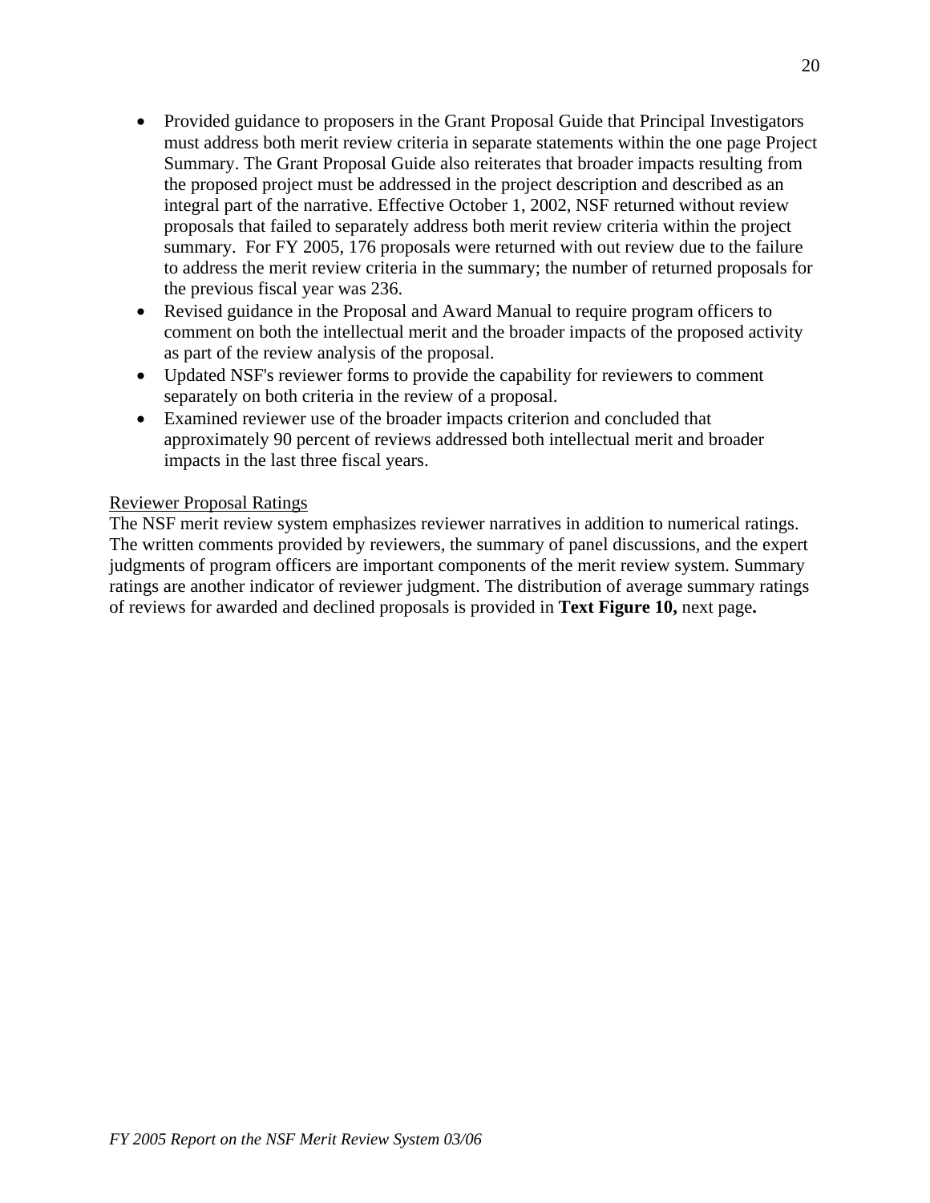- Provided guidance to proposers in the Grant Proposal Guide that Principal Investigators must address both merit review criteria in separate statements within the one page Project Summary. The Grant Proposal Guide also reiterates that broader impacts resulting from the proposed project must be addressed in the project description and described as an integral part of the narrative. Effective October 1, 2002, NSF returned without review proposals that failed to separately address both merit review criteria within the project summary. For FY 2005, 176 proposals were returned with out review due to the failure to address the merit review criteria in the summary; the number of returned proposals for the previous fiscal year was 236.
- Revised guidance in the Proposal and Award Manual to require program officers to comment on both the intellectual merit and the broader impacts of the proposed activity as part of the review analysis of the proposal.
- Updated NSF's reviewer forms to provide the capability for reviewers to comment separately on both criteria in the review of a proposal.
- Examined reviewer use of the broader impacts criterion and concluded that approximately 90 percent of reviews addressed both intellectual merit and broader impacts in the last three fiscal years.

<u>Reviewer Proposal Ratings</u>

The NSF merit review system emphasizes reviewer narratives in addition to numerical ratings. The written comments provided by reviewers, the summary of panel discussions, and the expert judgments of program officers are important components of the merit review system. Summary ratings are another indicator of reviewer judgment. The distribution of average summary ratings of reviews for awarded and declined proposals is provided in **Text Figure 10,** next page**.**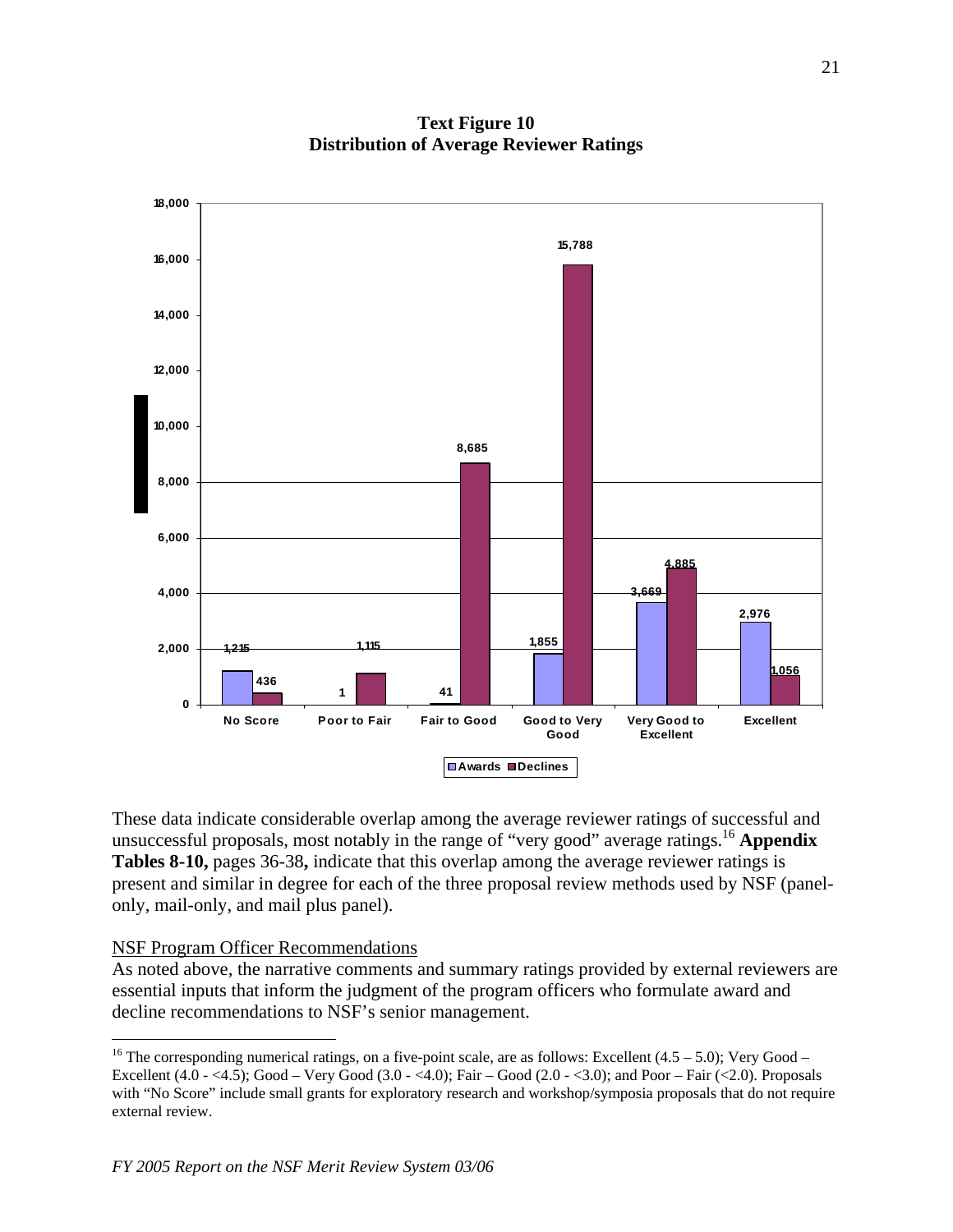**Text Figure 10**
**Distribution of Average Reviewer Ratings**

| | Awards | Declines |
|---|---|---|
| No Score | 1,215 | 436 |
| Poor to Fair | 1 | 1,115 |
| Fair to Good | 41 | 8,685 |
| Good to Very Good | 1,855 | 15,788 |
| Very Good to Excellent | 3,669 | 4,885 |
| Excellent | 2,976 | 1,056 |

These data indicate considerable overlap among the average reviewer ratings of successful and unsuccessful proposals, most notably in the range of "very good" average ratings.[16] **Appendix Tables 8-10,** pages 36-38**,** indicate that this overlap among the average reviewer ratings is present and similar in degree for each of the three proposal review methods used by NSF (panel-only, mail-only, and mail plus panel).

NSF Program Officer Recommendations

As noted above, the narrative comments and summary ratings provided by external reviewers are essential inputs that inform the judgment of the program officers who formulate award and decline recommendations to NSF's senior management.

[16] The corresponding numerical ratings, on a five-point scale, are as follows: Excellent (4.5 – 5.0); Very Good – Excellent (4.0 - <4.5); Good – Very Good (3.0 - <4.0); Fair – Good (2.0 - <3.0); and Poor – Fair (<2.0). Proposals with "No Score" include small grants for exploratory research and workshop/symposia proposals that do not require external review.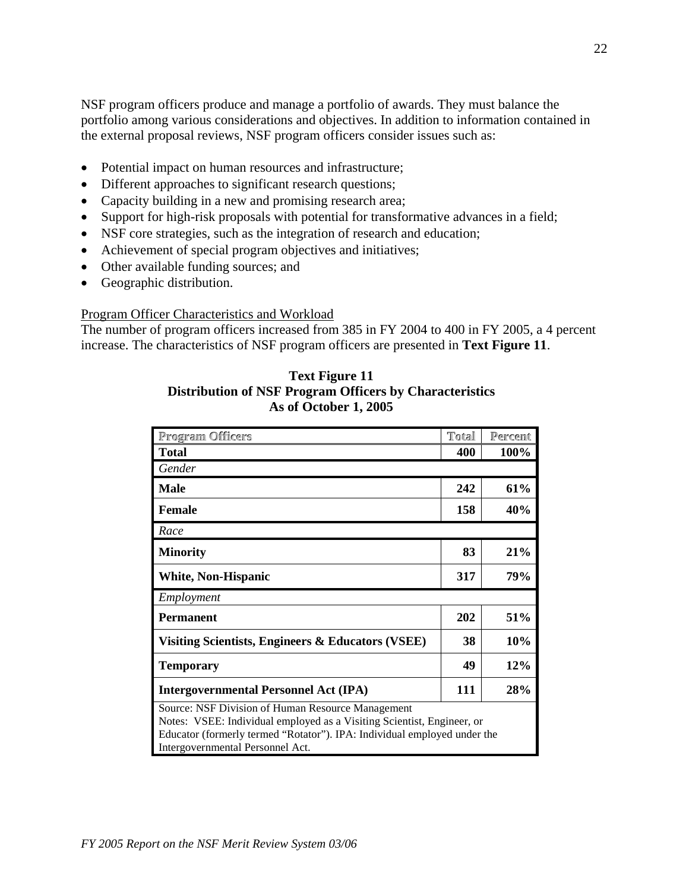NSF program officers produce and manage a portfolio of awards. They must balance the portfolio among various considerations and objectives. In addition to information contained in the external proposal reviews, NSF program officers consider issues such as:

- Potential impact on human resources and infrastructure;
- Different approaches to significant research questions;
- Capacity building in a new and promising research area;
- Support for high-risk proposals with potential for transformative advances in a field;
- NSF core strategies, such as the integration of research and education;
- Achievement of special program objectives and initiatives;
- Other available funding sources; and
- Geographic distribution.

Program Officer Characteristics and Workload

The number of program officers increased from 385 in FY 2004 to 400 in FY 2005, a 4 percent increase. The characteristics of NSF program officers are presented in **Text Figure 11**.

**Text Figure 11**
**Distribution of NSF Program Officers by Characteristics**
**As of October 1, 2005**

| Program Officers | Total | Percent |
|---|---|---|
| **Total** | **400** | **100%** |
| *Gender* | | |
| **Male** | **242** | **61%** |
| **Female** | **158** | **40%** |
| *Race* | | |
| **Minority** | **83** | **21%** |
| **White, Non-Hispanic** | **317** | **79%** |
| *Employment* | | |
| **Permanent** | **202** | **51%** |
| **Visiting Scientists, Engineers & Educators (VSEE)** | **38** | **10%** |
| **Temporary** | **49** | **12%** |
| **Intergovernmental Personnel Act (IPA)** | **111** | **28%** |

Source: NSF Division of Human Resource Management
Notes: VSEE: Individual employed as a Visiting Scientist, Engineer, or Educator (formerly termed "Rotator"). IPA: Individual employed under the Intergovernmental Personnel Act.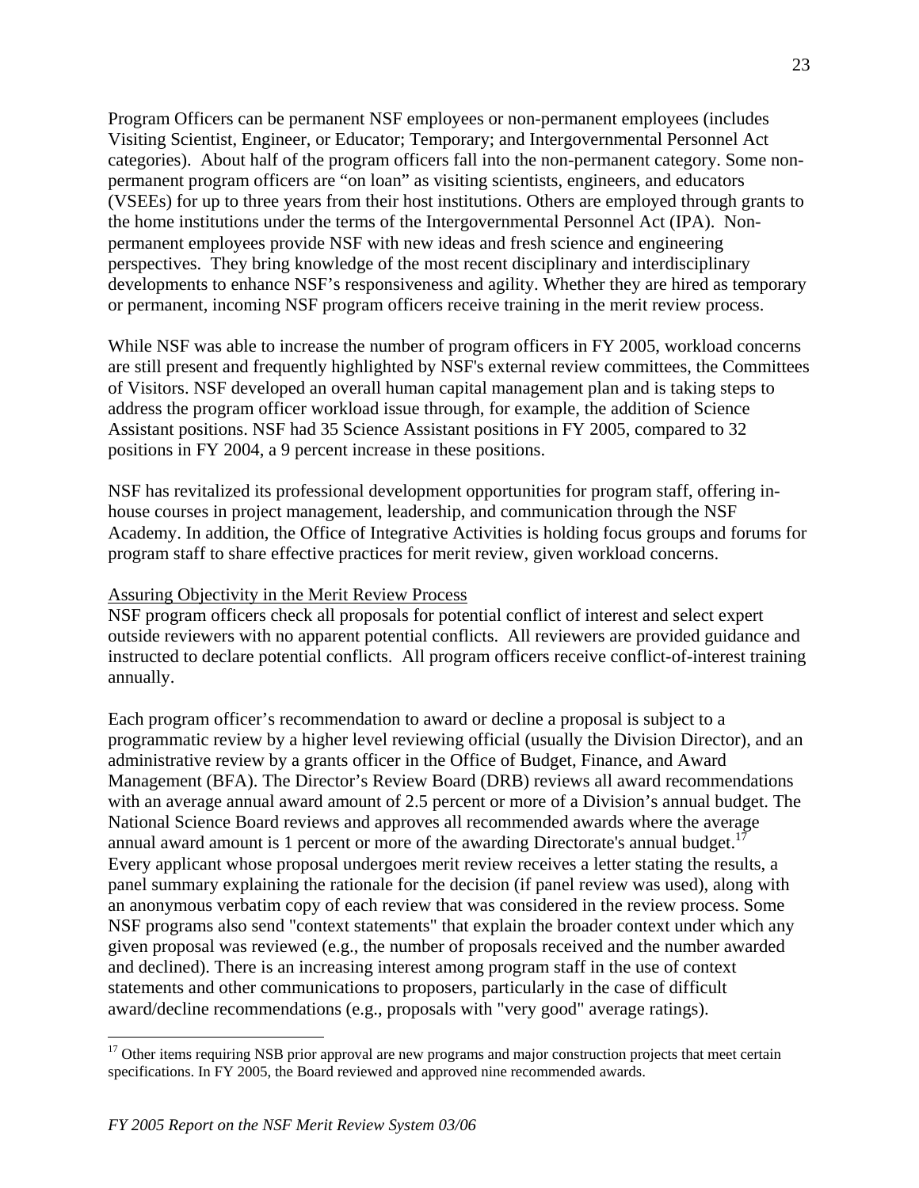Program Officers can be permanent NSF employees or non-permanent employees (includes Visiting Scientist, Engineer, or Educator; Temporary; and Intergovernmental Personnel Act categories). About half of the program officers fall into the non-permanent category. Some non-permanent program officers are "on loan" as visiting scientists, engineers, and educators (VSEEs) for up to three years from their host institutions. Others are employed through grants to the home institutions under the terms of the Intergovernmental Personnel Act (IPA). Non-permanent employees provide NSF with new ideas and fresh science and engineering perspectives. They bring knowledge of the most recent disciplinary and interdisciplinary developments to enhance NSF's responsiveness and agility. Whether they are hired as temporary or permanent, incoming NSF program officers receive training in the merit review process.

While NSF was able to increase the number of program officers in FY 2005, workload concerns are still present and frequently highlighted by NSF's external review committees, the Committees of Visitors. NSF developed an overall human capital management plan and is taking steps to address the program officer workload issue through, for example, the addition of Science Assistant positions. NSF had 35 Science Assistant positions in FY 2005, compared to 32 positions in FY 2004, a 9 percent increase in these positions.

NSF has revitalized its professional development opportunities for program staff, offering in-house courses in project management, leadership, and communication through the NSF Academy. In addition, the Office of Integrative Activities is holding focus groups and forums for program staff to share effective practices for merit review, given workload concerns.

## Assuring Objectivity in the Merit Review Process

NSF program officers check all proposals for potential conflict of interest and select expert outside reviewers with no apparent potential conflicts. All reviewers are provided guidance and instructed to declare potential conflicts. All program officers receive conflict-of-interest training annually.

Each program officer's recommendation to award or decline a proposal is subject to a programmatic review by a higher level reviewing official (usually the Division Director), and an administrative review by a grants officer in the Office of Budget, Finance, and Award Management (BFA). The Director's Review Board (DRB) reviews all award recommendations with an average annual award amount of 2.5 percent or more of a Division's annual budget. The National Science Board reviews and approves all recommended awards where the average annual award amount is 1 percent or more of the awarding Directorate's annual budget.[17] Every applicant whose proposal undergoes merit review receives a letter stating the results, a panel summary explaining the rationale for the decision (if panel review was used), along with an anonymous verbatim copy of each review that was considered in the review process. Some NSF programs also send "context statements" that explain the broader context under which any given proposal was reviewed (e.g., the number of proposals received and the number awarded and declined). There is an increasing interest among program staff in the use of context statements and other communications to proposers, particularly in the case of difficult award/decline recommendations (e.g., proposals with "very good" average ratings).

---

[17] Other items requiring NSB prior approval are new programs and major construction projects that meet certain specifications. In FY 2005, the Board reviewed and approved nine recommended awards.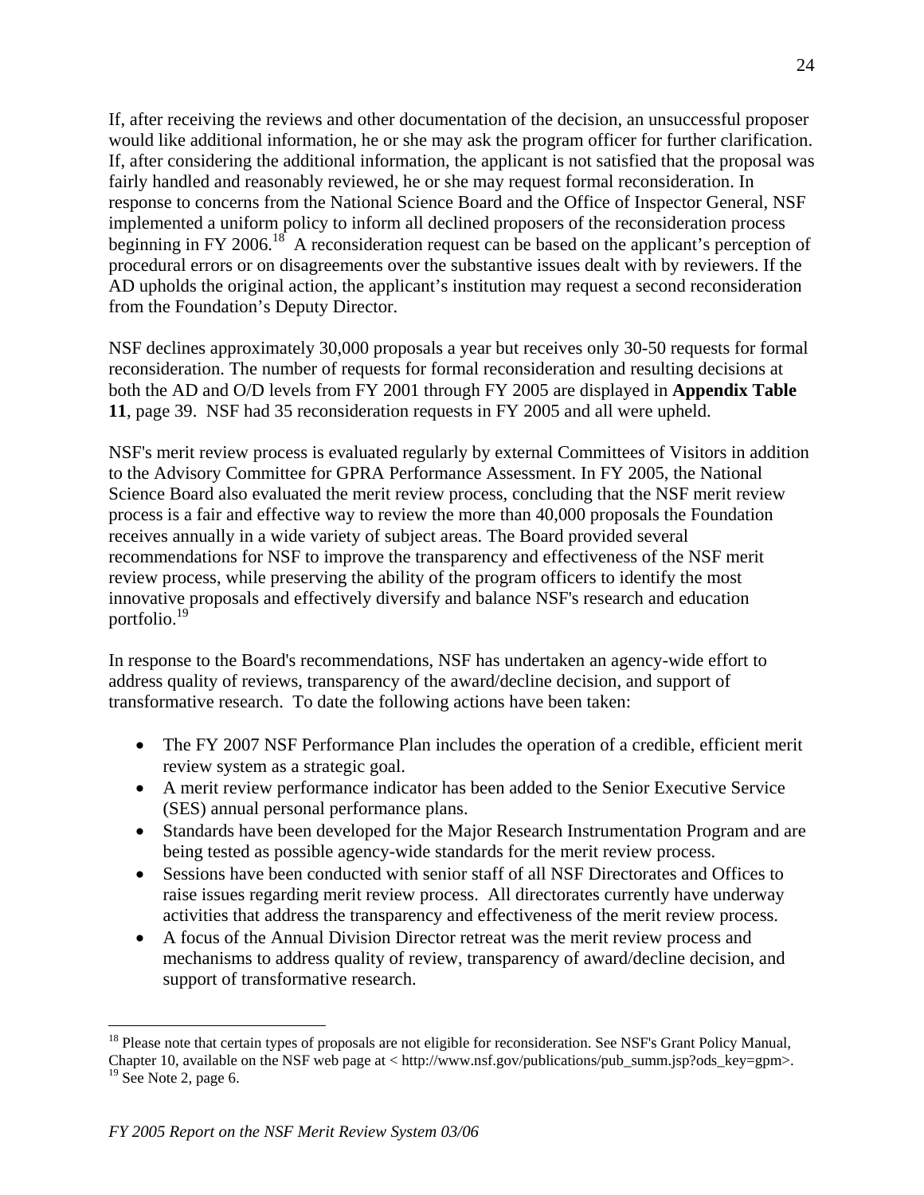If, after receiving the reviews and other documentation of the decision, an unsuccessful proposer would like additional information, he or she may ask the program officer for further clarification. If, after considering the additional information, the applicant is not satisfied that the proposal was fairly handled and reasonably reviewed, he or she may request formal reconsideration. In response to concerns from the National Science Board and the Office of Inspector General, NSF implemented a uniform policy to inform all declined proposers of the reconsideration process beginning in FY 2006.[18] A reconsideration request can be based on the applicant's perception of procedural errors or on disagreements over the substantive issues dealt with by reviewers. If the AD upholds the original action, the applicant's institution may request a second reconsideration from the Foundation's Deputy Director.

NSF declines approximately 30,000 proposals a year but receives only 30-50 requests for formal reconsideration. The number of requests for formal reconsideration and resulting decisions at both the AD and O/D levels from FY 2001 through FY 2005 are displayed in **Appendix Table 11**, page 39. NSF had 35 reconsideration requests in FY 2005 and all were upheld.

NSF's merit review process is evaluated regularly by external Committees of Visitors in addition to the Advisory Committee for GPRA Performance Assessment. In FY 2005, the National Science Board also evaluated the merit review process, concluding that the NSF merit review process is a fair and effective way to review the more than 40,000 proposals the Foundation receives annually in a wide variety of subject areas. The Board provided several recommendations for NSF to improve the transparency and effectiveness of the NSF merit review process, while preserving the ability of the program officers to identify the most innovative proposals and effectively diversify and balance NSF's research and education portfolio.[19]

In response to the Board's recommendations, NSF has undertaken an agency-wide effort to address quality of reviews, transparency of the award/decline decision, and support of transformative research. To date the following actions have been taken:

- The FY 2007 NSF Performance Plan includes the operation of a credible, efficient merit review system as a strategic goal.
- A merit review performance indicator has been added to the Senior Executive Service (SES) annual personal performance plans.
- Standards have been developed for the Major Research Instrumentation Program and are being tested as possible agency-wide standards for the merit review process.
- Sessions have been conducted with senior staff of all NSF Directorates and Offices to raise issues regarding merit review process. All directorates currently have underway activities that address the transparency and effectiveness of the merit review process.
- A focus of the Annual Division Director retreat was the merit review process and mechanisms to address quality of review, transparency of award/decline decision, and support of transformative research.

---

[18] Please note that certain types of proposals are not eligible for reconsideration. See NSF's Grant Policy Manual, Chapter 10, available on the NSF web page at < http://www.nsf.gov/publications/pub_summ.jsp?ods_key=gpm>.

[19] See Note 2, page 6.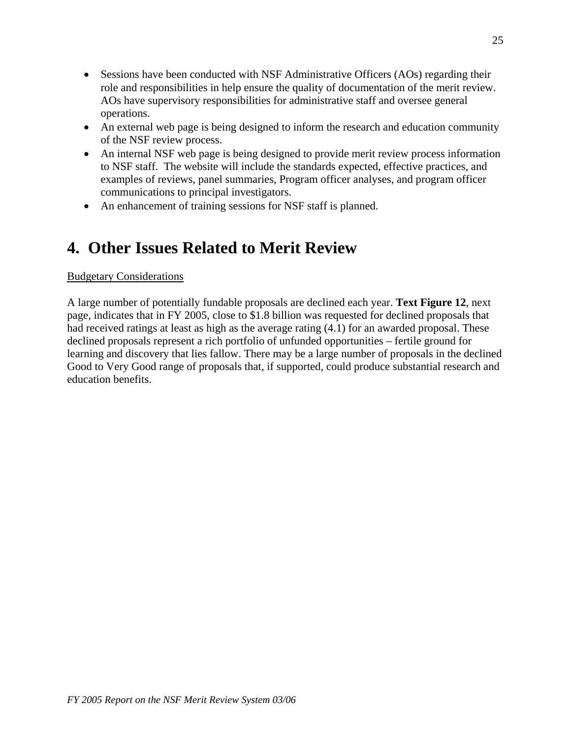- Sessions have been conducted with NSF Administrative Officers (AOs) regarding their role and responsibilities in help ensure the quality of documentation of the merit review. AOs have supervisory responsibilities for administrative staff and oversee general operations.
- An external web page is being designed to inform the research and education community of the NSF review process.
- An internal NSF web page is being designed to provide merit review process information to NSF staff. The website will include the standards expected, effective practices, and examples of reviews, panel summaries, Program officer analyses, and program officer communications to principal investigators.
- An enhancement of training sessions for NSF staff is planned.

# 4. Other Issues Related to Merit Review

<u>Budgetary Considerations</u>

A large number of potentially fundable proposals are declined each year. **Text Figure 12**, next page, indicates that in FY 2005, close to $1.8 billion was requested for declined proposals that had received ratings at least as high as the average rating (4.1) for an awarded proposal. These declined proposals represent a rich portfolio of unfunded opportunities – fertile ground for learning and discovery that lies fallow. There may be a large number of proposals in the declined Good to Very Good range of proposals that, if supported, could produce substantial research and education benefits.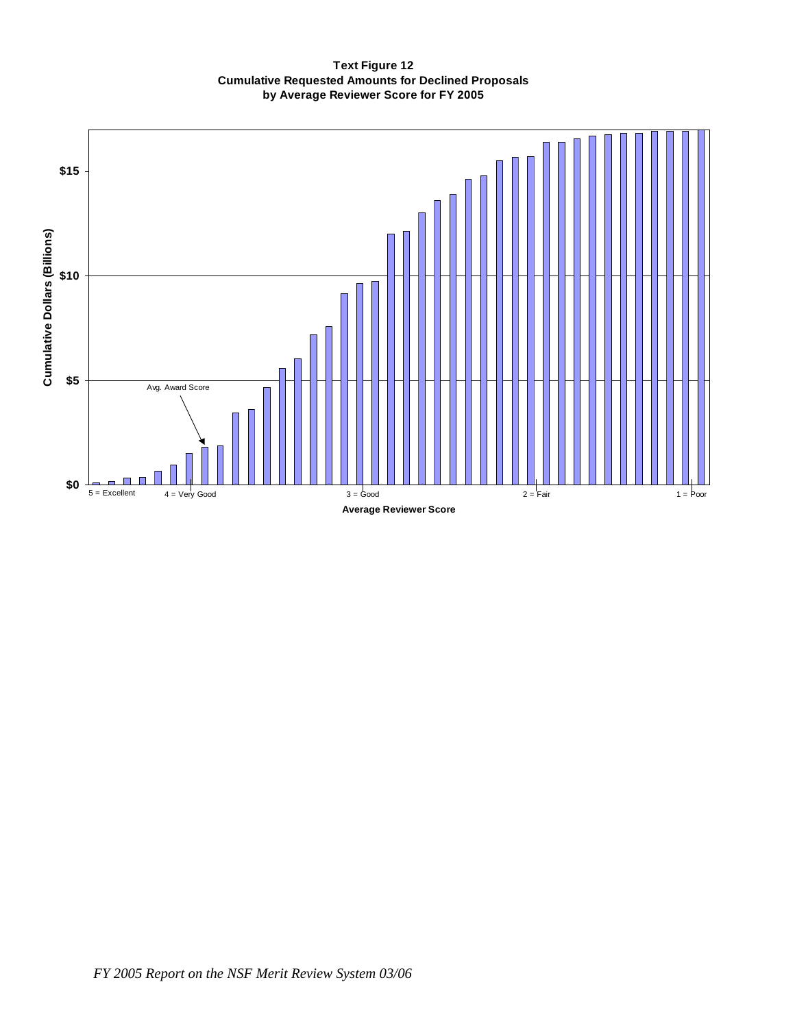**Text Figure 12**
**Cumulative Requested Amounts for Declined Proposals**
**by Average Reviewer Score for FY 2005**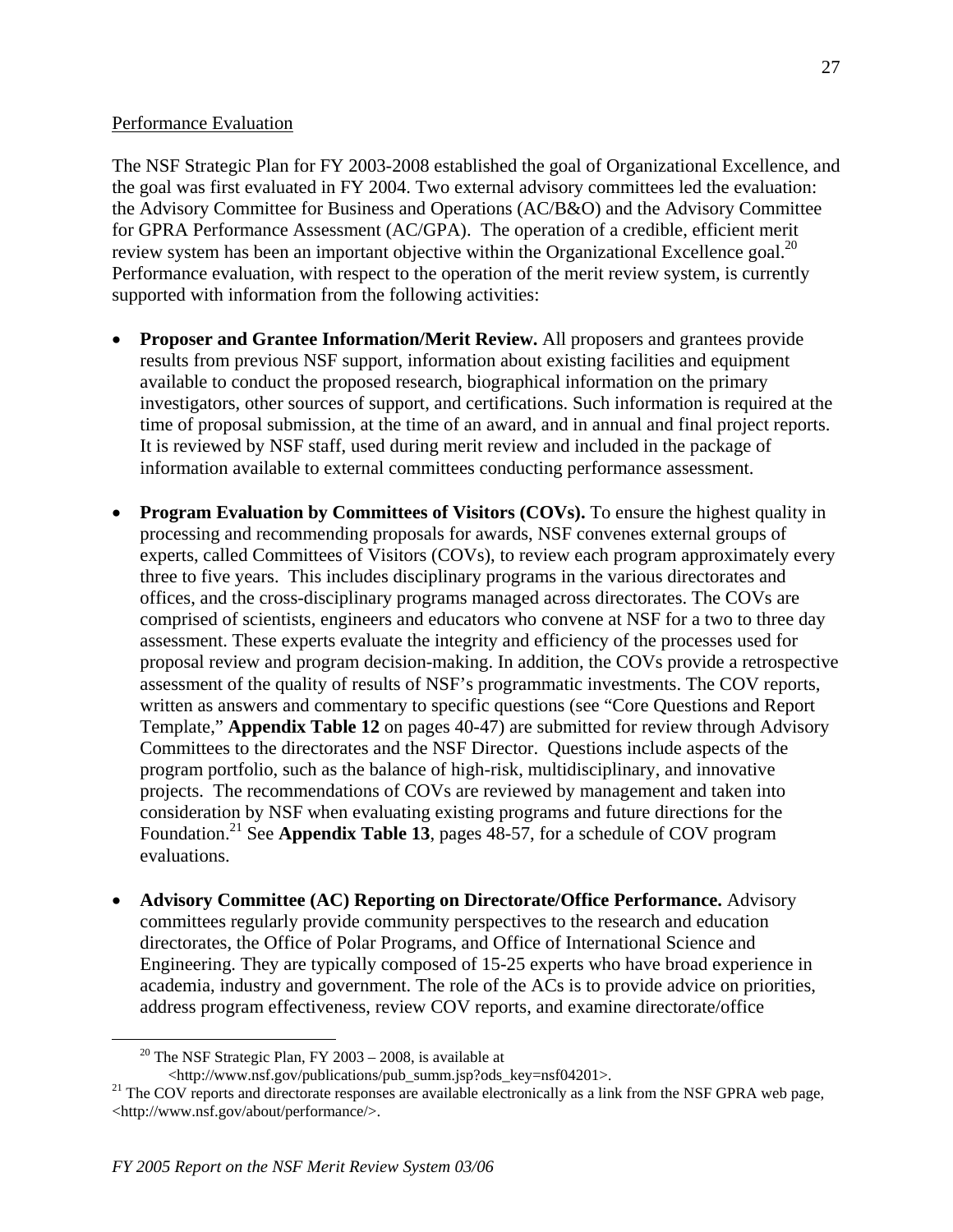## Performance Evaluation

The NSF Strategic Plan for FY 2003-2008 established the goal of Organizational Excellence, and the goal was first evaluated in FY 2004. Two external advisory committees led the evaluation: the Advisory Committee for Business and Operations (AC/B&O) and the Advisory Committee for GPRA Performance Assessment (AC/GPA). The operation of a credible, efficient merit review system has been an important objective within the Organizational Excellence goal.[20] Performance evaluation, with respect to the operation of the merit review system, is currently supported with information from the following activities:

- **Proposer and Grantee Information/Merit Review.** All proposers and grantees provide results from previous NSF support, information about existing facilities and equipment available to conduct the proposed research, biographical information on the primary investigators, other sources of support, and certifications. Such information is required at the time of proposal submission, at the time of an award, and in annual and final project reports. It is reviewed by NSF staff, used during merit review and included in the package of information available to external committees conducting performance assessment.

- **Program Evaluation by Committees of Visitors (COVs).** To ensure the highest quality in processing and recommending proposals for awards, NSF convenes external groups of experts, called Committees of Visitors (COVs), to review each program approximately every three to five years. This includes disciplinary programs in the various directorates and offices, and the cross-disciplinary programs managed across directorates. The COVs are comprised of scientists, engineers and educators who convene at NSF for a two to three day assessment. These experts evaluate the integrity and efficiency of the processes used for proposal review and program decision-making. In addition, the COVs provide a retrospective assessment of the quality of results of NSF's programmatic investments. The COV reports, written as answers and commentary to specific questions (see "Core Questions and Report Template," **Appendix Table 12** on pages 40-47) are submitted for review through Advisory Committees to the directorates and the NSF Director. Questions include aspects of the program portfolio, such as the balance of high-risk, multidisciplinary, and innovative projects. The recommendations of COVs are reviewed by management and taken into consideration by NSF when evaluating existing programs and future directions for the Foundation.[21] See **Appendix Table 13**, pages 48-57, for a schedule of COV program evaluations.

- **Advisory Committee (AC) Reporting on Directorate/Office Performance.** Advisory committees regularly provide community perspectives to the research and education directorates, the Office of Polar Programs, and Office of International Science and Engineering. They are typically composed of 15-25 experts who have broad experience in academia, industry and government. The role of the ACs is to provide advice on priorities, address program effectiveness, review COV reports, and examine directorate/office

---

[20] The NSF Strategic Plan, FY 2003 – 2008, is available at <http://www.nsf.gov/publications/pub_summ.jsp?ods_key=nsf04201>.

[21] The COV reports and directorate responses are available electronically as a link from the NSF GPRA web page, <http://www.nsf.gov/about/performance/>.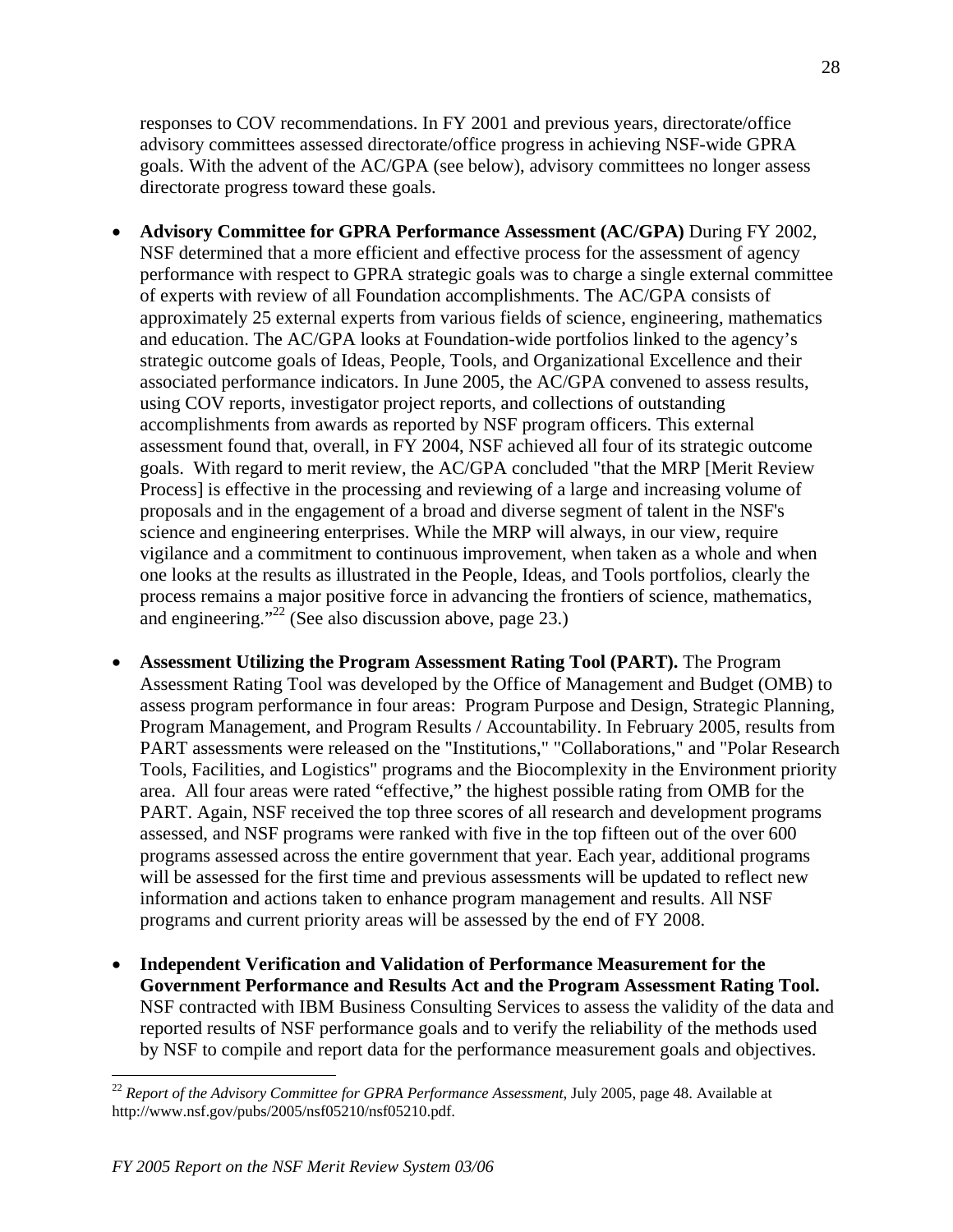responses to COV recommendations. In FY 2001 and previous years, directorate/office advisory committees assessed directorate/office progress in achieving NSF-wide GPRA goals. With the advent of the AC/GPA (see below), advisory committees no longer assess directorate progress toward these goals.

- **Advisory Committee for GPRA Performance Assessment (AC/GPA)** During FY 2002, NSF determined that a more efficient and effective process for the assessment of agency performance with respect to GPRA strategic goals was to charge a single external committee of experts with review of all Foundation accomplishments. The AC/GPA consists of approximately 25 external experts from various fields of science, engineering, mathematics and education. The AC/GPA looks at Foundation-wide portfolios linked to the agency's strategic outcome goals of Ideas, People, Tools, and Organizational Excellence and their associated performance indicators. In June 2005, the AC/GPA convened to assess results, using COV reports, investigator project reports, and collections of outstanding accomplishments from awards as reported by NSF program officers. This external assessment found that, overall, in FY 2004, NSF achieved all four of its strategic outcome goals. With regard to merit review, the AC/GPA concluded "that the MRP [Merit Review Process] is effective in the processing and reviewing of a large and increasing volume of proposals and in the engagement of a broad and diverse segment of talent in the NSF's science and engineering enterprises. While the MRP will always, in our view, require vigilance and a commitment to continuous improvement, when taken as a whole and when one looks at the results as illustrated in the People, Ideas, and Tools portfolios, clearly the process remains a major positive force in advancing the frontiers of science, mathematics, and engineering."[22] (See also discussion above, page 23.)

- **Assessment Utilizing the Program Assessment Rating Tool (PART).** The Program Assessment Rating Tool was developed by the Office of Management and Budget (OMB) to assess program performance in four areas: Program Purpose and Design, Strategic Planning, Program Management, and Program Results / Accountability. In February 2005, results from PART assessments were released on the "Institutions," "Collaborations," and "Polar Research Tools, Facilities, and Logistics" programs and the Biocomplexity in the Environment priority area. All four areas were rated "effective," the highest possible rating from OMB for the PART. Again, NSF received the top three scores of all research and development programs assessed, and NSF programs were ranked with five in the top fifteen out of the over 600 programs assessed across the entire government that year. Each year, additional programs will be assessed for the first time and previous assessments will be updated to reflect new information and actions taken to enhance program management and results. All NSF programs and current priority areas will be assessed by the end of FY 2008.

- **Independent Verification and Validation of Performance Measurement for the Government Performance and Results Act and the Program Assessment Rating Tool.** NSF contracted with IBM Business Consulting Services to assess the validity of the data and reported results of NSF performance goals and to verify the reliability of the methods used by NSF to compile and report data for the performance measurement goals and objectives.

---

[22] *Report of the Advisory Committee for GPRA Performance Assessment,* July 2005, page 48. Available at http://www.nsf.gov/pubs/2005/nsf05210/nsf05210.pdf.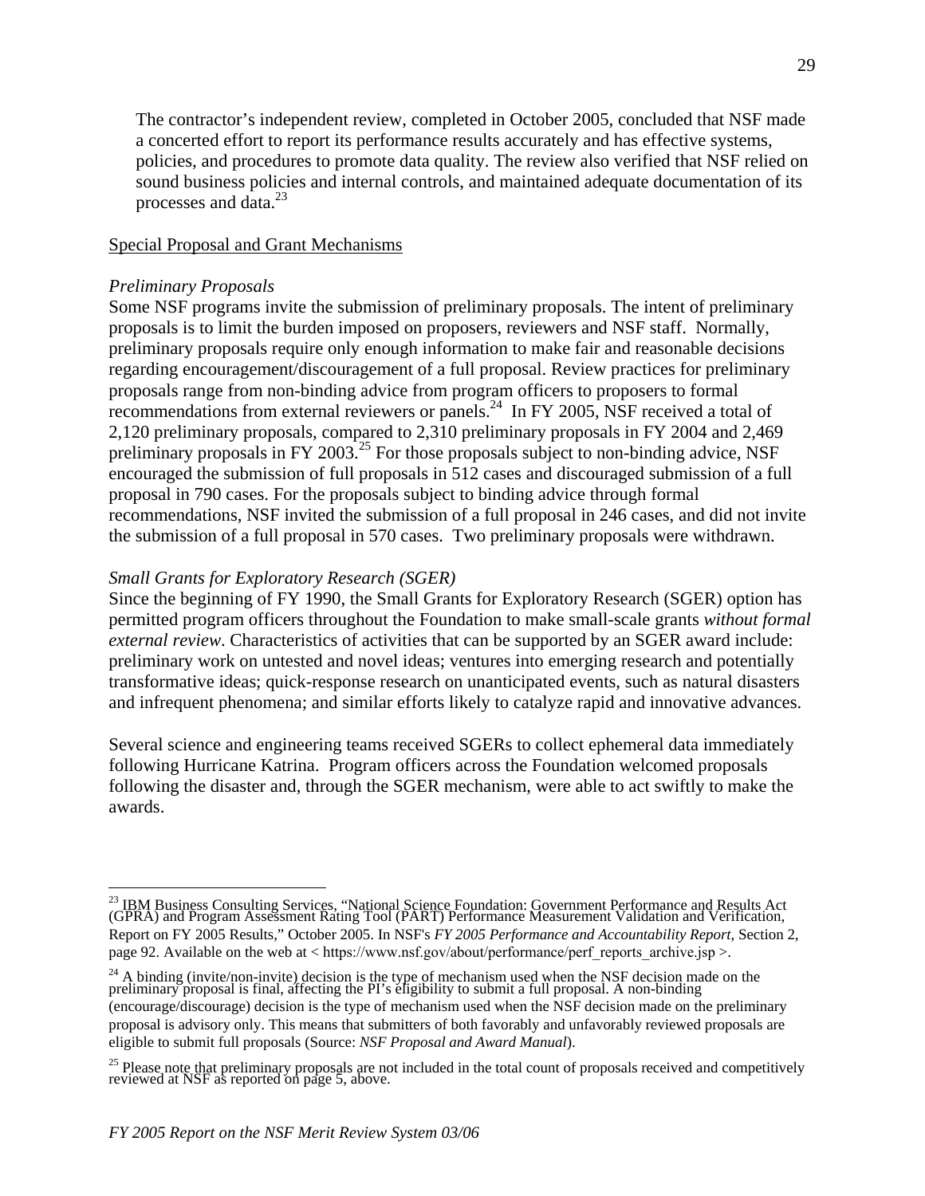The contractor's independent review, completed in October 2005, concluded that NSF made a concerted effort to report its performance results accurately and has effective systems, policies, and procedures to promote data quality. The review also verified that NSF relied on sound business policies and internal controls, and maintained adequate documentation of its processes and data.[23]

Special Proposal and Grant Mechanisms

*Preliminary Proposals*

Some NSF programs invite the submission of preliminary proposals. The intent of preliminary proposals is to limit the burden imposed on proposers, reviewers and NSF staff. Normally, preliminary proposals require only enough information to make fair and reasonable decisions regarding encouragement/discouragement of a full proposal. Review practices for preliminary proposals range from non-binding advice from program officers to proposers to formal recommendations from external reviewers or panels.[24] In FY 2005, NSF received a total of 2,120 preliminary proposals, compared to 2,310 preliminary proposals in FY 2004 and 2,469 preliminary proposals in FY 2003.[25] For those proposals subject to non-binding advice, NSF encouraged the submission of full proposals in 512 cases and discouraged submission of a full proposal in 790 cases. For the proposals subject to binding advice through formal recommendations, NSF invited the submission of a full proposal in 246 cases, and did not invite the submission of a full proposal in 570 cases. Two preliminary proposals were withdrawn.

*Small Grants for Exploratory Research (SGER)*

Since the beginning of FY 1990, the Small Grants for Exploratory Research (SGER) option has permitted program officers throughout the Foundation to make small-scale grants *without formal external review*. Characteristics of activities that can be supported by an SGER award include: preliminary work on untested and novel ideas; ventures into emerging research and potentially transformative ideas; quick-response research on unanticipated events, such as natural disasters and infrequent phenomena; and similar efforts likely to catalyze rapid and innovative advances.

Several science and engineering teams received SGERs to collect ephemeral data immediately following Hurricane Katrina. Program officers across the Foundation welcomed proposals following the disaster and, through the SGER mechanism, were able to act swiftly to make the awards.

---

[23] IBM Business Consulting Services, "National Science Foundation: Government Performance and Results Act (GPRA) and Program Assessment Rating Tool (PART) Performance Measurement Validation and Verification, Report on FY 2005 Results," October 2005. In NSF's *FY 2005 Performance and Accountability Report*, Section 2, page 92. Available on the web at < https://www.nsf.gov/about/performance/perf_reports_archive.jsp >.

[24] A binding (invite/non-invite) decision is the type of mechanism used when the NSF decision made on the preliminary proposal is final, affecting the PI's eligibility to submit a full proposal. A non-binding (encourage/discourage) decision is the type of mechanism used when the NSF decision made on the preliminary proposal is advisory only. This means that submitters of both favorably and unfavorably reviewed proposals are eligible to submit full proposals (Source: *NSF Proposal and Award Manual*).

[25] Please note that preliminary proposals are not included in the total count of proposals received and competitively reviewed at NSF as reported on page 5, above.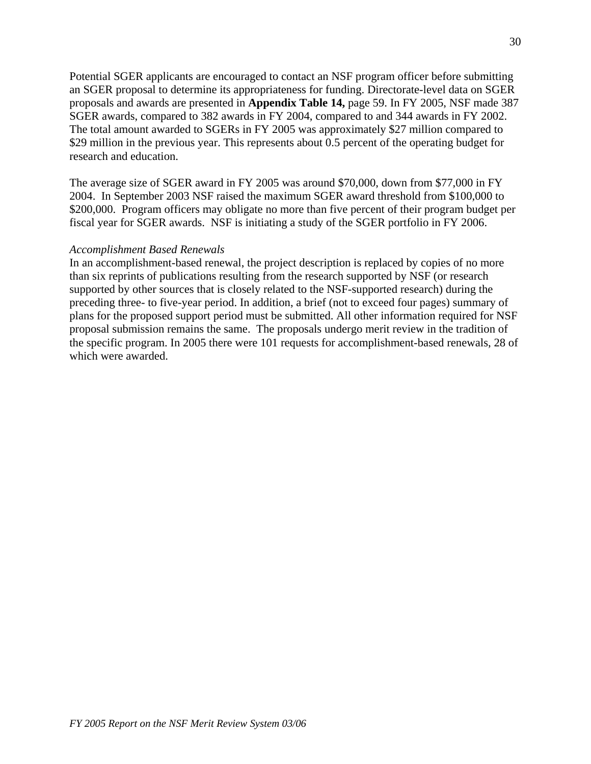Potential SGER applicants are encouraged to contact an NSF program officer before submitting an SGER proposal to determine its appropriateness for funding. Directorate-level data on SGER proposals and awards are presented in **Appendix Table 14,** page 59. In FY 2005, NSF made 387 SGER awards, compared to 382 awards in FY 2004, compared to and 344 awards in FY 2002. The total amount awarded to SGERs in FY 2005 was approximately $27 million compared to $29 million in the previous year. This represents about 0.5 percent of the operating budget for research and education.

The average size of SGER award in FY 2005 was around $70,000, down from $77,000 in FY 2004. In September 2003 NSF raised the maximum SGER award threshold from $100,000 to $200,000. Program officers may obligate no more than five percent of their program budget per fiscal year for SGER awards. NSF is initiating a study of the SGER portfolio in FY 2006.

*Accomplishment Based Renewals*

In an accomplishment-based renewal, the project description is replaced by copies of no more than six reprints of publications resulting from the research supported by NSF (or research supported by other sources that is closely related to the NSF-supported research) during the preceding three- to five-year period. In addition, a brief (not to exceed four pages) summary of plans for the proposed support period must be submitted. All other information required for NSF proposal submission remains the same. The proposals undergo merit review in the tradition of the specific program. In 2005 there were 101 requests for accomplishment-based renewals, 28 of which were awarded.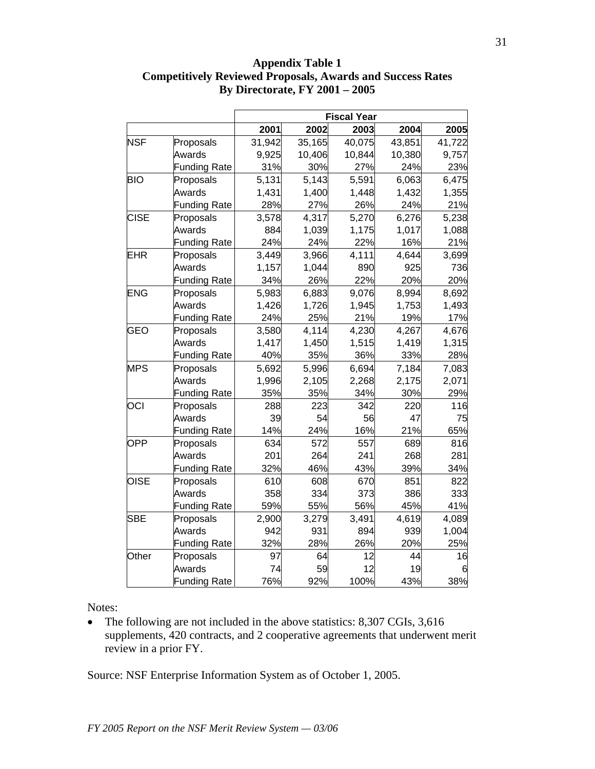**Appendix Table 1**
**Competitively Reviewed Proposals, Awards and Success Rates**
**By Directorate, FY 2001 – 2005**

| | | Fiscal Year | | | | |
|---|---|---|---|---|---|---|
| | | 2001 | 2002 | 2003 | 2004 | 2005 |
| NSF | Proposals | 31,942 | 35,165 | 40,075 | 43,851 | 41,722 |
| | Awards | 9,925 | 10,406 | 10,844 | 10,380 | 9,757 |
| | Funding Rate | 31% | 30% | 27% | 24% | 23% |
| BIO | Proposals | 5,131 | 5,143 | 5,591 | 6,063 | 6,475 |
| | Awards | 1,431 | 1,400 | 1,448 | 1,432 | 1,355 |
| | Funding Rate | 28% | 27% | 26% | 24% | 21% |
| CISE | Proposals | 3,578 | 4,317 | 5,270 | 6,276 | 5,238 |
| | Awards | 884 | 1,039 | 1,175 | 1,017 | 1,088 |
| | Funding Rate | 24% | 24% | 22% | 16% | 21% |
| EHR | Proposals | 3,449 | 3,966 | 4,111 | 4,644 | 3,699 |
| | Awards | 1,157 | 1,044 | 890 | 925 | 736 |
| | Funding Rate | 34% | 26% | 22% | 20% | 20% |
| ENG | Proposals | 5,983 | 6,883 | 9,076 | 8,994 | 8,692 |
| | Awards | 1,426 | 1,726 | 1,945 | 1,753 | 1,493 |
| | Funding Rate | 24% | 25% | 21% | 19% | 17% |
| GEO | Proposals | 3,580 | 4,114 | 4,230 | 4,267 | 4,676 |
| | Awards | 1,417 | 1,450 | 1,515 | 1,419 | 1,315 |
| | Funding Rate | 40% | 35% | 36% | 33% | 28% |
| MPS | Proposals | 5,692 | 5,996 | 6,694 | 7,184 | 7,083 |
| | Awards | 1,996 | 2,105 | 2,268 | 2,175 | 2,071 |
| | Funding Rate | 35% | 35% | 34% | 30% | 29% |
| OCI | Proposals | 288 | 223 | 342 | 220 | 116 |
| | Awards | 39 | 54 | 56 | 47 | 75 |
| | Funding Rate | 14% | 24% | 16% | 21% | 65% |
| OPP | Proposals | 634 | 572 | 557 | 689 | 816 |
| | Awards | 201 | 264 | 241 | 268 | 281 |
| | Funding Rate | 32% | 46% | 43% | 39% | 34% |
| OISE | Proposals | 610 | 608 | 670 | 851 | 822 |
| | Awards | 358 | 334 | 373 | 386 | 333 |
| | Funding Rate | 59% | 55% | 56% | 45% | 41% |
| SBE | Proposals | 2,900 | 3,279 | 3,491 | 4,619 | 4,089 |
| | Awards | 942 | 931 | 894 | 939 | 1,004 |
| | Funding Rate | 32% | 28% | 26% | 20% | 25% |
| Other | Proposals | 97 | 64 | 12 | 44 | 16 |
| | Awards | 74 | 59 | 12 | 19 | 6 |
| | Funding Rate | 76% | 92% | 100% | 43% | 38% |

Notes:

- The following are not included in the above statistics: 8,307 CGIs, 3,616 supplements, 420 contracts, and 2 cooperative agreements that underwent merit review in a prior FY.

Source: NSF Enterprise Information System as of October 1, 2005.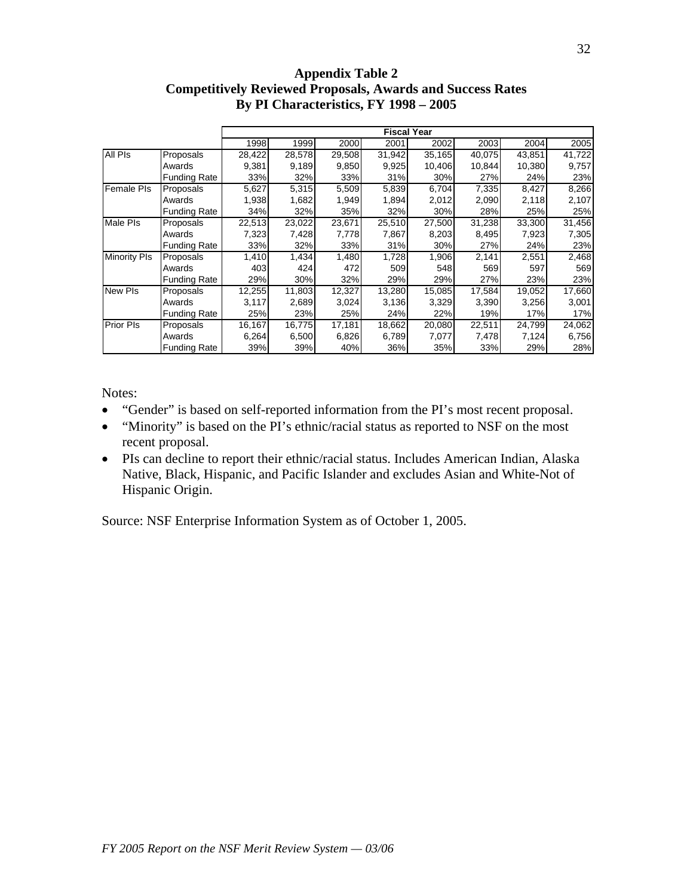**Appendix Table 2**
**Competitively Reviewed Proposals, Awards and Success Rates**
**By PI Characteristics, FY 1998 – 2005**

| | | Fiscal Year | | | | | | | |
|---|---|---|---|---|---|---|---|---|---|
| | | 1998 | 1999 | 2000 | 2001 | 2002 | 2003 | 2004 | 2005 |
| All PIs | Proposals | 28,422 | 28,578 | 29,508 | 31,942 | 35,165 | 40,075 | 43,851 | 41,722 |
| | Awards | 9,381 | 9,189 | 9,850 | 9,925 | 10,406 | 10,844 | 10,380 | 9,757 |
| | Funding Rate | 33% | 32% | 33% | 31% | 30% | 27% | 24% | 23% |
| Female PIs | Proposals | 5,627 | 5,315 | 5,509 | 5,839 | 6,704 | 7,335 | 8,427 | 8,266 |
| | Awards | 1,938 | 1,682 | 1,949 | 1,894 | 2,012 | 2,090 | 2,118 | 2,107 |
| | Funding Rate | 34% | 32% | 35% | 32% | 30% | 28% | 25% | 25% |
| Male PIs | Proposals | 22,513 | 23,022 | 23,671 | 25,510 | 27,500 | 31,238 | 33,300 | 31,456 |
| | Awards | 7,323 | 7,428 | 7,778 | 7,867 | 8,203 | 8,495 | 7,923 | 7,305 |
| | Funding Rate | 33% | 32% | 33% | 31% | 30% | 27% | 24% | 23% |
| Minority PIs | Proposals | 1,410 | 1,434 | 1,480 | 1,728 | 1,906 | 2,141 | 2,551 | 2,468 |
| | Awards | 403 | 424 | 472 | 509 | 548 | 569 | 597 | 569 |
| | Funding Rate | 29% | 30% | 32% | 29% | 29% | 27% | 23% | 23% |
| New PIs | Proposals | 12,255 | 11,803 | 12,327 | 13,280 | 15,085 | 17,584 | 19,052 | 17,660 |
| | Awards | 3,117 | 2,689 | 3,024 | 3,136 | 3,329 | 3,390 | 3,256 | 3,001 |
| | Funding Rate | 25% | 23% | 25% | 24% | 22% | 19% | 17% | 17% |
| Prior PIs | Proposals | 16,167 | 16,775 | 17,181 | 18,662 | 20,080 | 22,511 | 24,799 | 24,062 |
| | Awards | 6,264 | 6,500 | 6,826 | 6,789 | 7,077 | 7,478 | 7,124 | 6,756 |
| | Funding Rate | 39% | 39% | 40% | 36% | 35% | 33% | 29% | 28% |

Notes:

- "Gender" is based on self-reported information from the PI's most recent proposal.
- "Minority" is based on the PI's ethnic/racial status as reported to NSF on the most recent proposal.
- PIs can decline to report their ethnic/racial status. Includes American Indian, Alaska Native, Black, Hispanic, and Pacific Islander and excludes Asian and White-Not of Hispanic Origin.

Source: NSF Enterprise Information System as of October 1, 2005.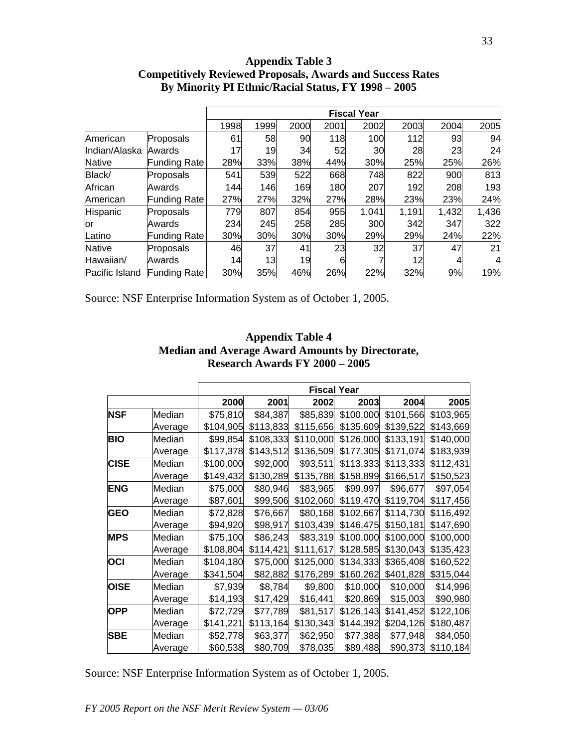**Appendix Table 3**
**Competitively Reviewed Proposals, Awards and Success Rates**
**By Minority PI Ethnic/Racial Status, FY 1998 – 2005**

| | | Fiscal Year | | | | | | | |
|---|---|---|---|---|---|---|---|---|---|
| | | 1998 | 1999 | 2000 | 2001 | 2002 | 2003 | 2004 | 2005 |
| American | Proposals | 61 | 58 | 90 | 118 | 100 | 112 | 93 | 94 |
| Indian/Alaska | Awards | 17 | 19 | 34 | 52 | 30 | 28 | 23 | 24 |
| Native | Funding Rate | 28% | 33% | 38% | 44% | 30% | 25% | 25% | 26% |
| Black/ | Proposals | 541 | 539 | 522 | 668 | 748 | 822 | 900 | 813 |
| African | Awards | 144 | 146 | 169 | 180 | 207 | 192 | 208 | 193 |
| American | Funding Rate | 27% | 27% | 32% | 27% | 28% | 23% | 23% | 24% |
| Hispanic | Proposals | 779 | 807 | 854 | 955 | 1,041 | 1,191 | 1,432 | 1,436 |
| or | Awards | 234 | 245 | 258 | 285 | 300 | 342 | 347 | 322 |
| Latino | Funding Rate | 30% | 30% | 30% | 30% | 29% | 29% | 24% | 22% |
| Native | Proposals | 46 | 37 | 41 | 23 | 32 | 37 | 47 | 21 |
| Hawaiian/ | Awards | 14 | 13 | 19 | 6 | 7 | 12 | 4 | 4 |
| Pacific Island | Funding Rate | 30% | 35% | 46% | 26% | 22% | 32% | 9% | 19% |

Source: NSF Enterprise Information System as of October 1, 2005.

**Appendix Table 4**
**Median and Average Award Amounts by Directorate,**
**Research Awards FY 2000 – 2005**

| | | Fiscal Year | | | | | |
|---|---|---|---|---|---|---|---|
| | | **2000** | **2001** | **2002** | **2003** | **2004** | **2005** |
| **NSF** | Median | $75,810 | $84,387 | $85,839 | $100,000 | $101,566 | $103,965 |
| | Average | $104,905 | $113,833 | $115,656 | $135,609 | $139,522 | $143,669 |
| **BIO** | Median | $99,854 | $108,333 | $110,000 | $126,000 | $133,191 | $140,000 |
| | Average | $117,378 | $143,512 | $136,509 | $177,305 | $171,074 | $183,939 |
| **CISE** | Median | $100,000 | $92,000 | $93,511 | $113,333 | $113,333 | $112,431 |
| | Average | $149,432 | $130,289 | $135,788 | $158,899 | $166,517 | $150,523 |
| **ENG** | Median | $75,000 | $80,946 | $83,965 | $99,997 | $96,677 | $97,054 |
| | Average | $87,601 | $99,506 | $102,060 | $119,470 | $119,704 | $117,456 |
| **GEO** | Median | $72,828 | $76,667 | $80,168 | $102,667 | $114,730 | $116,492 |
| | Average | $94,920 | $98,917 | $103,439 | $146,475 | $150,181 | $147,690 |
| **MPS** | Median | $75,100 | $86,243 | $83,319 | $100,000 | $100,000 | $100,000 |
| | Average | $108,804 | $114,421 | $111,617 | $128,585 | $130,043 | $135,423 |
| **OCI** | Median | $104,180 | $75,000 | $125,000 | $134,333 | $365,408 | $160,522 |
| | Average | $341,504 | $82,882 | $176,289 | $160,262 | $401,828 | $315,044 |
| **OISE** | Median | $7,939 | $8,784 | $9,800 | $10,000 | $10,000 | $14,996 |
| | Average | $14,193 | $17,429 | $16,441 | $20,869 | $15,003 | $90,980 |
| **OPP** | Median | $72,729 | $77,789 | $81,517 | $126,143 | $141,452 | $122,106 |
| | Average | $141,221 | $113,164 | $130,343 | $144,392 | $204,126 | $180,487 |
| **SBE** | Median | $52,778 | $63,377 | $62,950 | $77,388 | $77,948 | $84,050 |
| | Average | $60,538 | $80,709 | $78,035 | $89,488 | $90,373 | $110,184 |

Source: NSF Enterprise Information System as of October 1, 2005.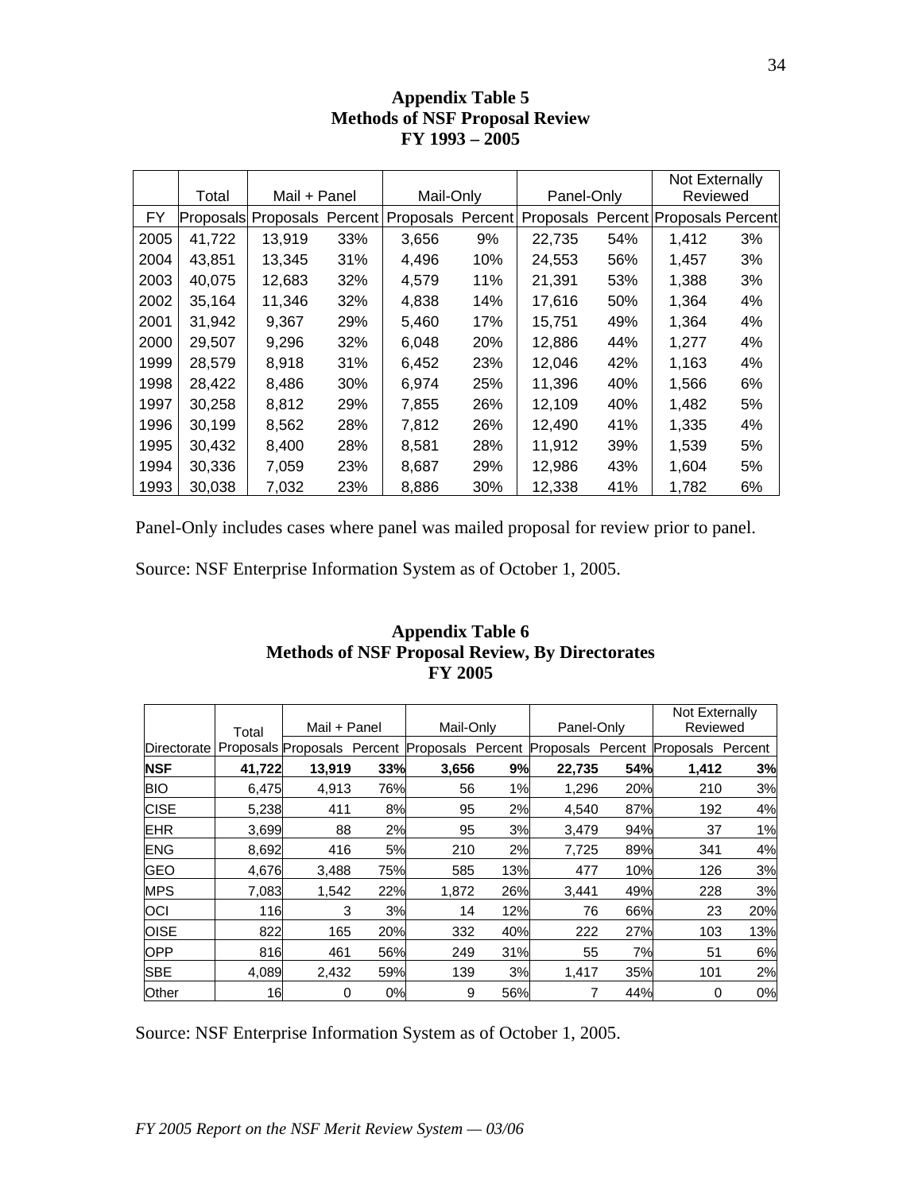## Appendix Table 5
## Methods of NSF Proposal Review
## FY 1993 – 2005

| | Total | Mail + Panel | | Mail-Only | | Panel-Only | | Not Externally Reviewed | |
|---|---|---|---|---|---|---|---|---|---|
| FY | Proposals | Proposals | Percent | Proposals | Percent | Proposals | Percent | Proposals | Percent |
| 2005 | 41,722 | 13,919 | 33% | 3,656 | 9% | 22,735 | 54% | 1,412 | 3% |
| 2004 | 43,851 | 13,345 | 31% | 4,496 | 10% | 24,553 | 56% | 1,457 | 3% |
| 2003 | 40,075 | 12,683 | 32% | 4,579 | 11% | 21,391 | 53% | 1,388 | 3% |
| 2002 | 35,164 | 11,346 | 32% | 4,838 | 14% | 17,616 | 50% | 1,364 | 4% |
| 2001 | 31,942 | 9,367 | 29% | 5,460 | 17% | 15,751 | 49% | 1,364 | 4% |
| 2000 | 29,507 | 9,296 | 32% | 6,048 | 20% | 12,886 | 44% | 1,277 | 4% |
| 1999 | 28,579 | 8,918 | 31% | 6,452 | 23% | 12,046 | 42% | 1,163 | 4% |
| 1998 | 28,422 | 8,486 | 30% | 6,974 | 25% | 11,396 | 40% | 1,566 | 6% |
| 1997 | 30,258 | 8,812 | 29% | 7,855 | 26% | 12,109 | 40% | 1,482 | 5% |
| 1996 | 30,199 | 8,562 | 28% | 7,812 | 26% | 12,490 | 41% | 1,335 | 4% |
| 1995 | 30,432 | 8,400 | 28% | 8,581 | 28% | 11,912 | 39% | 1,539 | 5% |
| 1994 | 30,336 | 7,059 | 23% | 8,687 | 29% | 12,986 | 43% | 1,604 | 5% |
| 1993 | 30,038 | 7,032 | 23% | 8,886 | 30% | 12,338 | 41% | 1,782 | 6% |

Panel-Only includes cases where panel was mailed proposal for review prior to panel.

Source: NSF Enterprise Information System as of October 1, 2005.

## Appendix Table 6
## Methods of NSF Proposal Review, By Directorates
## FY 2005

| | Total | Mail + Panel | | Mail-Only | | Panel-Only | | Not Externally Reviewed | |
|---|---|---|---|---|---|---|---|---|---|
| Directorate | Proposals | Proposals | Percent | Proposals | Percent | Proposals | Percent | Proposals | Percent |
| **NSF** | **41,722** | **13,919** | **33%** | **3,656** | **9%** | **22,735** | **54%** | **1,412** | **3%** |
| BIO | 6,475 | 4,913 | 76% | 56 | 1% | 1,296 | 20% | 210 | 3% |
| CISE | 5,238 | 411 | 8% | 95 | 2% | 4,540 | 87% | 192 | 4% |
| EHR | 3,699 | 88 | 2% | 95 | 3% | 3,479 | 94% | 37 | 1% |
| ENG | 8,692 | 416 | 5% | 210 | 2% | 7,725 | 89% | 341 | 4% |
| GEO | 4,676 | 3,488 | 75% | 585 | 13% | 477 | 10% | 126 | 3% |
| MPS | 7,083 | 1,542 | 22% | 1,872 | 26% | 3,441 | 49% | 228 | 3% |
| OCI | 116 | 3 | 3% | 14 | 12% | 76 | 66% | 23 | 20% |
| OISE | 822 | 165 | 20% | 332 | 40% | 222 | 27% | 103 | 13% |
| OPP | 816 | 461 | 56% | 249 | 31% | 55 | 7% | 51 | 6% |
| SBE | 4,089 | 2,432 | 59% | 139 | 3% | 1,417 | 35% | 101 | 2% |
| Other | 16 | 0 | 0% | 9 | 56% | 7 | 44% | 0 | 0% |

Source: NSF Enterprise Information System as of October 1, 2005.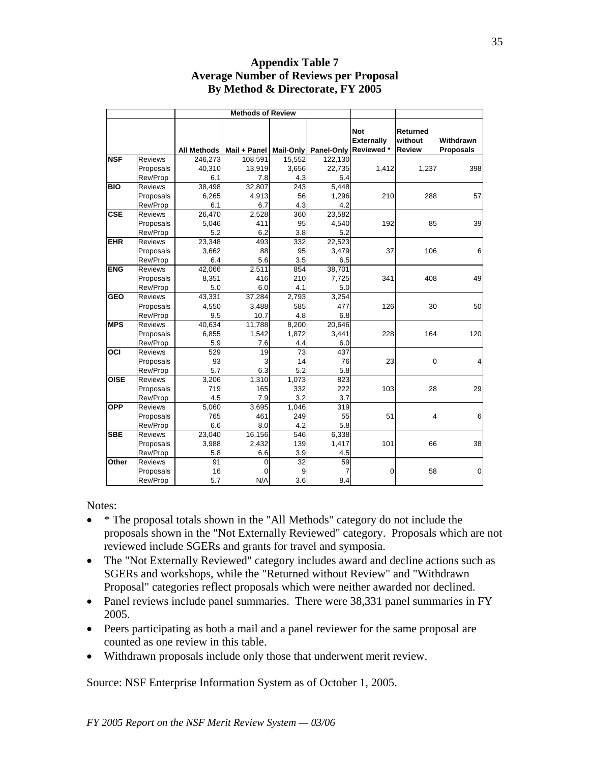# Appendix Table 7
## Average Number of Reviews per Proposal
## By Method & Directorate, FY 2005

| | | Methods of Review | | | | | | |
|---|---|---|---|---|---|---|---|---|
| | | All Methods | Mail + Panel | Mail-Only | Panel-Only | Not Externally Reviewed * | Returned without Review | Withdrawn Proposals |
| **NSF** | Reviews | 246,273 | 108,591 | 15,552 | 122,130 | | | |
| | Proposals | 40,310 | 13,919 | 3,656 | 22,735 | 1,412 | 1,237 | 398 |
| | Rev/Prop | 6.1 | 7.8 | 4.3 | 5.4 | | | |
| **BIO** | Reviews | 38,498 | 32,807 | 243 | 5,448 | | | |
| | Proposals | 6,265 | 4,913 | 56 | 1,296 | 210 | 288 | 57 |
| | Rev/Prop | 6.1 | 6.7 | 4.3 | 4.2 | | | |
| **CSE** | Reviews | 26,470 | 2,528 | 360 | 23,582 | | | |
| | Proposals | 5,046 | 411 | 95 | 4,540 | 192 | 85 | 39 |
| | Rev/Prop | 5.2 | 6.2 | 3.8 | 5.2 | | | |
| **EHR** | Reviews | 23,348 | 493 | 332 | 22,523 | | | |
| | Proposals | 3,662 | 88 | 95 | 3,479 | 37 | 106 | 6 |
| | Rev/Prop | 6.4 | 5.6 | 3.5 | 6.5 | | | |
| **ENG** | Reviews | 42,066 | 2,511 | 854 | 38,701 | | | |
| | Proposals | 8,351 | 416 | 210 | 7,725 | 341 | 408 | 49 |
| | Rev/Prop | 5.0 | 6.0 | 4.1 | 5.0 | | | |
| **GEO** | Reviews | 43,331 | 37,284 | 2,793 | 3,254 | | | |
| | Proposals | 4,550 | 3,488 | 585 | 477 | 126 | 30 | 50 |
| | Rev/Prop | 9.5 | 10.7 | 4.8 | 6.8 | | | |
| **MPS** | Reviews | 40,634 | 11,788 | 8,200 | 20,646 | | | |
| | Proposals | 6,855 | 1,542 | 1,872 | 3,441 | 228 | 164 | 120 |
| | Rev/Prop | 5.9 | 7.6 | 4.4 | 6.0 | | | |
| **OCI** | Reviews | 529 | 19 | 73 | 437 | | | |
| | Proposals | 93 | 3 | 14 | 76 | 23 | 0 | 4 |
| | Rev/Prop | 5.7 | 6.3 | 5.2 | 5.8 | | | |
| **OISE** | Reviews | 3,206 | 1,310 | 1,073 | 823 | | | |
| | Proposals | 719 | 165 | 332 | 222 | 103 | 28 | 29 |
| | Rev/Prop | 4.5 | 7.9 | 3.2 | 3.7 | | | |
| **OPP** | Reviews | 5,060 | 3,695 | 1,046 | 319 | | | |
| | Proposals | 765 | 461 | 249 | 55 | 51 | 4 | 6 |
| | Rev/Prop | 6.6 | 8.0 | 4.2 | 5.8 | | | |
| **SBE** | Reviews | 23,040 | 16,156 | 546 | 6,338 | | | |
| | Proposals | 3,988 | 2,432 | 139 | 1,417 | 101 | 66 | 38 |
| | Rev/Prop | 5.8 | 6.6 | 3.9 | 4.5 | | | |
| **Other** | Reviews | 91 | 0 | 32 | 59 | | | |
| | Proposals | 16 | 0 | 9 | 7 | 0 | 58 | 0 |
| | Rev/Prop | 5.7 | N/A | 3.6 | 8.4 | | | |

Notes:

- * The proposal totals shown in the "All Methods" category do not include the proposals shown in the "Not Externally Reviewed" category. Proposals which are not reviewed include SGERs and grants for travel and symposia.
- The "Not Externally Reviewed" category includes award and decline actions such as SGERs and workshops, while the "Returned without Review" and "Withdrawn Proposal" categories reflect proposals which were neither awarded nor declined.
- Panel reviews include panel summaries. There were 38,331 panel summaries in FY 2005.
- Peers participating as both a mail and a panel reviewer for the same proposal are counted as one review in this table.
- Withdrawn proposals include only those that underwent merit review.

Source: NSF Enterprise Information System as of October 1, 2005.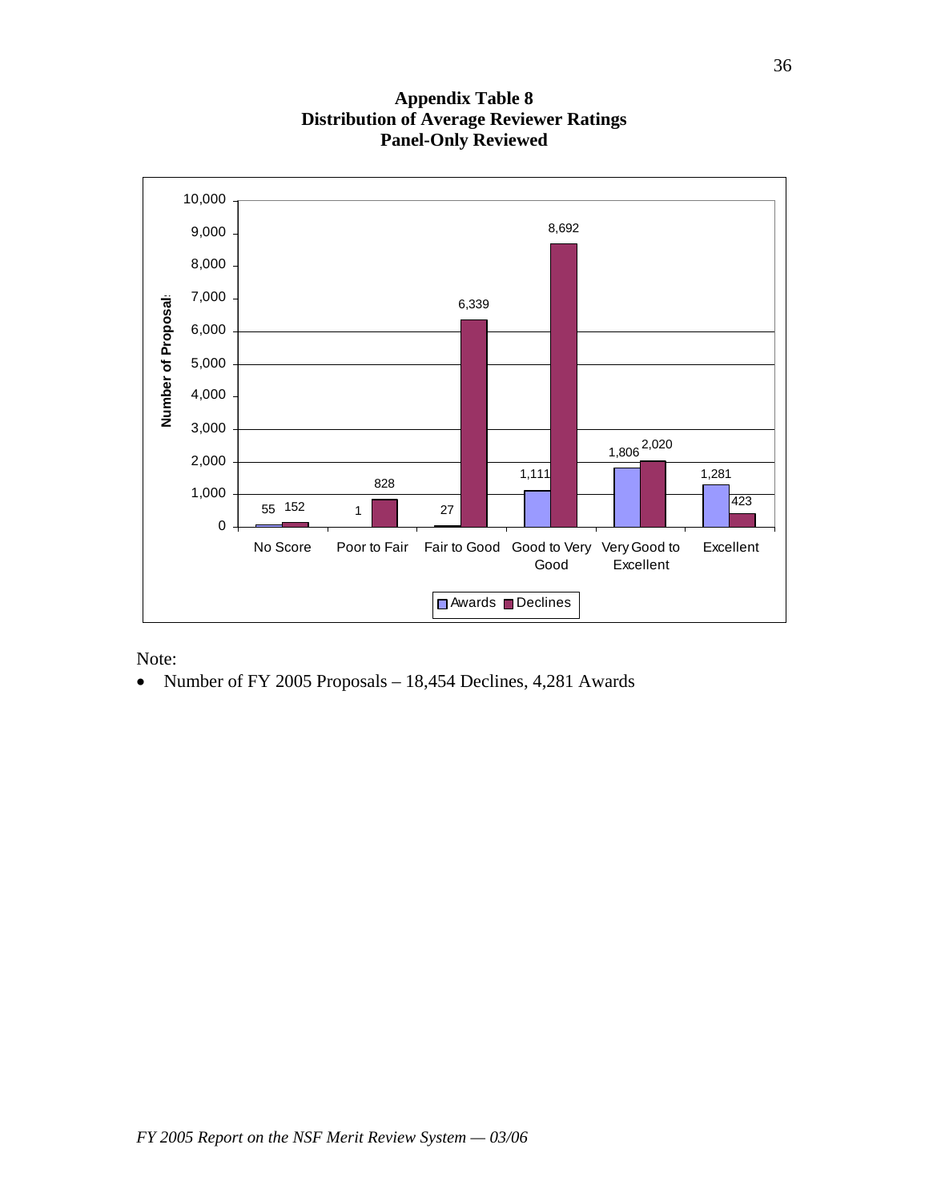**Appendix Table 8**
**Distribution of Average Reviewer Ratings**
**Panel-Only Reviewed**

| Rating | Awards | Declines |
|---|---|---|
| No Score | 55 | 152 |
| Poor to Fair | 1 | 828 |
| Fair to Good | 27 | 6,339 |
| Good to Very Good | 1,111 | 8,692 |
| Very Good to Excellent | 1,806 | 2,020 |
| Excellent | 1,281 | 423 |

Note:

- Number of FY 2005 Proposals – 18,454 Declines, 4,281 Awards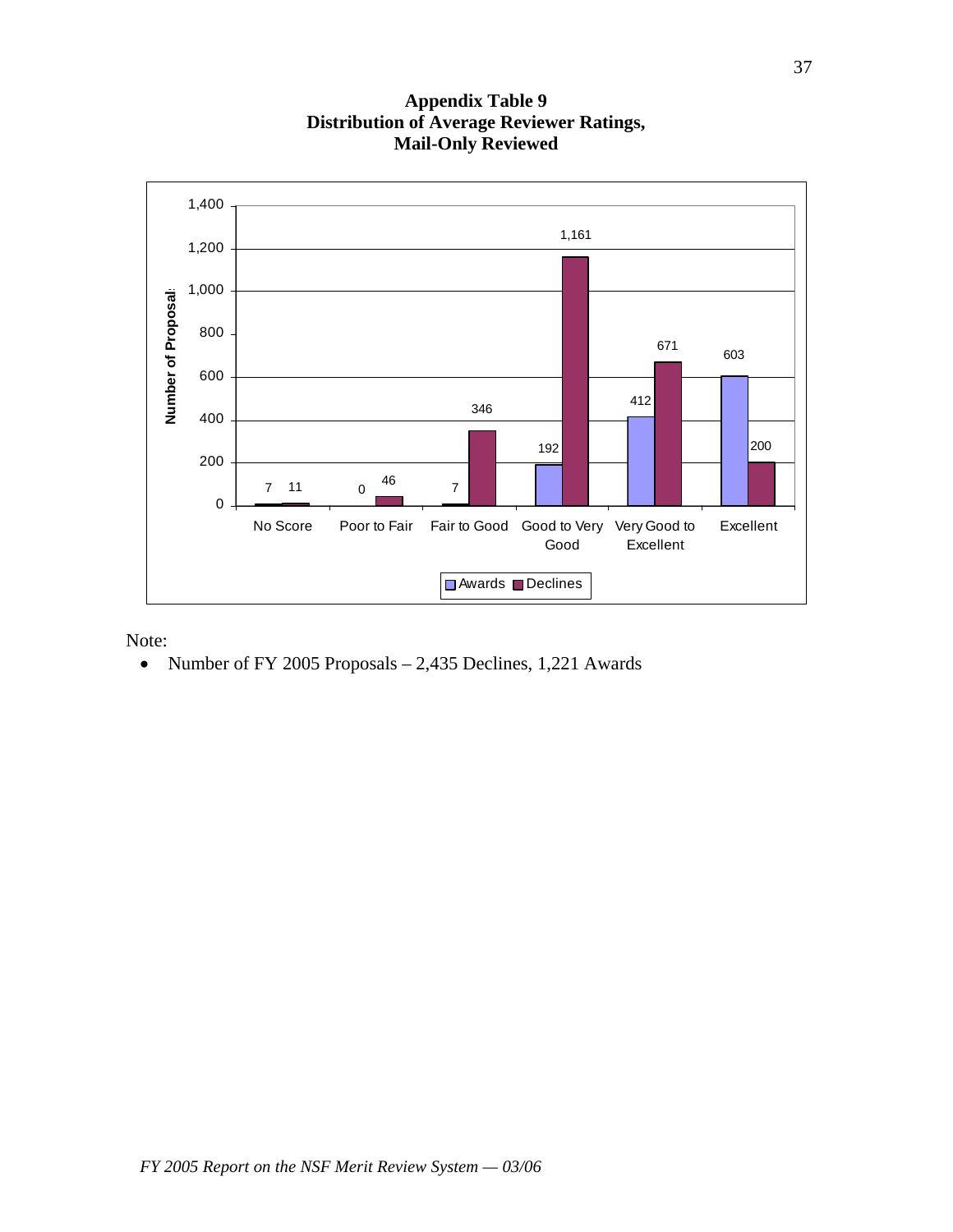**Appendix Table 9**
**Distribution of Average Reviewer Ratings,**
**Mail-Only Reviewed**

| | No Score | Poor to Fair | Fair to Good | Good to Very Good | Very Good to Excellent | Excellent |
|---|---|---|---|---|---|---|
| Awards | 7 | 0 | 7 | 192 | 412 | 603 |
| Declines | 11 | 46 | 346 | 1,161 | 671 | 200 |

Note:

- Number of FY 2005 Proposals – 2,435 Declines, 1,221 Awards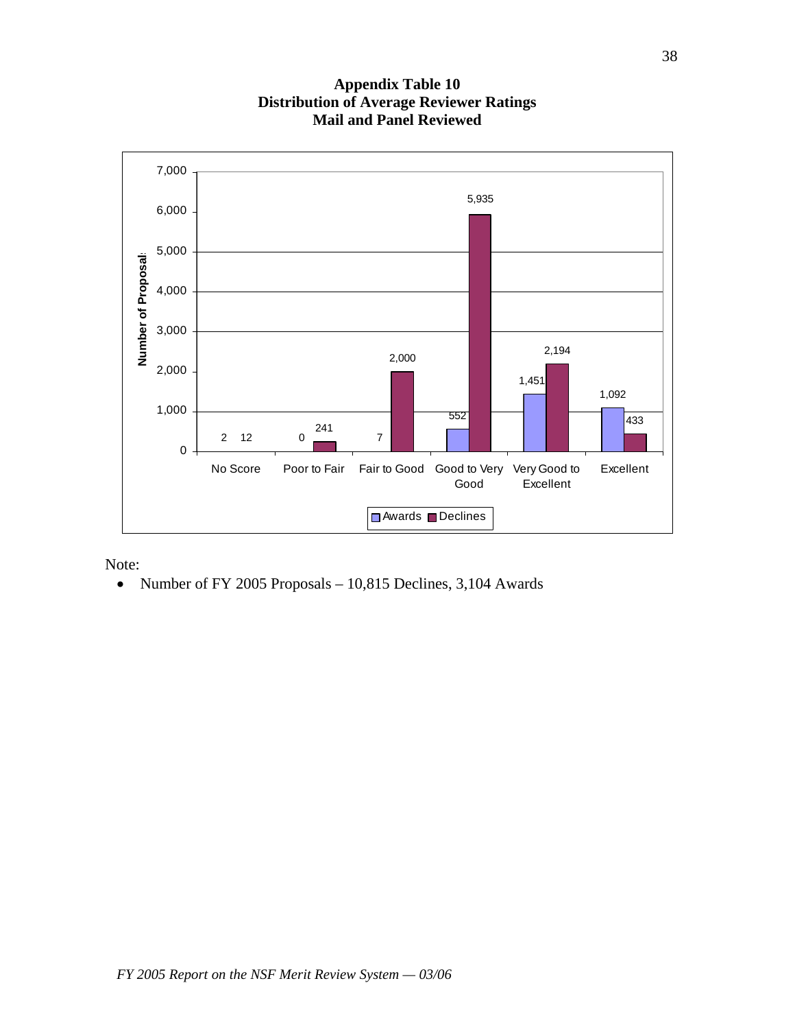**Appendix Table 10**
**Distribution of Average Reviewer Ratings**
**Mail and Panel Reviewed**

| Rating | Awards | Declines |
|---|---|---|
| No Score | 2 | 12 |
| Poor to Fair | 0 | 241 |
| Fair to Good | 7 | 2,000 |
| Good to Very Good | 552 | 5,935 |
| Very Good to Excellent | 1,451 | 2,194 |
| Excellent | 1,092 | 433 |

Note:

- Number of FY 2005 Proposals – 10,815 Declines, 3,104 Awards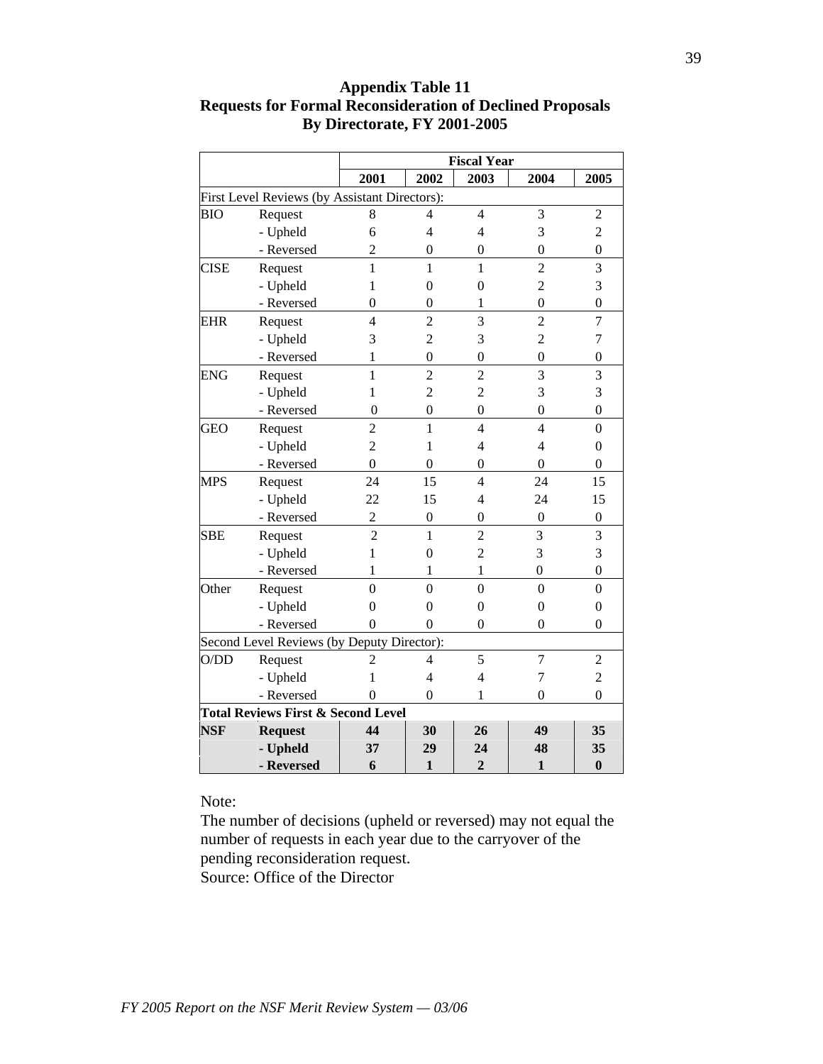**Appendix Table 11**
**Requests for Formal Reconsideration of Declined Proposals**
**By Directorate, FY 2001-2005**

| | | Fiscal Year | | | | |
|---|---|---|---|---|---|---|
| | | **2001** | **2002** | **2003** | **2004** | **2005** |
| First Level Reviews (by Assistant Directors): | | | | | | |
| BIO | Request | 8 | 4 | 4 | 3 | 2 |
| | - Upheld | 6 | 4 | 4 | 3 | 2 |
| | - Reversed | 2 | 0 | 0 | 0 | 0 |
| CISE | Request | 1 | 1 | 1 | 2 | 3 |
| | - Upheld | 1 | 0 | 0 | 2 | 3 |
| | - Reversed | 0 | 0 | 1 | 0 | 0 |
| EHR | Request | 4 | 2 | 3 | 2 | 7 |
| | - Upheld | 3 | 2 | 3 | 2 | 7 |
| | - Reversed | 1 | 0 | 0 | 0 | 0 |
| ENG | Request | 1 | 2 | 2 | 3 | 3 |
| | - Upheld | 1 | 2 | 2 | 3 | 3 |
| | - Reversed | 0 | 0 | 0 | 0 | 0 |
| GEO | Request | 2 | 1 | 4 | 4 | 0 |
| | - Upheld | 2 | 1 | 4 | 4 | 0 |
| | - Reversed | 0 | 0 | 0 | 0 | 0 |
| MPS | Request | 24 | 15 | 4 | 24 | 15 |
| | - Upheld | 22 | 15 | 4 | 24 | 15 |
| | - Reversed | 2 | 0 | 0 | 0 | 0 |
| SBE | Request | 2 | 1 | 2 | 3 | 3 |
| | - Upheld | 1 | 0 | 2 | 3 | 3 |
| | - Reversed | 1 | 1 | 1 | 0 | 0 |
| Other | Request | 0 | 0 | 0 | 0 | 0 |
| | - Upheld | 0 | 0 | 0 | 0 | 0 |
| | - Reversed | 0 | 0 | 0 | 0 | 0 |
| Second Level Reviews (by Deputy Director): | | | | | | |
| O/DD | Request | 2 | 4 | 5 | 7 | 2 |
| | - Upheld | 1 | 4 | 4 | 7 | 2 |
| | - Reversed | 0 | 0 | 1 | 0 | 0 |
| **Total Reviews First & Second Level** | | | | | | |
| **NSF** | **Request** | **44** | **30** | **26** | **49** | **35** |
| | **- Upheld** | **37** | **29** | **24** | **48** | **35** |
| | **- Reversed** | **6** | **1** | **2** | **1** | **0** |

Note:
The number of decisions (upheld or reversed) may not equal the number of requests in each year due to the carryover of the pending reconsideration request.
Source: Office of the Director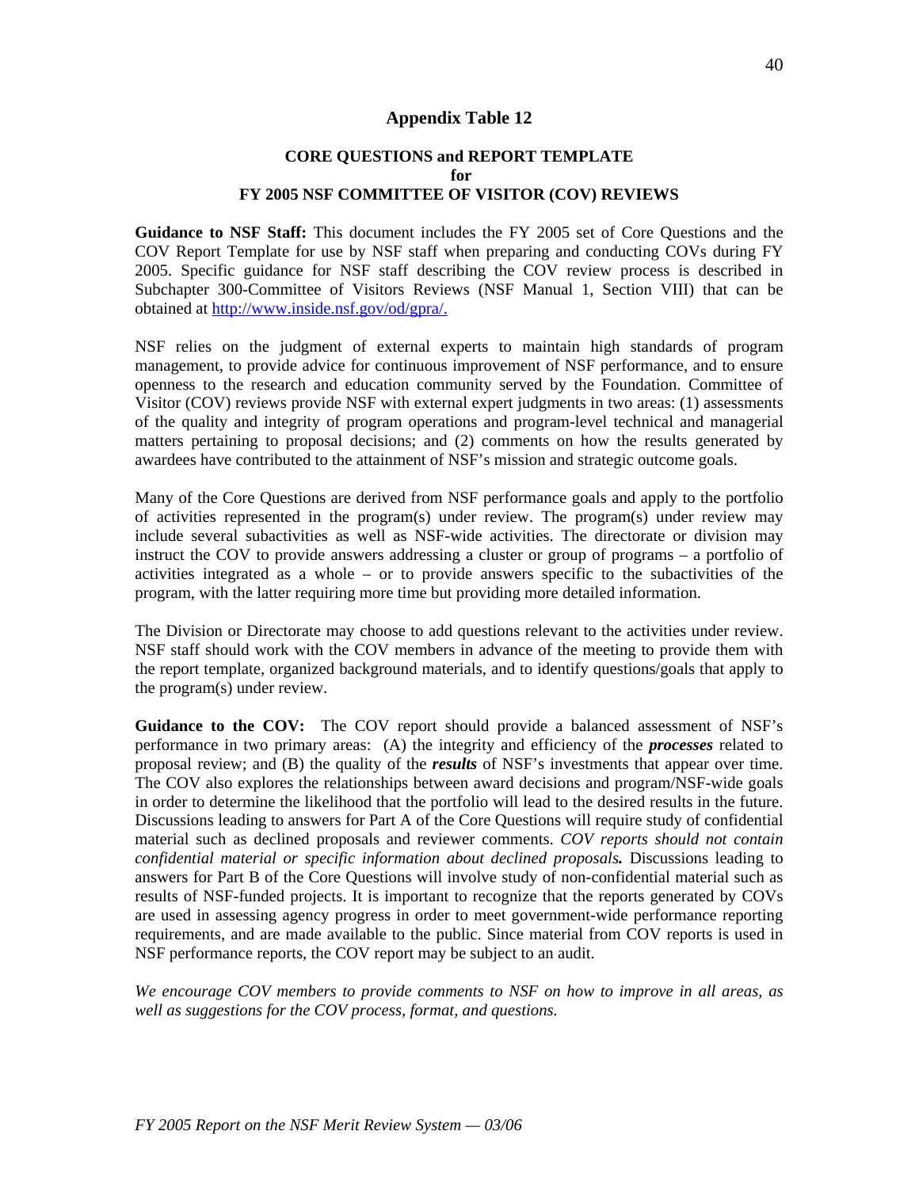## Appendix Table 12

### CORE QUESTIONS and REPORT TEMPLATE
### for
### FY 2005 NSF COMMITTEE OF VISITOR (COV) REVIEWS

**Guidance to NSF Staff:** This document includes the FY 2005 set of Core Questions and the COV Report Template for use by NSF staff when preparing and conducting COVs during FY 2005. Specific guidance for NSF staff describing the COV review process is described in Subchapter 300-Committee of Visitors Reviews (NSF Manual 1, Section VIII) that can be obtained at [http://www.inside.nsf.gov/od/gpra/.](http://www.inside.nsf.gov/od/gpra/)

NSF relies on the judgment of external experts to maintain high standards of program management, to provide advice for continuous improvement of NSF performance, and to ensure openness to the research and education community served by the Foundation. Committee of Visitor (COV) reviews provide NSF with external expert judgments in two areas: (1) assessments of the quality and integrity of program operations and program-level technical and managerial matters pertaining to proposal decisions; and (2) comments on how the results generated by awardees have contributed to the attainment of NSF's mission and strategic outcome goals.

Many of the Core Questions are derived from NSF performance goals and apply to the portfolio of activities represented in the program(s) under review. The program(s) under review may include several subactivities as well as NSF-wide activities. The directorate or division may instruct the COV to provide answers addressing a cluster or group of programs – a portfolio of activities integrated as a whole – or to provide answers specific to the subactivities of the program, with the latter requiring more time but providing more detailed information.

The Division or Directorate may choose to add questions relevant to the activities under review. NSF staff should work with the COV members in advance of the meeting to provide them with the report template, organized background materials, and to identify questions/goals that apply to the program(s) under review.

**Guidance to the COV:** The COV report should provide a balanced assessment of NSF's performance in two primary areas: (A) the integrity and efficiency of the ***processes*** related to proposal review; and (B) the quality of the ***results*** of NSF's investments that appear over time. The COV also explores the relationships between award decisions and program/NSF-wide goals in order to determine the likelihood that the portfolio will lead to the desired results in the future. Discussions leading to answers for Part A of the Core Questions will require study of confidential material such as declined proposals and reviewer comments. *COV reports should not contain confidential material or specific information about declined proposals.* Discussions leading to answers for Part B of the Core Questions will involve study of non-confidential material such as results of NSF-funded projects. It is important to recognize that the reports generated by COVs are used in assessing agency progress in order to meet government-wide performance reporting requirements, and are made available to the public. Since material from COV reports is used in NSF performance reports, the COV report may be subject to an audit.

*We encourage COV members to provide comments to NSF on how to improve in all areas, as well as suggestions for the COV process, format, and questions.*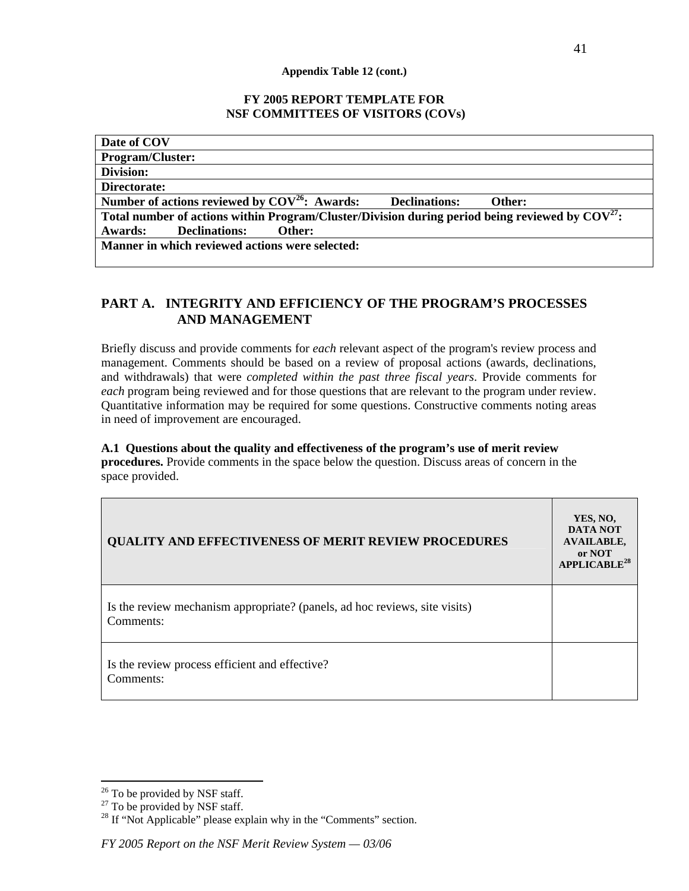**Appendix Table 12 (cont.)**

**FY 2005 REPORT TEMPLATE FOR NSF COMMITTEES OF VISITORS (COVs)**

| **Date of COV** |
|---|
| **Program/Cluster:** |
| **Division:** |
| **Directorate:** |
| **Number of actions reviewed by COV[26]: Awards: Declinations: Other:** |
| **Total number of actions within Program/Cluster/Division during period being reviewed by COV[27]: Awards: Declinations: Other:** |
| **Manner in which reviewed actions were selected:** |

## PART A. INTEGRITY AND EFFICIENCY OF THE PROGRAM'S PROCESSES AND MANAGEMENT

Briefly discuss and provide comments for *each* relevant aspect of the program's review process and management. Comments should be based on a review of proposal actions (awards, declinations, and withdrawals) that were *completed within the past three fiscal years*. Provide comments for *each* program being reviewed and for those questions that are relevant to the program under review. Quantitative information may be required for some questions. Constructive comments noting areas in need of improvement are encouraged.

**A.1 Questions about the quality and effectiveness of the program's use of merit review procedures.** Provide comments in the space below the question. Discuss areas of concern in the space provided.

| QUALITY AND EFFECTIVENESS OF MERIT REVIEW PROCEDURES | YES, NO, DATA NOT AVAILABLE, or NOT APPLICABLE[28] |
|---|---|
| Is the review mechanism appropriate? (panels, ad hoc reviews, site visits)<br>Comments: | |
| Is the review process efficient and effective?<br>Comments: | |

[26] To be provided by NSF staff.
[27] To be provided by NSF staff.
[28] If "Not Applicable" please explain why in the "Comments" section.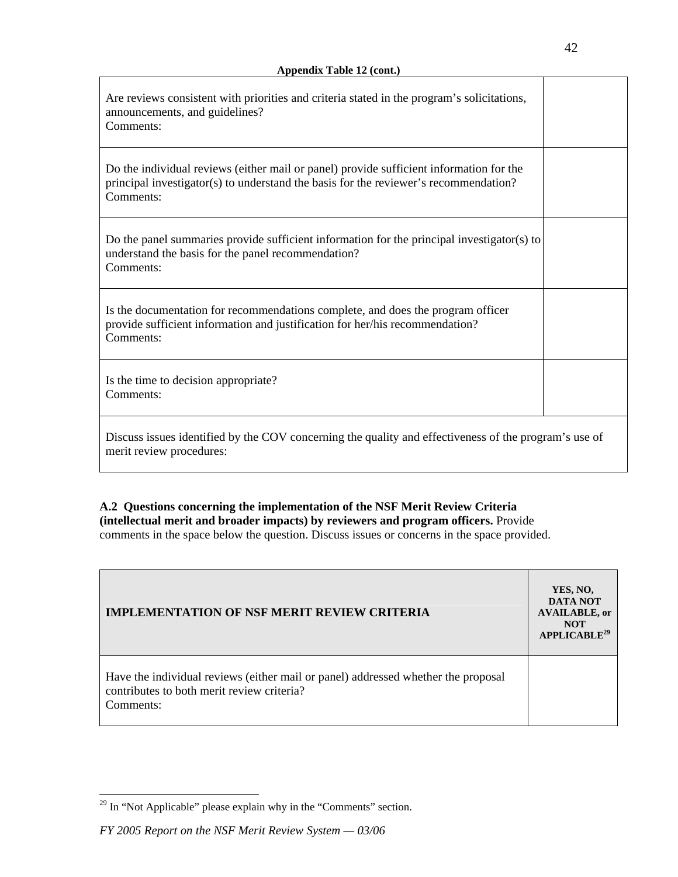**Appendix Table 12 (cont.)**

| | |
|---|---|
| Are reviews consistent with priorities and criteria stated in the program's solicitations, announcements, and guidelines?<br>Comments: | |
| Do the individual reviews (either mail or panel) provide sufficient information for the principal investigator(s) to understand the basis for the reviewer's recommendation?<br>Comments: | |
| Do the panel summaries provide sufficient information for the principal investigator(s) to understand the basis for the panel recommendation?<br>Comments: | |
| Is the documentation for recommendations complete, and does the program officer provide sufficient information and justification for her/his recommendation?<br>Comments: | |
| Is the time to decision appropriate?<br>Comments: | |
| Discuss issues identified by the COV concerning the quality and effectiveness of the program's use of merit review procedures: | |

**A.2 Questions concerning the implementation of the NSF Merit Review Criteria (intellectual merit and broader impacts) by reviewers and program officers.** Provide comments in the space below the question. Discuss issues or concerns in the space provided.

| IMPLEMENTATION OF NSF MERIT REVIEW CRITERIA | YES, NO, DATA NOT AVAILABLE, or NOT APPLICABLE[29] |
|---|---|
| Have the individual reviews (either mail or panel) addressed whether the proposal contributes to both merit review criteria?<br>Comments: | |

[29] In "Not Applicable" please explain why in the "Comments" section.

*FY 2005 Report on the NSF Merit Review System — 03/06*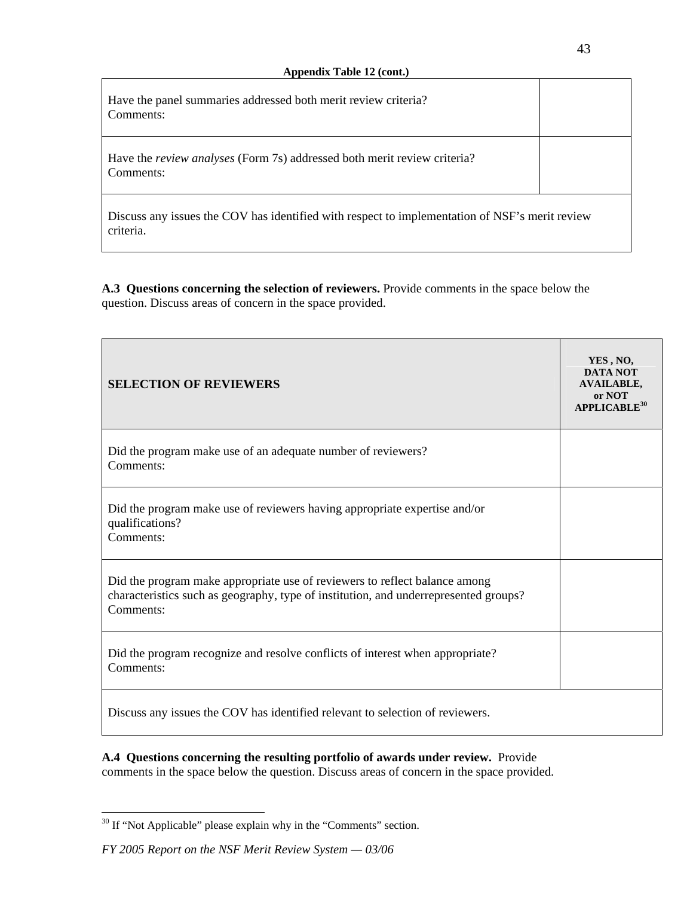**Appendix Table 12 (cont.)**

| | |
|---|---|
| Have the panel summaries addressed both merit review criteria?<br>Comments: | |
| Have the *review analyses* (Form 7s) addressed both merit review criteria?<br>Comments: | |
| Discuss any issues the COV has identified with respect to implementation of NSF's merit review criteria. | |

**A.3 Questions concerning the selection of reviewers.** Provide comments in the space below the question. Discuss areas of concern in the space provided.

| **SELECTION OF REVIEWERS** | **YES , NO, DATA NOT AVAILABLE, or NOT APPLICABLE**[30] |
|---|---|
| Did the program make use of an adequate number of reviewers?<br>Comments: | |
| Did the program make use of reviewers having appropriate expertise and/or qualifications?<br>Comments: | |
| Did the program make appropriate use of reviewers to reflect balance among characteristics such as geography, type of institution, and underrepresented groups?<br>Comments: | |
| Did the program recognize and resolve conflicts of interest when appropriate?<br>Comments: | |
| Discuss any issues the COV has identified relevant to selection of reviewers. | |

**A.4 Questions concerning the resulting portfolio of awards under review.** Provide comments in the space below the question. Discuss areas of concern in the space provided.

---

[30] If "Not Applicable" please explain why in the "Comments" section.

*FY 2005 Report on the NSF Merit Review System — 03/06*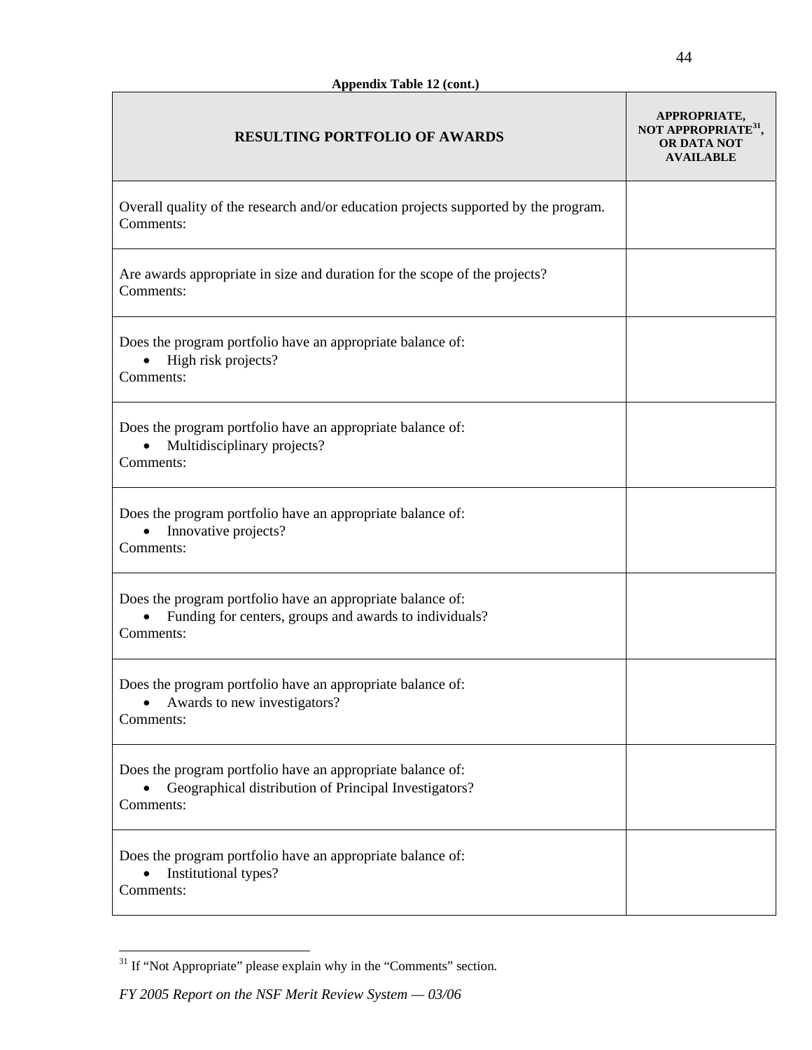**Appendix Table 12 (cont.)**

| RESULTING PORTFOLIO OF AWARDS | APPROPRIATE, NOT APPROPRIATE[31], OR DATA NOT AVAILABLE |
|---|---|
| Overall quality of the research and/or education projects supported by the program.<br>Comments: | |
| Are awards appropriate in size and duration for the scope of the projects?<br>Comments: | |
| Does the program portfolio have an appropriate balance of:<br>• High risk projects?<br>Comments: | |
| Does the program portfolio have an appropriate balance of:<br>• Multidisciplinary projects?<br>Comments: | |
| Does the program portfolio have an appropriate balance of:<br>• Innovative projects?<br>Comments: | |
| Does the program portfolio have an appropriate balance of:<br>• Funding for centers, groups and awards to individuals?<br>Comments: | |
| Does the program portfolio have an appropriate balance of:<br>• Awards to new investigators?<br>Comments: | |
| Does the program portfolio have an appropriate balance of:<br>• Geographical distribution of Principal Investigators?<br>Comments: | |
| Does the program portfolio have an appropriate balance of:<br>• Institutional types?<br>Comments: | |

[31] If "Not Appropriate" please explain why in the "Comments" section.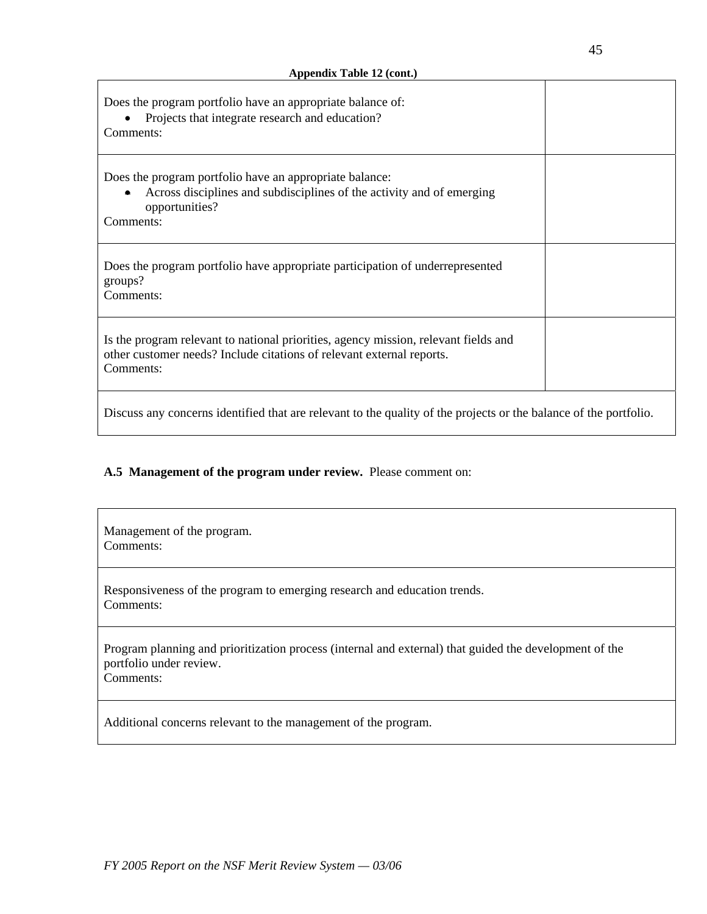**Appendix Table 12 (cont.)**

| | |
|---|---|
| Does the program portfolio have an appropriate balance of:<br>• Projects that integrate research and education?<br>Comments: | |
| Does the program portfolio have an appropriate balance:<br>• Across disciplines and subdisciplines of the activity and of emerging opportunities?<br>Comments: | |
| Does the program portfolio have appropriate participation of underrepresented groups?<br>Comments: | |
| Is the program relevant to national priorities, agency mission, relevant fields and other customer needs? Include citations of relevant external reports.<br>Comments: | |
| Discuss any concerns identified that are relevant to the quality of the projects or the balance of the portfolio. | |

**A.5 Management of the program under review.** Please comment on:

| |
|---|
| Management of the program.<br>Comments: |
| Responsiveness of the program to emerging research and education trends.<br>Comments: |
| Program planning and prioritization process (internal and external) that guided the development of the portfolio under review.<br>Comments: |
| Additional concerns relevant to the management of the program. |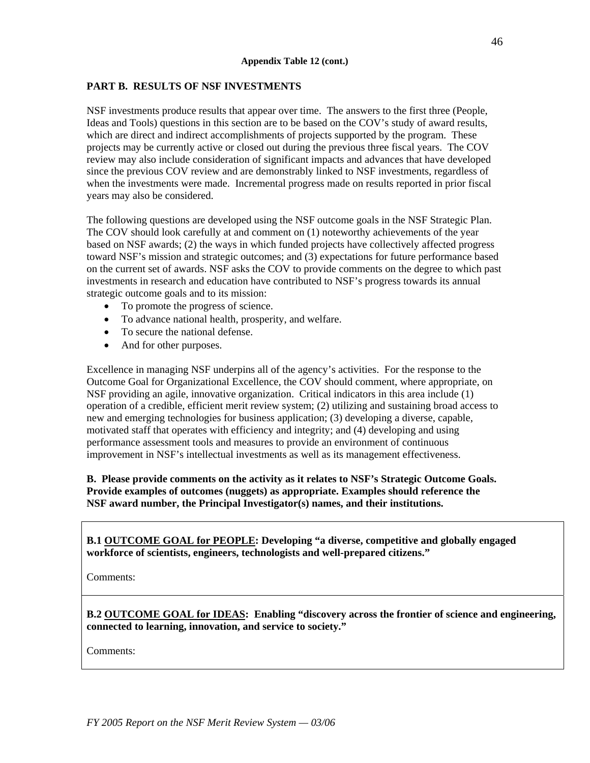**Appendix Table 12 (cont.)**

**PART B. RESULTS OF NSF INVESTMENTS**

NSF investments produce results that appear over time. The answers to the first three (People, Ideas and Tools) questions in this section are to be based on the COV's study of award results, which are direct and indirect accomplishments of projects supported by the program. These projects may be currently active or closed out during the previous three fiscal years. The COV review may also include consideration of significant impacts and advances that have developed since the previous COV review and are demonstrably linked to NSF investments, regardless of when the investments were made. Incremental progress made on results reported in prior fiscal years may also be considered.

The following questions are developed using the NSF outcome goals in the NSF Strategic Plan. The COV should look carefully at and comment on (1) noteworthy achievements of the year based on NSF awards; (2) the ways in which funded projects have collectively affected progress toward NSF's mission and strategic outcomes; and (3) expectations for future performance based on the current set of awards. NSF asks the COV to provide comments on the degree to which past investments in research and education have contributed to NSF's progress towards its annual strategic outcome goals and to its mission:

- To promote the progress of science.
- To advance national health, prosperity, and welfare.
- To secure the national defense.
- And for other purposes.

Excellence in managing NSF underpins all of the agency's activities. For the response to the Outcome Goal for Organizational Excellence, the COV should comment, where appropriate, on NSF providing an agile, innovative organization. Critical indicators in this area include (1) operation of a credible, efficient merit review system; (2) utilizing and sustaining broad access to new and emerging technologies for business application; (3) developing a diverse, capable, motivated staff that operates with efficiency and integrity; and (4) developing and using performance assessment tools and measures to provide an environment of continuous improvement in NSF's intellectual investments as well as its management effectiveness.

**B. Please provide comments on the activity as it relates to NSF's Strategic Outcome Goals. Provide examples of outcomes (nuggets) as appropriate. Examples should reference the NSF award number, the Principal Investigator(s) names, and their institutions.**

| **B.1 <u>OUTCOME GOAL for PEOPLE</u>: Developing "a diverse, competitive and globally engaged workforce of scientists, engineers, technologists and well-prepared citizens."** <br><br> Comments: |
|---|
| **B.2 <u>OUTCOME GOAL for IDEAS</u>: Enabling "discovery across the frontier of science and engineering, connected to learning, innovation, and service to society."** <br><br> Comments: |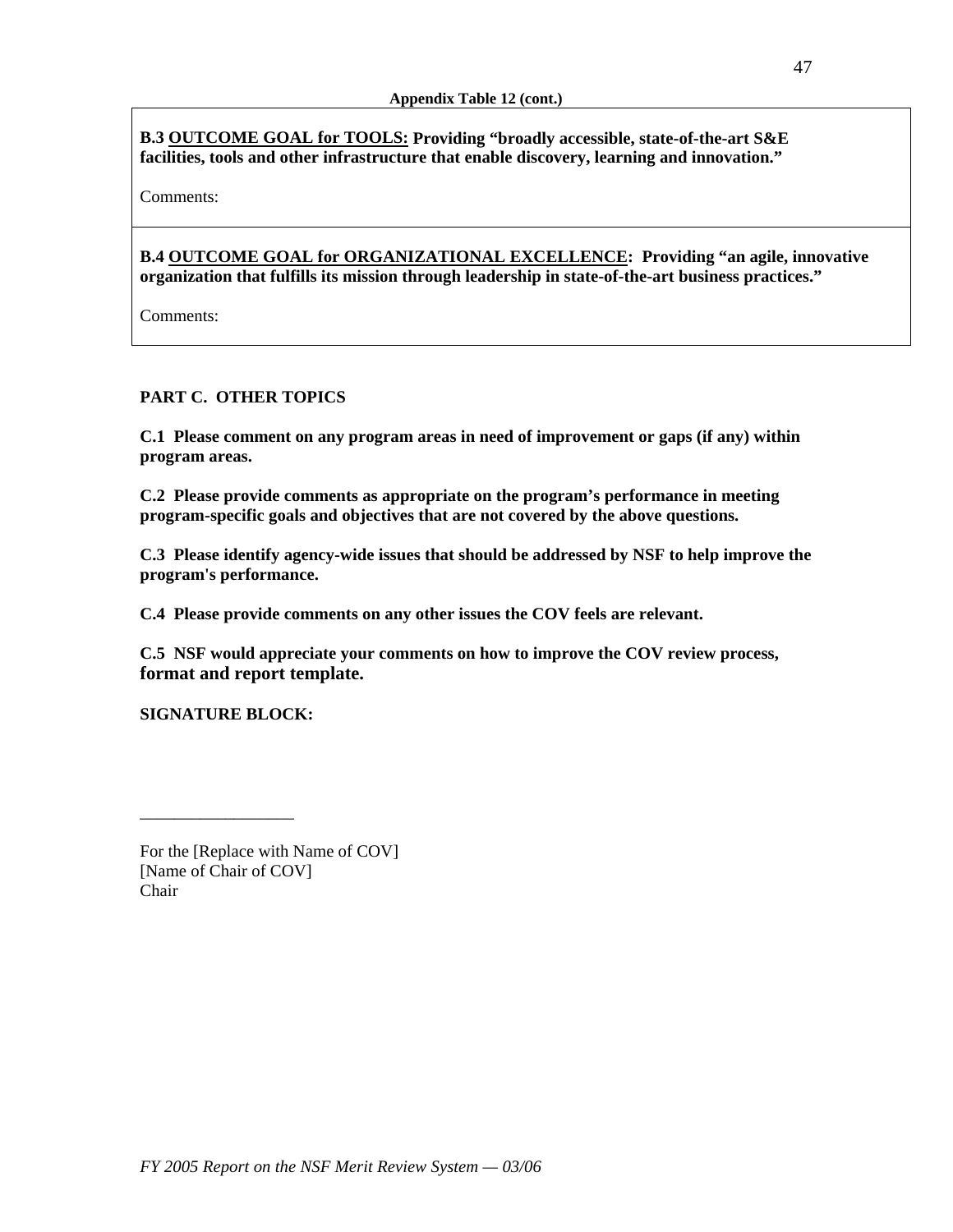**Appendix Table 12 (cont.)**

| |
|---|
| **B.3 <u>OUTCOME GOAL for TOOLS:</u> Providing "broadly accessible, state-of-the-art S&E facilities, tools and other infrastructure that enable discovery, learning and innovation."**<br><br>Comments: |
| **B.4 <u>OUTCOME GOAL for ORGANIZATIONAL EXCELLENCE</u>: Providing "an agile, innovative organization that fulfills its mission through leadership in state-of-the-art business practices."**<br><br>Comments: |

**PART C. OTHER TOPICS**

**C.1 Please comment on any program areas in need of improvement or gaps (if any) within program areas.**

**C.2 Please provide comments as appropriate on the program's performance in meeting program-specific goals and objectives that are not covered by the above questions.**

**C.3 Please identify agency-wide issues that should be addressed by NSF to help improve the program's performance.**

**C.4 Please provide comments on any other issues the COV feels are relevant.**

**C.5 NSF would appreciate your comments on how to improve the COV review process, format and report template.**

**SIGNATURE BLOCK:**

__________________

For the [Replace with Name of COV]
[Name of Chair of COV]
Chair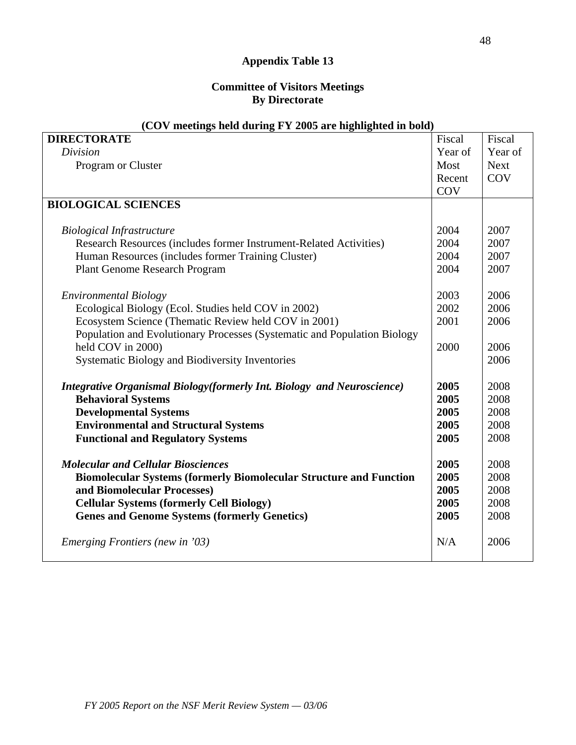**Appendix Table 13**

**Committee of Visitors Meetings**
**By Directorate**

**(COV meetings held during FY 2005 are highlighted in bold)**

| **DIRECTORATE**<br>*Division*<br>Program or Cluster | Fiscal Year of Most Recent COV | Fiscal Year of Next COV |
|---|---|---|
| **BIOLOGICAL SCIENCES** | | |
| *Biological Infrastructure* | 2004 | 2007 |
| Research Resources (includes former Instrument-Related Activities) | 2004 | 2007 |
| Human Resources (includes former Training Cluster) | 2004 | 2007 |
| Plant Genome Research Program | 2004 | 2007 |
| *Environmental Biology* | 2003 | 2006 |
| Ecological Biology (Ecol. Studies held COV in 2002) | 2002 | 2006 |
| Ecosystem Science (Thematic Review held COV in 2001) | 2001 | 2006 |
| Population and Evolutionary Processes (Systematic and Population Biology held COV in 2000) | 2000 | 2006 |
| Systematic Biology and Biodiversity Inventories | | 2006 |
| ***Integrative Organismal Biology(formerly Int. Biology and Neuroscience)*** | **2005** | 2008 |
| **Behavioral Systems** | **2005** | 2008 |
| **Developmental Systems** | **2005** | 2008 |
| **Environmental and Structural Systems** | **2005** | 2008 |
| **Functional and Regulatory Systems** | **2005** | 2008 |
| ***Molecular and Cellular Biosciences*** | **2005** | 2008 |
| **Biomolecular Systems (formerly Biomolecular Structure and Function** | **2005** | 2008 |
| **and Biomolecular Processes)** | **2005** | 2008 |
| **Cellular Systems (formerly Cell Biology)** | **2005** | 2008 |
| **Genes and Genome Systems (formerly Genetics)** | **2005** | 2008 |
| *Emerging Frontiers (new in '03)* | N/A | 2006 |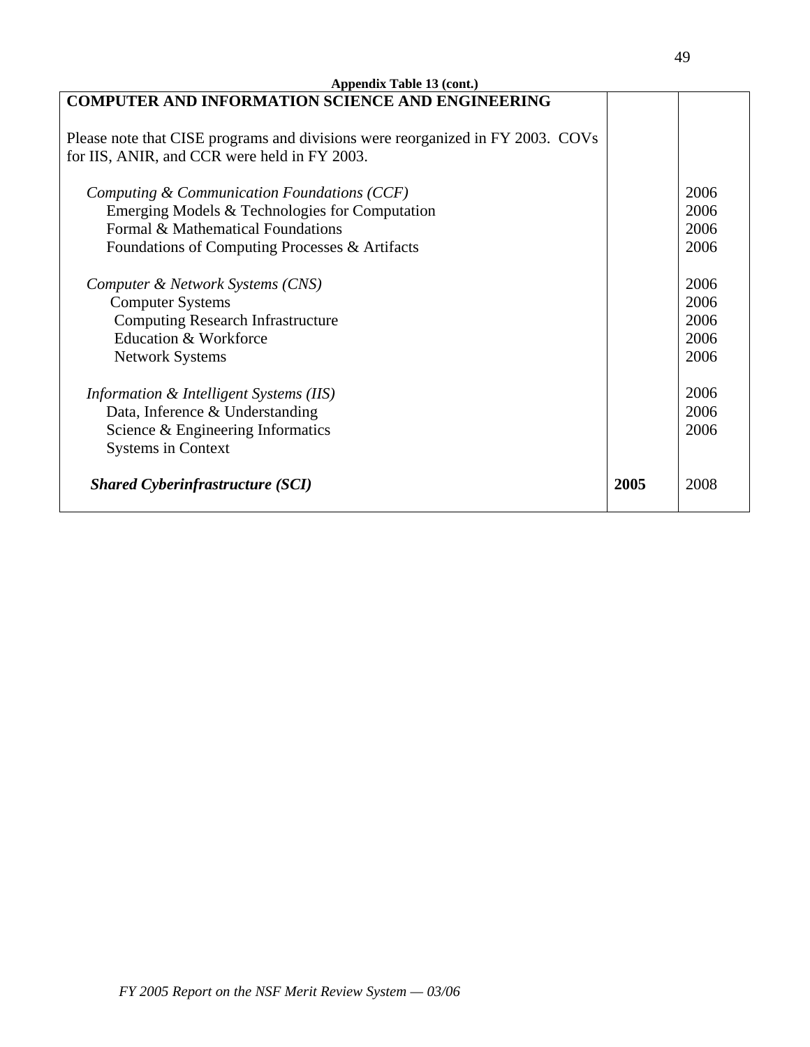**Appendix Table 13 (cont.)**

| **COMPUTER AND INFORMATION SCIENCE AND ENGINEERING** | | |
|---|---|---|
| Please note that CISE programs and divisions were reorganized in FY 2003. COVs for IIS, ANIR, and CCR were held in FY 2003. | | |
| *Computing & Communication Foundations (CCF)* | | 2006 |
| Emerging Models & Technologies for Computation | | 2006 |
| Formal & Mathematical Foundations | | 2006 |
| Foundations of Computing Processes & Artifacts | | 2006 |
| *Computer & Network Systems (CNS)* | | 2006 |
| Computer Systems | | 2006 |
| Computing Research Infrastructure | | 2006 |
| Education & Workforce | | 2006 |
| Network Systems | | 2006 |
| *Information & Intelligent Systems (IIS)* | | 2006 |
| Data, Inference & Understanding | | 2006 |
| Science & Engineering Informatics | | 2006 |
| Systems in Context | | |
| ***Shared Cyberinfrastructure (SCI)*** | **2005** | 2008 |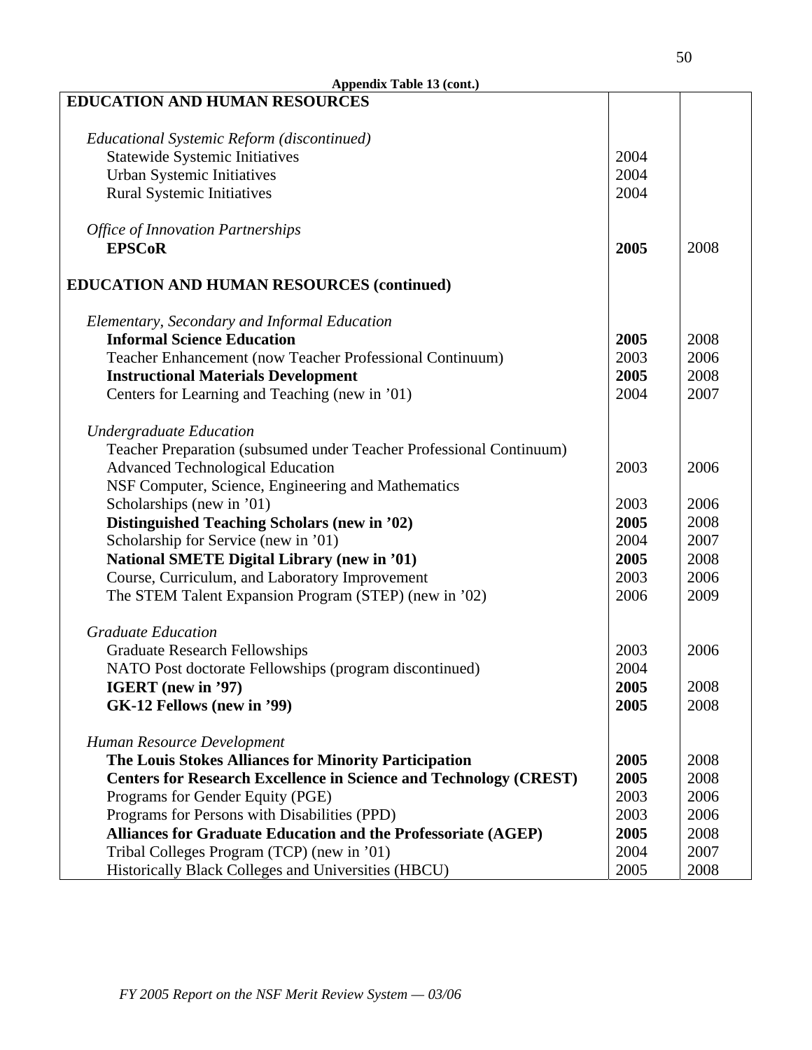**Appendix Table 13 (cont.)**

| **EDUCATION AND HUMAN RESOURCES** | | |
|---|---|---|
| *Educational Systemic Reform (discontinued)* | | |
| Statewide Systemic Initiatives | 2004 | |
| Urban Systemic Initiatives | 2004 | |
| Rural Systemic Initiatives | 2004 | |
| *Office of Innovation Partnerships* | | |
| **EPSCoR** | **2005** | 2008 |
| **EDUCATION AND HUMAN RESOURCES (continued)** | | |
| *Elementary, Secondary and Informal Education* | | |
| **Informal Science Education** | **2005** | 2008 |
| Teacher Enhancement (now Teacher Professional Continuum) | 2003 | 2006 |
| **Instructional Materials Development** | **2005** | 2008 |
| Centers for Learning and Teaching (new in '01) | 2004 | 2007 |
| *Undergraduate Education* | | |
| Teacher Preparation (subsumed under Teacher Professional Continuum) | | |
| Advanced Technological Education | 2003 | 2006 |
| NSF Computer, Science, Engineering and Mathematics Scholarships (new in '01) | 2003 | 2006 |
| **Distinguished Teaching Scholars (new in '02)** | **2005** | 2008 |
| Scholarship for Service (new in '01) | 2004 | 2007 |
| **National SMETE Digital Library (new in '01)** | **2005** | 2008 |
| Course, Curriculum, and Laboratory Improvement | 2003 | 2006 |
| The STEM Talent Expansion Program (STEP) (new in '02) | 2006 | 2009 |
| *Graduate Education* | | |
| Graduate Research Fellowships | 2003 | 2006 |
| NATO Post doctorate Fellowships (program discontinued) | 2004 | |
| **IGERT (new in '97)** | **2005** | 2008 |
| **GK-12 Fellows (new in '99)** | **2005** | 2008 |
| *Human Resource Development* | | |
| **The Louis Stokes Alliances for Minority Participation** | **2005** | 2008 |
| **Centers for Research Excellence in Science and Technology (CREST)** | **2005** | 2008 |
| Programs for Gender Equity (PGE) | 2003 | 2006 |
| Programs for Persons with Disabilities (PPD) | 2003 | 2006 |
| **Alliances for Graduate Education and the Professoriate (AGEP)** | **2005** | 2008 |
| Tribal Colleges Program (TCP) (new in '01) | 2004 | 2007 |
| Historically Black Colleges and Universities (HBCU) | 2005 | 2008 |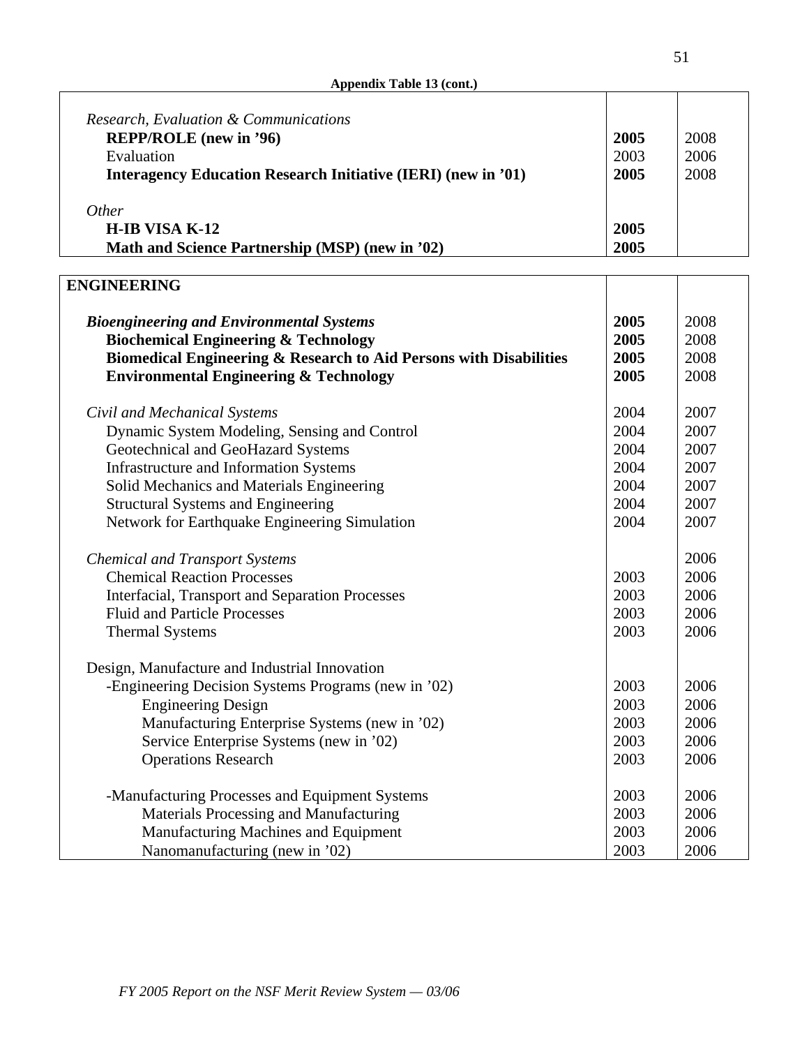**Appendix Table 13 (cont.)**

| | | |
|---|---|---|
| *Research, Evaluation & Communications* | | |
| **REPP/ROLE (new in '96)** | **2005** | 2008 |
| Evaluation | 2003 | 2006 |
| **Interagency Education Research Initiative (IERI) (new in '01)** | **2005** | 2008 |
| *Other* | | |
| **H-IB VISA K-12** | **2005** | |
| **Math and Science Partnership (MSP) (new in '02)** | **2005** | |

| | | |
|---|---|---|
| **ENGINEERING** | | |
| ***Bioengineering and Environmental Systems*** | **2005** | 2008 |
| **Biochemical Engineering & Technology** | **2005** | 2008 |
| **Biomedical Engineering & Research to Aid Persons with Disabilities** | **2005** | 2008 |
| **Environmental Engineering & Technology** | **2005** | 2008 |
| *Civil and Mechanical Systems* | 2004 | 2007 |
| Dynamic System Modeling, Sensing and Control | 2004 | 2007 |
| Geotechnical and GeoHazard Systems | 2004 | 2007 |
| Infrastructure and Information Systems | 2004 | 2007 |
| Solid Mechanics and Materials Engineering | 2004 | 2007 |
| Structural Systems and Engineering | 2004 | 2007 |
| Network for Earthquake Engineering Simulation | 2004 | 2007 |
| *Chemical and Transport Systems* | | 2006 |
| Chemical Reaction Processes | 2003 | 2006 |
| Interfacial, Transport and Separation Processes | 2003 | 2006 |
| Fluid and Particle Processes | 2003 | 2006 |
| Thermal Systems | 2003 | 2006 |
| Design, Manufacture and Industrial Innovation | | |
| -Engineering Decision Systems Programs (new in '02) | 2003 | 2006 |
| Engineering Design | 2003 | 2006 |
| Manufacturing Enterprise Systems (new in '02) | 2003 | 2006 |
| Service Enterprise Systems (new in '02) | 2003 | 2006 |
| Operations Research | 2003 | 2006 |
| -Manufacturing Processes and Equipment Systems | 2003 | 2006 |
| Materials Processing and Manufacturing | 2003 | 2006 |
| Manufacturing Machines and Equipment | 2003 | 2006 |
| Nanomanufacturing (new in '02) | 2003 | 2006 |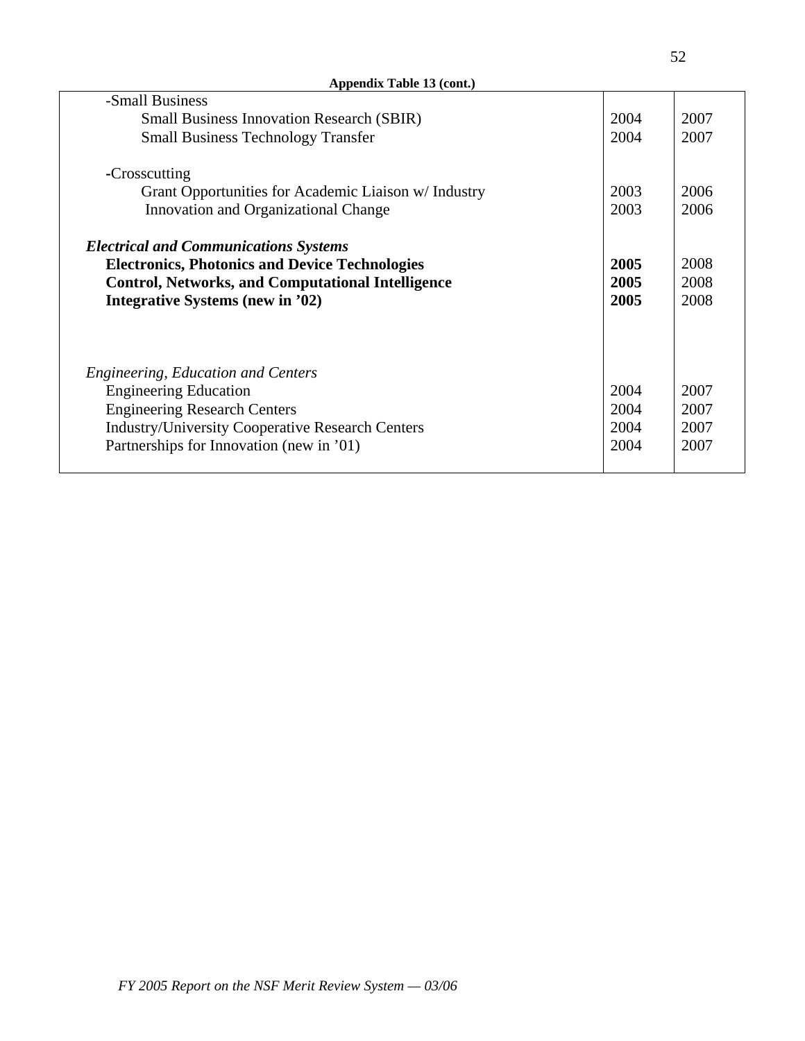**Appendix Table 13 (cont.)**

| | | |
|---|---|---|
| -Small Business | | |
| Small Business Innovation Research (SBIR) | 2004 | 2007 |
| Small Business Technology Transfer | 2004 | 2007 |
| | | |
| -Crosscutting | | |
| Grant Opportunities for Academic Liaison w/ Industry | 2003 | 2006 |
| Innovation and Organizational Change | 2003 | 2006 |
| | | |
| ***Electrical and Communications Systems*** | | |
| **Electronics, Photonics and Device Technologies** | **2005** | 2008 |
| **Control, Networks, and Computational Intelligence** | **2005** | 2008 |
| **Integrative Systems (new in '02)** | **2005** | 2008 |
| | | |
| *Engineering, Education and Centers* | | |
| Engineering Education | 2004 | 2007 |
| Engineering Research Centers | 2004 | 2007 |
| Industry/University Cooperative Research Centers | 2004 | 2007 |
| Partnerships for Innovation (new in '01) | 2004 | 2007 |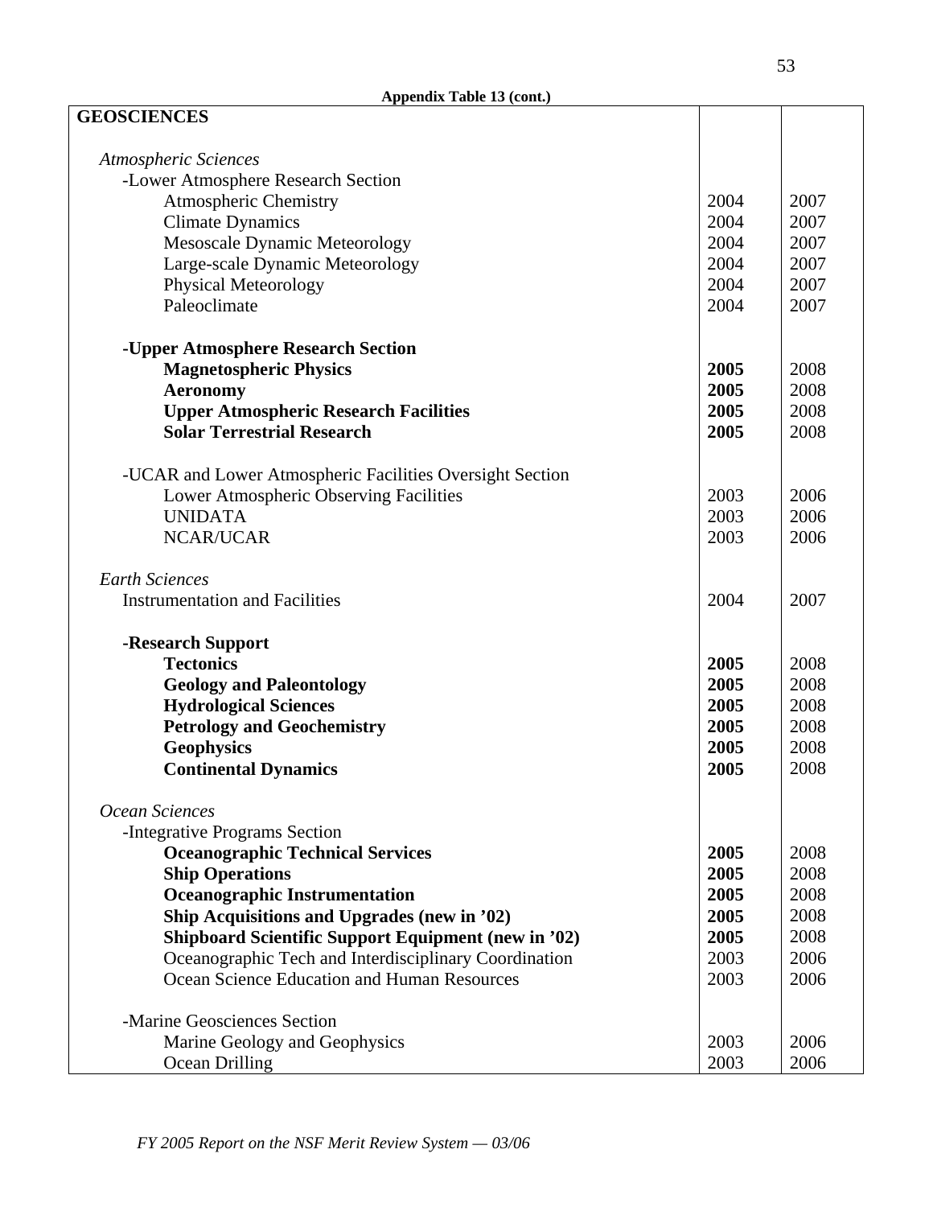**Appendix Table 13 (cont.)**

| **GEOSCIENCES** | | |
|---|---|---|
| | | |
| *Atmospheric Sciences* | | |
| -Lower Atmosphere Research Section | | |
| Atmospheric Chemistry | 2004 | 2007 |
| Climate Dynamics | 2004 | 2007 |
| Mesoscale Dynamic Meteorology | 2004 | 2007 |
| Large-scale Dynamic Meteorology | 2004 | 2007 |
| Physical Meteorology | 2004 | 2007 |
| Paleoclimate | 2004 | 2007 |
| | | |
| **-Upper Atmosphere Research Section** | | |
| **Magnetospheric Physics** | **2005** | 2008 |
| **Aeronomy** | **2005** | 2008 |
| **Upper Atmospheric Research Facilities** | **2005** | 2008 |
| **Solar Terrestrial Research** | **2005** | 2008 |
| | | |
| -UCAR and Lower Atmospheric Facilities Oversight Section | | |
| Lower Atmospheric Observing Facilities | 2003 | 2006 |
| UNIDATA | 2003 | 2006 |
| NCAR/UCAR | 2003 | 2006 |
| | | |
| *Earth Sciences* | | |
| Instrumentation and Facilities | 2004 | 2007 |
| | | |
| **-Research Support** | | |
| **Tectonics** | **2005** | 2008 |
| **Geology and Paleontology** | **2005** | 2008 |
| **Hydrological Sciences** | **2005** | 2008 |
| **Petrology and Geochemistry** | **2005** | 2008 |
| **Geophysics** | **2005** | 2008 |
| **Continental Dynamics** | **2005** | 2008 |
| | | |
| *Ocean Sciences* | | |
| -Integrative Programs Section | | |
| **Oceanographic Technical Services** | **2005** | 2008 |
| **Ship Operations** | **2005** | 2008 |
| **Oceanographic Instrumentation** | **2005** | 2008 |
| **Ship Acquisitions and Upgrades (new in '02)** | **2005** | 2008 |
| **Shipboard Scientific Support Equipment (new in '02)** | **2005** | 2008 |
| Oceanographic Tech and Interdisciplinary Coordination | 2003 | 2006 |
| Ocean Science Education and Human Resources | 2003 | 2006 |
| | | |
| -Marine Geosciences Section | | |
| Marine Geology and Geophysics | 2003 | 2006 |
| Ocean Drilling | 2003 | 2006 |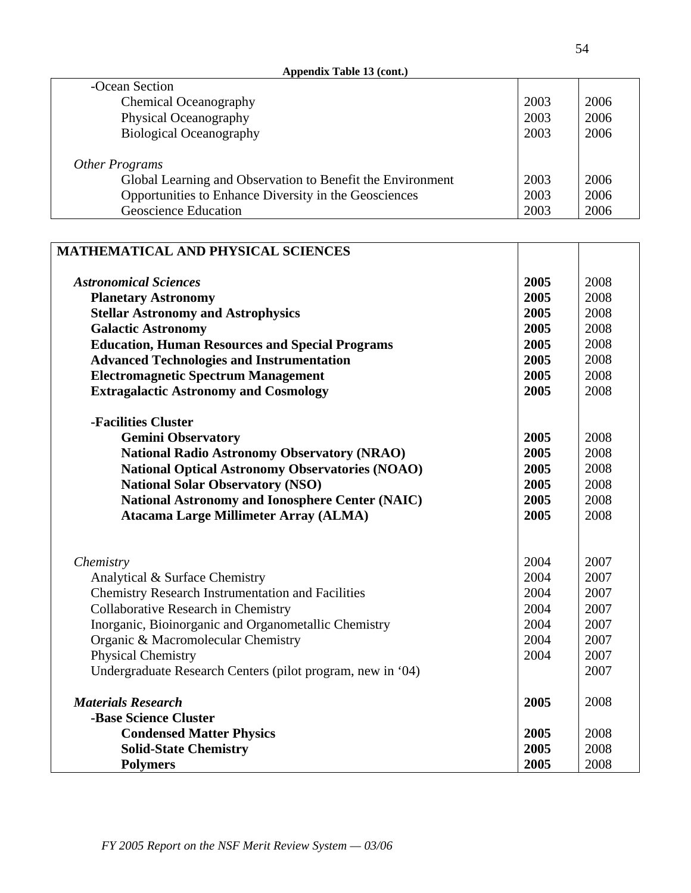**Appendix Table 13 (cont.)**

| | | |
|---|---|---|
| -Ocean Section | | |
| Chemical Oceanography | 2003 | 2006 |
| Physical Oceanography | 2003 | 2006 |
| Biological Oceanography | 2003 | 2006 |
| | | |
| *Other Programs* | | |
| Global Learning and Observation to Benefit the Environment | 2003 | 2006 |
| Opportunities to Enhance Diversity in the Geosciences | 2003 | 2006 |
| Geoscience Education | 2003 | 2006 |

| | | |
|---|---|---|
| **MATHEMATICAL AND PHYSICAL SCIENCES** | | |
| | | |
| ***Astronomical Sciences*** | **2005** | 2008 |
| **Planetary Astronomy** | **2005** | 2008 |
| **Stellar Astronomy and Astrophysics** | **2005** | 2008 |
| **Galactic Astronomy** | **2005** | 2008 |
| **Education, Human Resources and Special Programs** | **2005** | 2008 |
| **Advanced Technologies and Instrumentation** | **2005** | 2008 |
| **Electromagnetic Spectrum Management** | **2005** | 2008 |
| **Extragalactic Astronomy and Cosmology** | **2005** | 2008 |
| | | |
| **-Facilities Cluster** | | |
| **Gemini Observatory** | **2005** | 2008 |
| **National Radio Astronomy Observatory (NRAO)** | **2005** | 2008 |
| **National Optical Astronomy Observatories (NOAO)** | **2005** | 2008 |
| **National Solar Observatory (NSO)** | **2005** | 2008 |
| **National Astronomy and Ionosphere Center (NAIC)** | **2005** | 2008 |
| **Atacama Large Millimeter Array (ALMA)** | **2005** | 2008 |
| | | |
| *Chemistry* | 2004 | 2007 |
| Analytical & Surface Chemistry | 2004 | 2007 |
| Chemistry Research Instrumentation and Facilities | 2004 | 2007 |
| Collaborative Research in Chemistry | 2004 | 2007 |
| Inorganic, Bioinorganic and Organometallic Chemistry | 2004 | 2007 |
| Organic & Macromolecular Chemistry | 2004 | 2007 |
| Physical Chemistry | 2004 | 2007 |
| Undergraduate Research Centers (pilot program, new in '04) | | 2007 |
| | | |
| ***Materials Research*** | **2005** | 2008 |
| **-Base Science Cluster** | | |
| **Condensed Matter Physics** | **2005** | 2008 |
| **Solid-State Chemistry** | **2005** | 2008 |
| **Polymers** | **2005** | 2008 |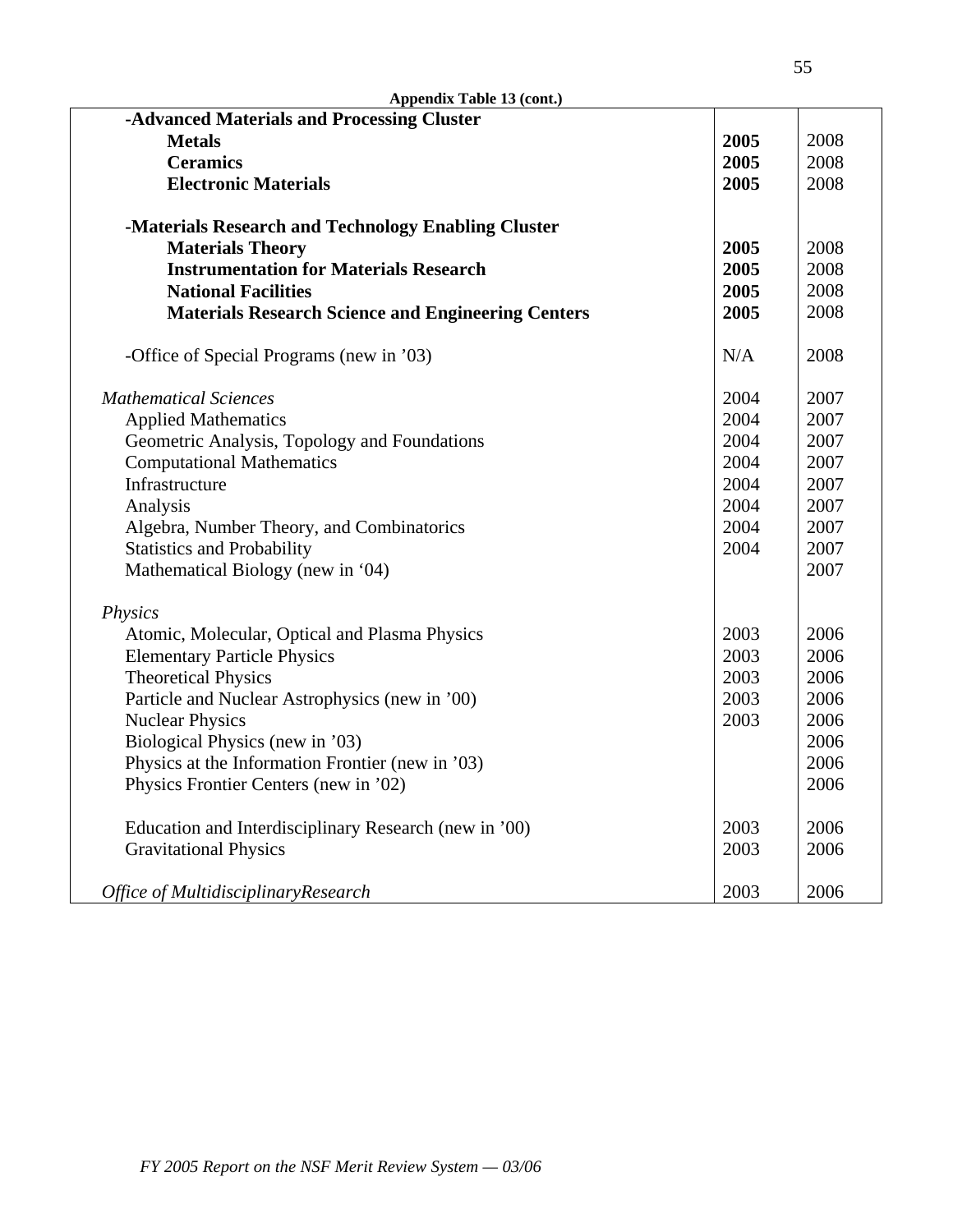**Appendix Table 13 (cont.)**

| | | |
|---|---|---|
| **-Advanced Materials and Processing Cluster** | | |
| **Metals** | **2005** | 2008 |
| **Ceramics** | **2005** | 2008 |
| **Electronic Materials** | **2005** | 2008 |
| | | |
| **-Materials Research and Technology Enabling Cluster** | | |
| **Materials Theory** | **2005** | 2008 |
| **Instrumentation for Materials Research** | **2005** | 2008 |
| **National Facilities** | **2005** | 2008 |
| **Materials Research Science and Engineering Centers** | **2005** | 2008 |
| | | |
| -Office of Special Programs (new in '03) | N/A | 2008 |
| | | |
| *Mathematical Sciences* | 2004 | 2007 |
| Applied Mathematics | 2004 | 2007 |
| Geometric Analysis, Topology and Foundations | 2004 | 2007 |
| Computational Mathematics | 2004 | 2007 |
| Infrastructure | 2004 | 2007 |
| Analysis | 2004 | 2007 |
| Algebra, Number Theory, and Combinatorics | 2004 | 2007 |
| Statistics and Probability | 2004 | 2007 |
| Mathematical Biology (new in '04) | | 2007 |
| | | |
| *Physics* | | |
| Atomic, Molecular, Optical and Plasma Physics | 2003 | 2006 |
| Elementary Particle Physics | 2003 | 2006 |
| Theoretical Physics | 2003 | 2006 |
| Particle and Nuclear Astrophysics (new in '00) | 2003 | 2006 |
| Nuclear Physics | 2003 | 2006 |
| Biological Physics (new in '03) | | 2006 |
| Physics at the Information Frontier (new in '03) | | 2006 |
| Physics Frontier Centers (new in '02) | | 2006 |
| | | |
| Education and Interdisciplinary Research (new in '00) | 2003 | 2006 |
| Gravitational Physics | 2003 | 2006 |
| | | |
| *Office of MultidisciplinaryResearch* | 2003 | 2006 |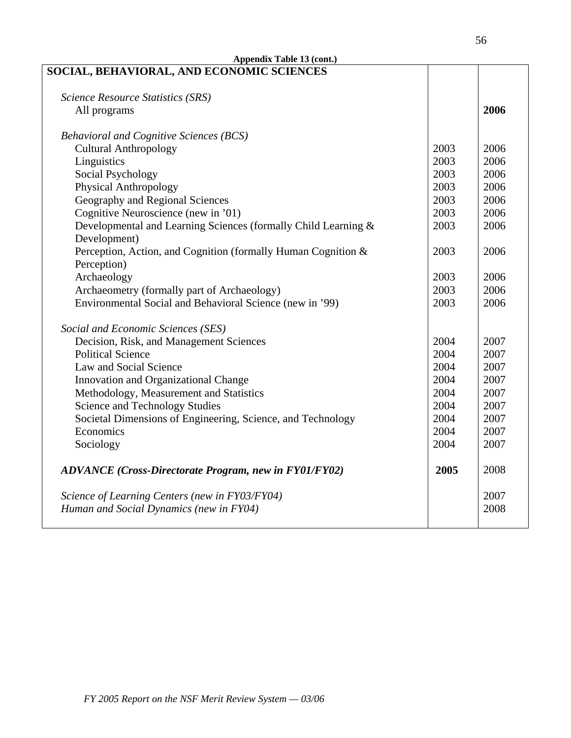**Appendix Table 13 (cont.)**

| **SOCIAL, BEHAVIORAL, AND ECONOMIC SCIENCES** | | |
| --- | --- | --- |
| *Science Resource Statistics (SRS)* | | |
| All programs | | **2006** |
| *Behavioral and Cognitive Sciences (BCS)* | | |
| Cultural Anthropology | 2003 | 2006 |
| Linguistics | 2003 | 2006 |
| Social Psychology | 2003 | 2006 |
| Physical Anthropology | 2003 | 2006 |
| Geography and Regional Sciences | 2003 | 2006 |
| Cognitive Neuroscience (new in ’01) | 2003 | 2006 |
| Developmental and Learning Sciences (formally Child Learning & Development) | 2003 | 2006 |
| Perception, Action, and Cognition (formally Human Cognition & Perception) | 2003 | 2006 |
| Archaeology | 2003 | 2006 |
| Archaeometry (formally part of Archaeology) | 2003 | 2006 |
| Environmental Social and Behavioral Science (new in ’99) | 2003 | 2006 |
| *Social and Economic Sciences (SES)* | | |
| Decision, Risk, and Management Sciences | 2004 | 2007 |
| Political Science | 2004 | 2007 |
| Law and Social Science | 2004 | 2007 |
| Innovation and Organizational Change | 2004 | 2007 |
| Methodology, Measurement and Statistics | 2004 | 2007 |
| Science and Technology Studies | 2004 | 2007 |
| Societal Dimensions of Engineering, Science, and Technology | 2004 | 2007 |
| Economics | 2004 | 2007 |
| Sociology | 2004 | 2007 |
| ***ADVANCE (Cross-Directorate Program, new in FY01/FY02)*** | **2005** | 2008 |
| *Science of Learning Centers (new in FY03/FY04)* | | 2007 |
| *Human and Social Dynamics (new in FY04)* | | 2008 |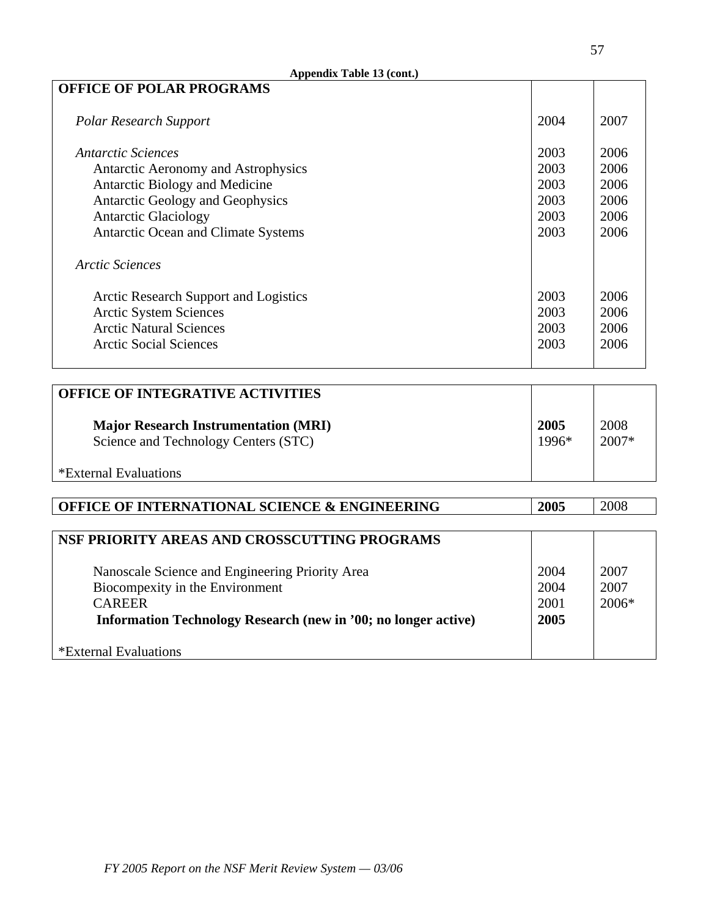**Appendix Table 13 (cont.)**

| **OFFICE OF POLAR PROGRAMS** | | |
|---|---|---|
| *Polar Research Support* | 2004 | 2007 |
| *Antarctic Sciences* | 2003 | 2006 |
| Antarctic Aeronomy and Astrophysics | 2003 | 2006 |
| Antarctic Biology and Medicine | 2003 | 2006 |
| Antarctic Geology and Geophysics | 2003 | 2006 |
| Antarctic Glaciology | 2003 | 2006 |
| Antarctic Ocean and Climate Systems | 2003 | 2006 |
| *Arctic Sciences* | | |
| Arctic Research Support and Logistics | 2003 | 2006 |
| Arctic System Sciences | 2003 | 2006 |
| Arctic Natural Sciences | 2003 | 2006 |
| Arctic Social Sciences | 2003 | 2006 |

| **OFFICE OF INTEGRATIVE ACTIVITIES** | | |
|---|---|---|
| **Major Research Instrumentation (MRI)** | **2005** | 2008 |
| Science and Technology Centers (STC) | 1996* | 2007* |
| *External Evaluations | | |

| **OFFICE OF INTERNATIONAL SCIENCE & ENGINEERING** | **2005** | 2008 |
|---|---|---|

| **NSF PRIORITY AREAS AND CROSSCUTTING PROGRAMS** | | |
|---|---|---|
| Nanoscale Science and Engineering Priority Area | 2004 | 2007 |
| Biocompexity in the Environment | 2004 | 2007 |
| CAREER | 2001 | 2006* |
| **Information Technology Research (new in '00; no longer active)** | **2005** | |
| *External Evaluations | | |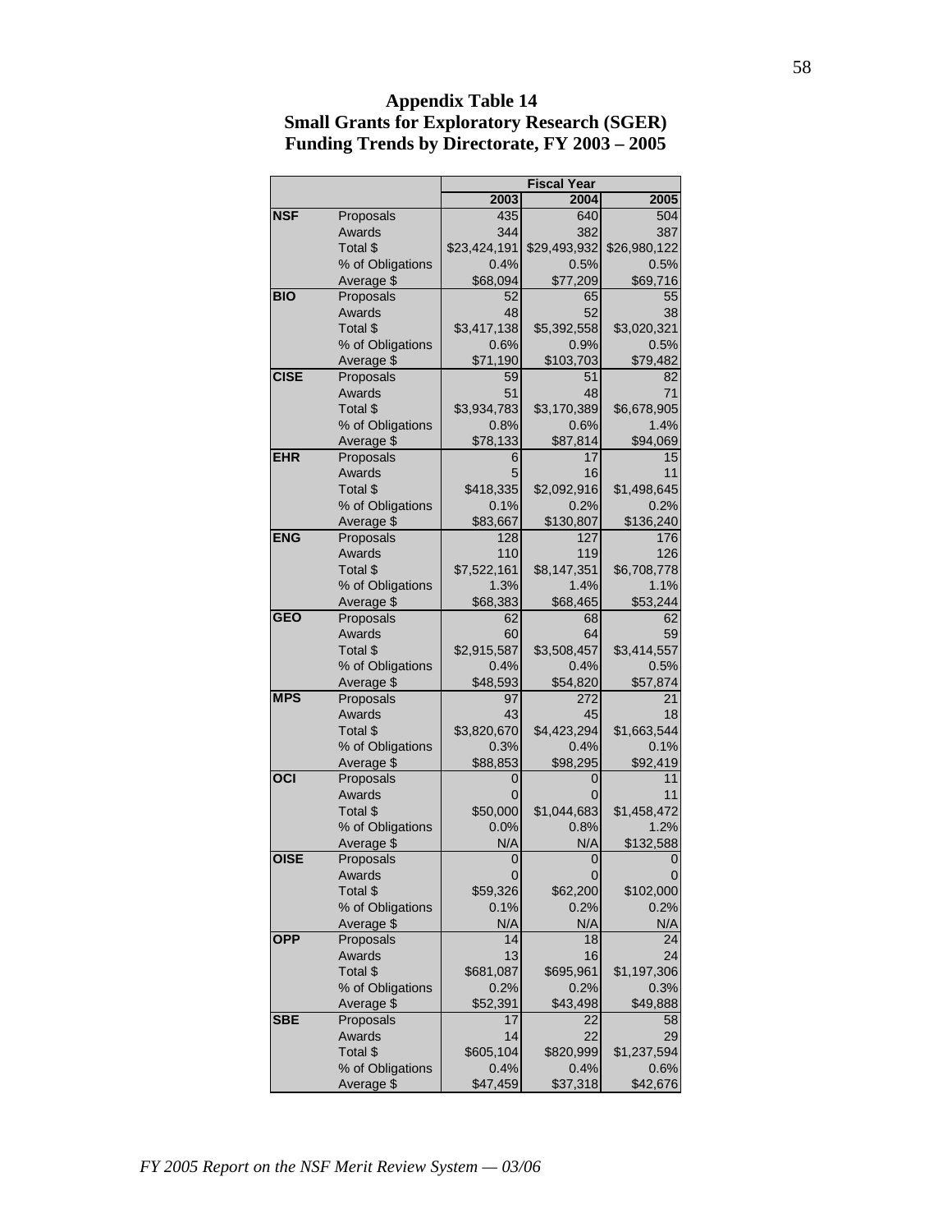# Appendix Table 14
## Small Grants for Exploratory Research (SGER) Funding Trends by Directorate, FY 2003 – 2005

| | | Fiscal Year | | |
|---|---|---|---|---|
| | | 2003 | 2004 | 2005 |
| **NSF** | Proposals | 435 | 640 | 504 |
| | Awards | 344 | 382 | 387 |
| | Total $ | $23,424,191 | $29,493,932 | $26,980,122 |
| | % of Obligations | 0.4% | 0.5% | 0.5% |
| | Average $ | $68,094 | $77,209 | $69,716 |
| **BIO** | Proposals | 52 | 65 | 55 |
| | Awards | 48 | 52 | 38 |
| | Total $ | $3,417,138 | $5,392,558 | $3,020,321 |
| | % of Obligations | 0.6% | 0.9% | 0.5% |
| | Average $ | $71,190 | $103,703 | $79,482 |
| **CISE** | Proposals | 59 | 51 | 82 |
| | Awards | 51 | 48 | 71 |
| | Total $ | $3,934,783 | $3,170,389 | $6,678,905 |
| | % of Obligations | 0.8% | 0.6% | 1.4% |
| | Average $ | $78,133 | $87,814 | $94,069 |
| **EHR** | Proposals | 6 | 17 | 15 |
| | Awards | 5 | 16 | 11 |
| | Total $ | $418,335 | $2,092,916 | $1,498,645 |
| | % of Obligations | 0.1% | 0.2% | 0.2% |
| | Average $ | $83,667 | $130,807 | $136,240 |
| **ENG** | Proposals | 128 | 127 | 176 |
| | Awards | 110 | 119 | 126 |
| | Total $ | $7,522,161 | $8,147,351 | $6,708,778 |
| | % of Obligations | 1.3% | 1.4% | 1.1% |
| | Average $ | $68,383 | $68,465 | $53,244 |
| **GEO** | Proposals | 62 | 68 | 62 |
| | Awards | 60 | 64 | 59 |
| | Total $ | $2,915,587 | $3,508,457 | $3,414,557 |
| | % of Obligations | 0.4% | 0.4% | 0.5% |
| | Average $ | $48,593 | $54,820 | $57,874 |
| **MPS** | Proposals | 97 | 272 | 21 |
| | Awards | 43 | 45 | 18 |
| | Total $ | $3,820,670 | $4,423,294 | $1,663,544 |
| | % of Obligations | 0.3% | 0.4% | 0.1% |
| | Average $ | $88,853 | $98,295 | $92,419 |
| **OCI** | Proposals | 0 | 0 | 11 |
| | Awards | 0 | 0 | 11 |
| | Total $ | $50,000 | $1,044,683 | $1,458,472 |
| | % of Obligations | 0.0% | 0.8% | 1.2% |
| | Average $ | N/A | N/A | $132,588 |
| **OISE** | Proposals | 0 | 0 | 0 |
| | Awards | 0 | 0 | 0 |
| | Total $ | $59,326 | $62,200 | $102,000 |
| | % of Obligations | 0.1% | 0.2% | 0.2% |
| | Average $ | N/A | N/A | N/A |
| **OPP** | Proposals | 14 | 18 | 24 |
| | Awards | 13 | 16 | 24 |
| | Total $ | $681,087 | $695,961 | $1,197,306 |
| | % of Obligations | 0.2% | 0.2% | 0.3% |
| | Average $ | $52,391 | $43,498 | $49,888 |
| **SBE** | Proposals | 17 | 22 | 58 |
| | Awards | 14 | 22 | 29 |
| | Total $ | $605,104 | $820,999 | $1,237,594 |
| | % of Obligations | 0.4% | 0.4% | 0.6% |
| | Average $ | $47,459 | $37,318 | $42,676 |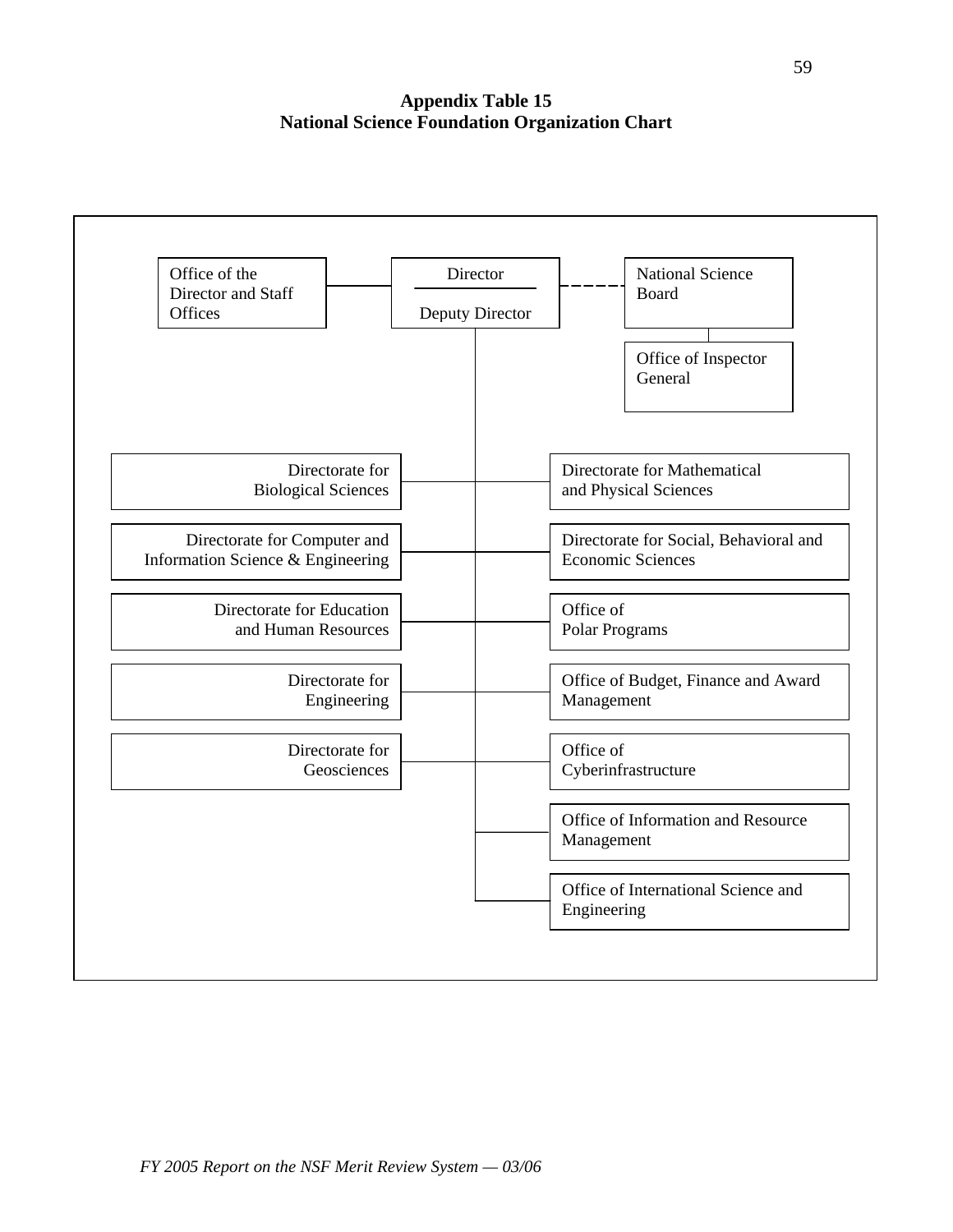**Appendix Table 15**
**National Science Foundation Organization Chart**

- Director / Deputy Director
  - Office of the Director and Staff Offices
  - National Science Board (dashed line)
    - Office of Inspector General
  - Directorate for Biological Sciences
  - Directorate for Computer and Information Science & Engineering
  - Directorate for Education and Human Resources
  - Directorate for Engineering
  - Directorate for Geosciences
  - Directorate for Mathematical and Physical Sciences
  - Directorate for Social, Behavioral and Economic Sciences
  - Office of Polar Programs
  - Office of Budget, Finance and Award Management
  - Office of Cyberinfrastructure
  - Office of Information and Resource Management
  - Office of International Science and Engineering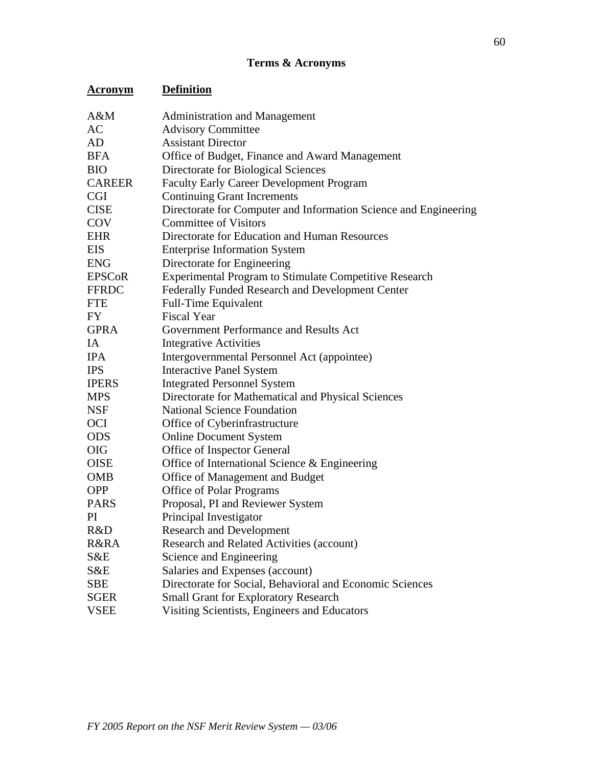# Terms & Acronyms

| **Acronym** | **Definition** |
|---|---|
| A&M | Administration and Management |
| AC | Advisory Committee |
| AD | Assistant Director |
| BFA | Office of Budget, Finance and Award Management |
| BIO | Directorate for Biological Sciences |
| CAREER | Faculty Early Career Development Program |
| CGI | Continuing Grant Increments |
| CISE | Directorate for Computer and Information Science and Engineering |
| COV | Committee of Visitors |
| EHR | Directorate for Education and Human Resources |
| EIS | Enterprise Information System |
| ENG | Directorate for Engineering |
| EPSCoR | Experimental Program to Stimulate Competitive Research |
| FFRDC | Federally Funded Research and Development Center |
| FTE | Full-Time Equivalent |
| FY | Fiscal Year |
| GPRA | Government Performance and Results Act |
| IA | Integrative Activities |
| IPA | Intergovernmental Personnel Act (appointee) |
| IPS | Interactive Panel System |
| IPERS | Integrated Personnel System |
| MPS | Directorate for Mathematical and Physical Sciences |
| NSF | National Science Foundation |
| OCI | Office of Cyberinfrastructure |
| ODS | Online Document System |
| OIG | Office of Inspector General |
| OISE | Office of International Science & Engineering |
| OMB | Office of Management and Budget |
| OPP | Office of Polar Programs |
| PARS | Proposal, PI and Reviewer System |
| PI | Principal Investigator |
| R&D | Research and Development |
| R&RA | Research and Related Activities (account) |
| S&E | Science and Engineering |
| S&E | Salaries and Expenses (account) |
| SBE | Directorate for Social, Behavioral and Economic Sciences |
| SGER | Small Grant for Exploratory Research |
| VSEE | Visiting Scientists, Engineers and Educators |